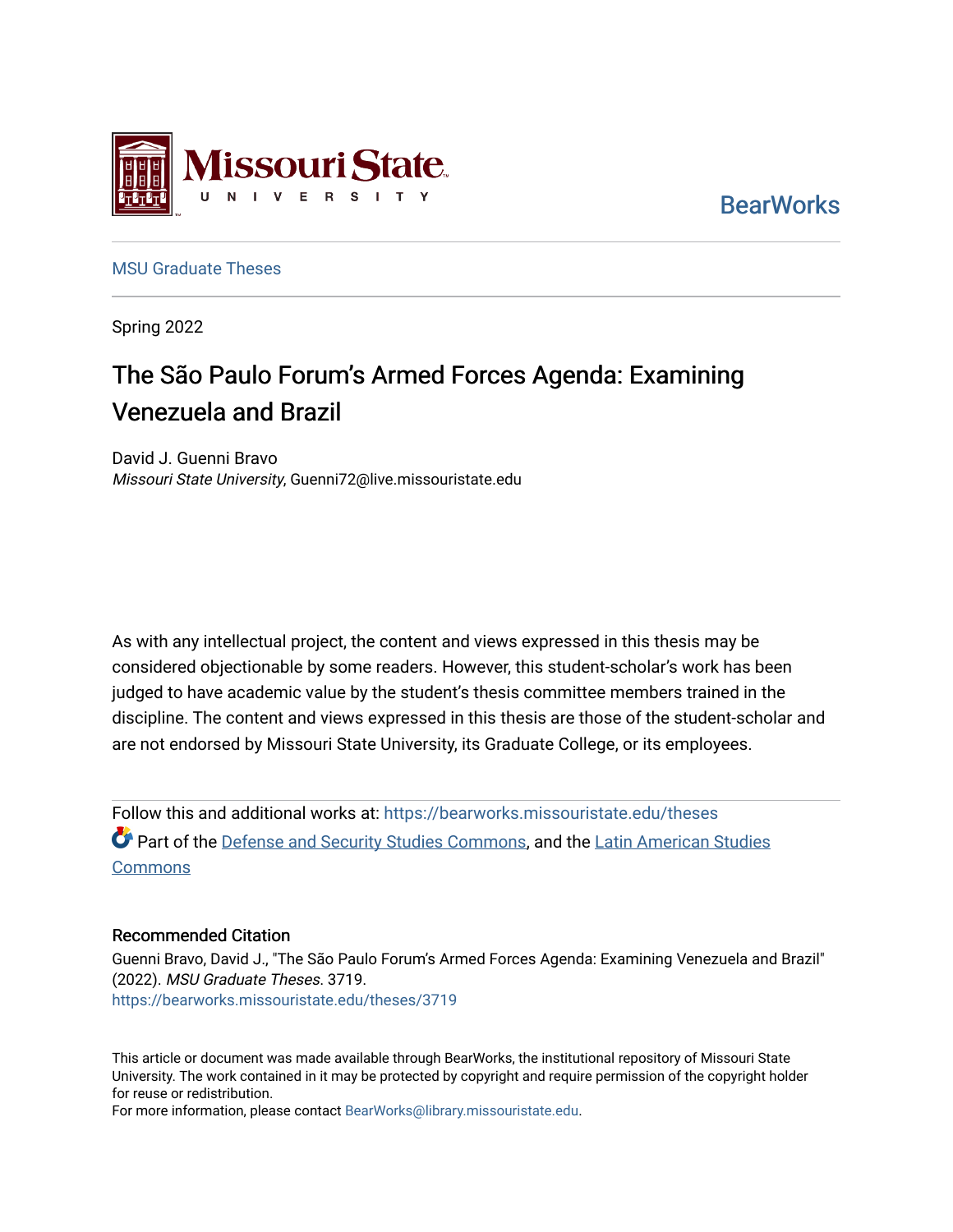Missouri State University

BearWorks

MSU Graduate Theses

Spring 2022

# The São Paulo Forum's Armed Forces Agenda: Examining Venezuela and Brazil

David J. Guenni Bravo
*Missouri State University*, Guenni72@live.missouristate.edu

As with any intellectual project, the content and views expressed in this thesis may be considered objectionable by some readers. However, this student-scholar's work has been judged to have academic value by the student's thesis committee members trained in the discipline. The content and views expressed in this thesis are those of the student-scholar and are not endorsed by Missouri State University, its Graduate College, or its employees.

Follow this and additional works at: https://bearworks.missouristate.edu/theses

Part of the Defense and Security Studies Commons, and the Latin American Studies Commons

## Recommended Citation

Guenni Bravo, David J., "The São Paulo Forum's Armed Forces Agenda: Examining Venezuela and Brazil" (2022). *MSU Graduate Theses*. 3719.
https://bearworks.missouristate.edu/theses/3719

This article or document was made available through BearWorks, the institutional repository of Missouri State University. The work contained in it may be protected by copyright and require permission of the copyright holder for reuse or redistribution.
For more information, please contact BearWorks@library.missouristate.edu.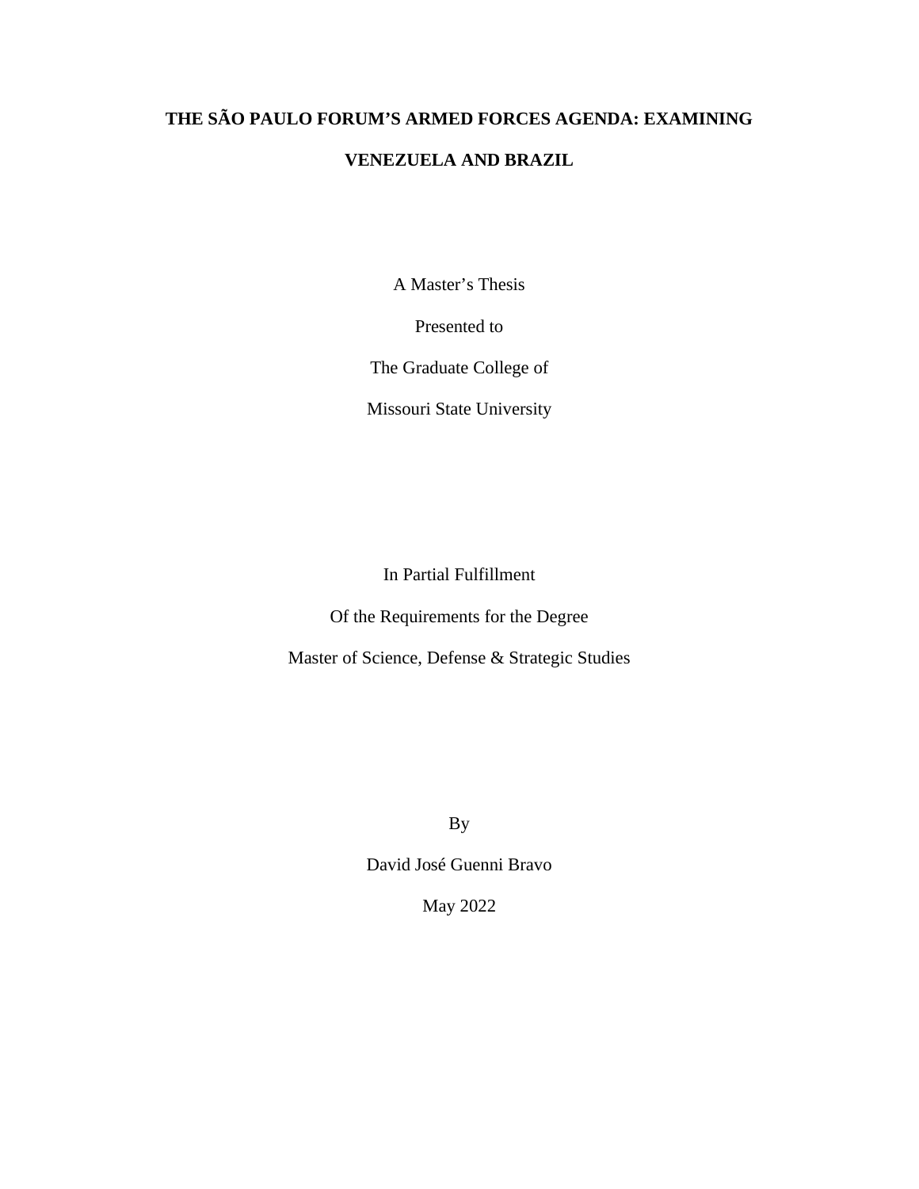# THE SÃO PAULO FORUM'S ARMED FORCES AGENDA: EXAMINING VENEZUELA AND BRAZIL

A Master's Thesis

Presented to

The Graduate College of

Missouri State University

In Partial Fulfillment

Of the Requirements for the Degree

Master of Science, Defense & Strategic Studies

By

David José Guenni Bravo

May 2022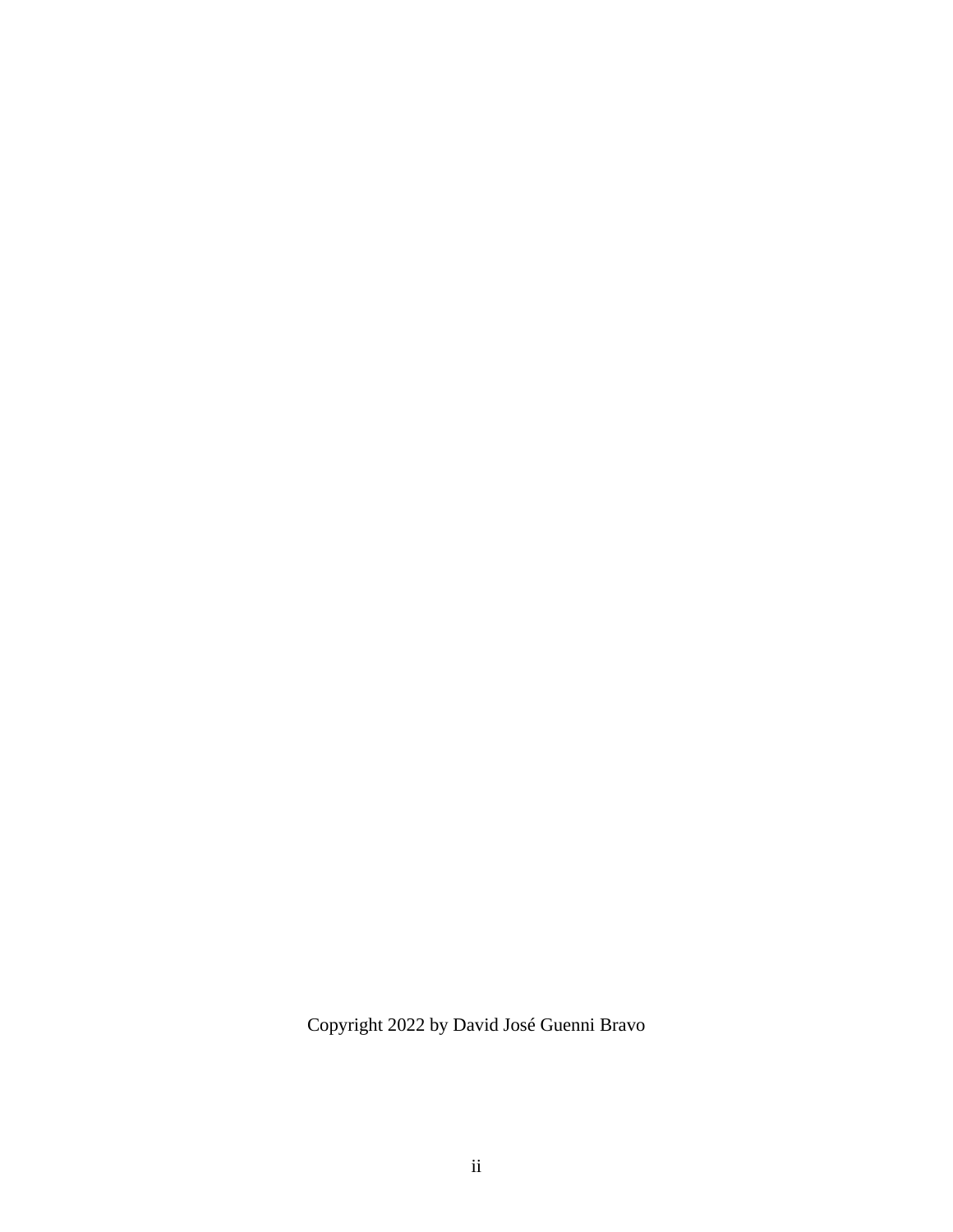Copyright 2022 by David José Guenni Bravo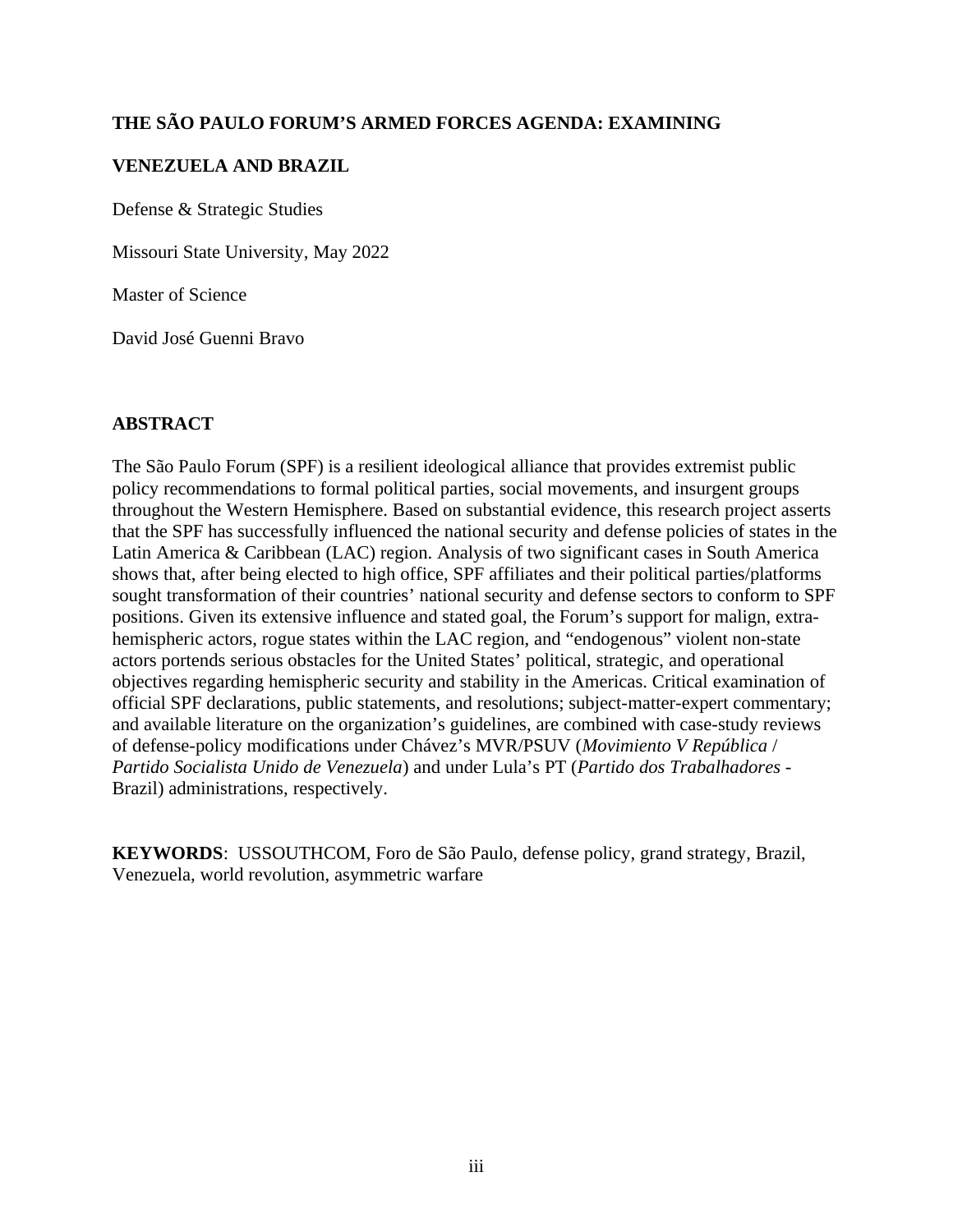**THE SÃO PAULO FORUM'S ARMED FORCES AGENDA: EXAMINING VENEZUELA AND BRAZIL**

Defense & Strategic Studies

Missouri State University, May 2022

Master of Science

David José Guenni Bravo

## ABSTRACT

The São Paulo Forum (SPF) is a resilient ideological alliance that provides extremist public policy recommendations to formal political parties, social movements, and insurgent groups throughout the Western Hemisphere. Based on substantial evidence, this research project asserts that the SPF has successfully influenced the national security and defense policies of states in the Latin America & Caribbean (LAC) region. Analysis of two significant cases in South America shows that, after being elected to high office, SPF affiliates and their political parties/platforms sought transformation of their countries' national security and defense sectors to conform to SPF positions. Given its extensive influence and stated goal, the Forum's support for malign, extra-hemispheric actors, rogue states within the LAC region, and "endogenous" violent non-state actors portends serious obstacles for the United States' political, strategic, and operational objectives regarding hemispheric security and stability in the Americas. Critical examination of official SPF declarations, public statements, and resolutions; subject-matter-expert commentary; and available literature on the organization's guidelines, are combined with case-study reviews of defense-policy modifications under Chávez's MVR/PSUV (*Movimiento V República* / *Partido Socialista Unido de Venezuela*) and under Lula's PT (*Partido dos Trabalhadores* - Brazil) administrations, respectively.

**KEYWORDS**: USSOUTHCOM, Foro de São Paulo, defense policy, grand strategy, Brazil, Venezuela, world revolution, asymmetric warfare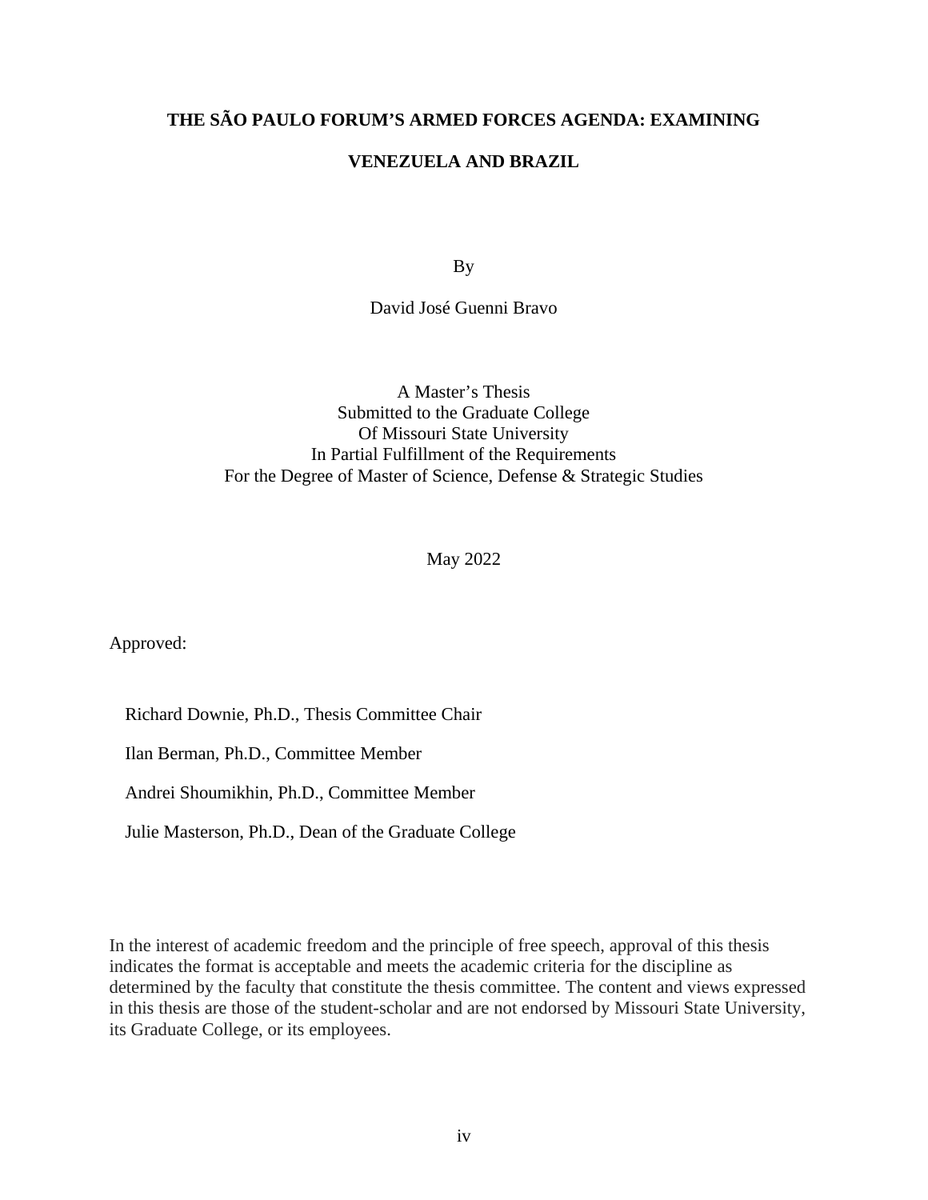**THE SÃO PAULO FORUM'S ARMED FORCES AGENDA: EXAMINING VENEZUELA AND BRAZIL**

By

David José Guenni Bravo

A Master's Thesis
Submitted to the Graduate College
Of Missouri State University
In Partial Fulfillment of the Requirements
For the Degree of Master of Science, Defense & Strategic Studies

May 2022

Approved:

Richard Downie, Ph.D., Thesis Committee Chair

Ilan Berman, Ph.D., Committee Member

Andrei Shoumikhin, Ph.D., Committee Member

Julie Masterson, Ph.D., Dean of the Graduate College

In the interest of academic freedom and the principle of free speech, approval of this thesis indicates the format is acceptable and meets the academic criteria for the discipline as determined by the faculty that constitute the thesis committee. The content and views expressed in this thesis are those of the student-scholar and are not endorsed by Missouri State University, its Graduate College, or its employees.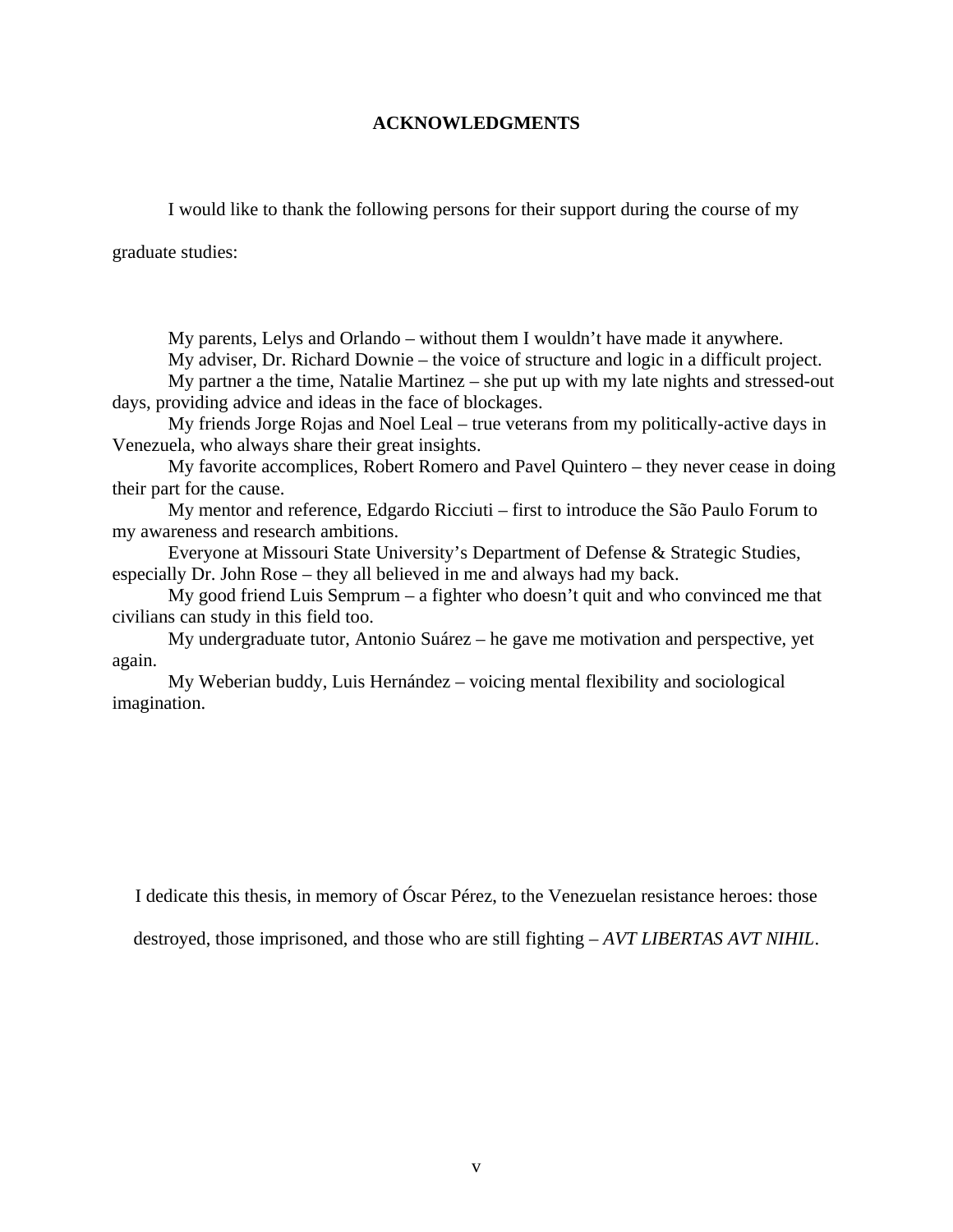# ACKNOWLEDGMENTS

I would like to thank the following persons for their support during the course of my graduate studies:

My parents, Lelys and Orlando – without them I wouldn't have made it anywhere.

My adviser, Dr. Richard Downie – the voice of structure and logic in a difficult project.

My partner a the time, Natalie Martinez – she put up with my late nights and stressed-out days, providing advice and ideas in the face of blockages.

My friends Jorge Rojas and Noel Leal – true veterans from my politically-active days in Venezuela, who always share their great insights.

My favorite accomplices, Robert Romero and Pavel Quintero – they never cease in doing their part for the cause.

My mentor and reference, Edgardo Ricciuti – first to introduce the São Paulo Forum to my awareness and research ambitions.

Everyone at Missouri State University's Department of Defense & Strategic Studies, especially Dr. John Rose – they all believed in me and always had my back.

My good friend Luis Semprum – a fighter who doesn't quit and who convinced me that civilians can study in this field too.

My undergraduate tutor, Antonio Suárez – he gave me motivation and perspective, yet again.

My Weberian buddy, Luis Hernández – voicing mental flexibility and sociological imagination.

I dedicate this thesis, in memory of Óscar Pérez, to the Venezuelan resistance heroes: those destroyed, those imprisoned, and those who are still fighting – *AVT LIBERTAS AVT NIHIL*.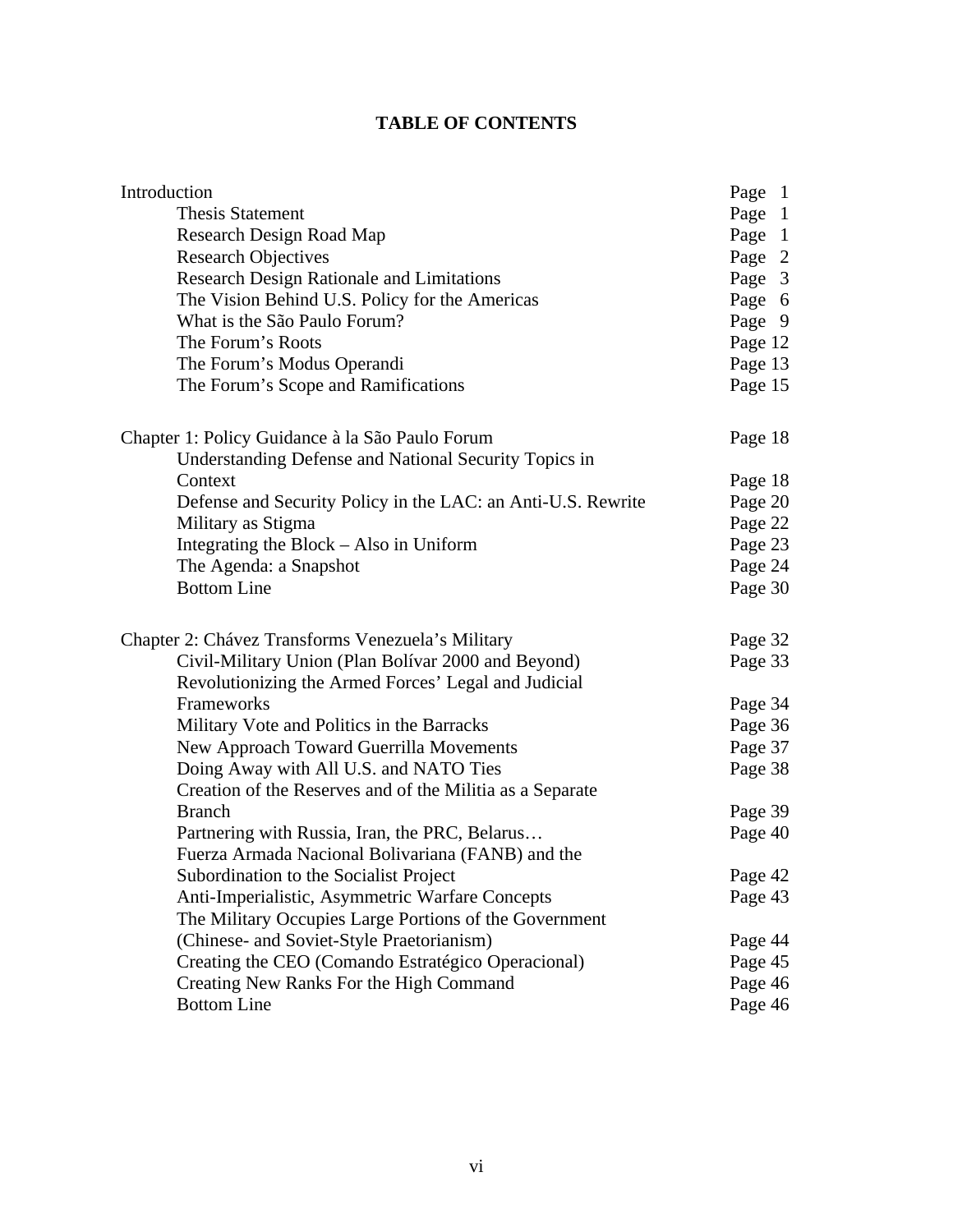## TABLE OF CONTENTS

| | |
|---|---|
| Introduction | Page 1 |
| Thesis Statement | Page 1 |
| Research Design Road Map | Page 1 |
| Research Objectives | Page 2 |
| Research Design Rationale and Limitations | Page 3 |
| The Vision Behind U.S. Policy for the Americas | Page 6 |
| What is the São Paulo Forum? | Page 9 |
| The Forum's Roots | Page 12 |
| The Forum's Modus Operandi | Page 13 |
| The Forum's Scope and Ramifications | Page 15 |
| | |
| Chapter 1: Policy Guidance à la São Paulo Forum | Page 18 |
| Understanding Defense and National Security Topics in Context | Page 18 |
| Defense and Security Policy in the LAC: an Anti-U.S. Rewrite | Page 20 |
| Military as Stigma | Page 22 |
| Integrating the Block – Also in Uniform | Page 23 |
| The Agenda: a Snapshot | Page 24 |
| Bottom Line | Page 30 |
| | |
| Chapter 2: Chávez Transforms Venezuela's Military | Page 32 |
| Civil-Military Union (Plan Bolívar 2000 and Beyond) | Page 33 |
| Revolutionizing the Armed Forces' Legal and Judicial Frameworks | Page 34 |
| Military Vote and Politics in the Barracks | Page 36 |
| New Approach Toward Guerrilla Movements | Page 37 |
| Doing Away with All U.S. and NATO Ties | Page 38 |
| Creation of the Reserves and of the Militia as a Separate Branch | Page 39 |
| Partnering with Russia, Iran, the PRC, Belarus… | Page 40 |
| Fuerza Armada Nacional Bolivariana (FANB) and the Subordination to the Socialist Project | Page 42 |
| Anti-Imperialistic, Asymmetric Warfare Concepts | Page 43 |
| The Military Occupies Large Portions of the Government (Chinese- and Soviet-Style Praetorianism) | Page 44 |
| Creating the CEO (Comando Estratégico Operacional) | Page 45 |
| Creating New Ranks For the High Command | Page 46 |
| Bottom Line | Page 46 |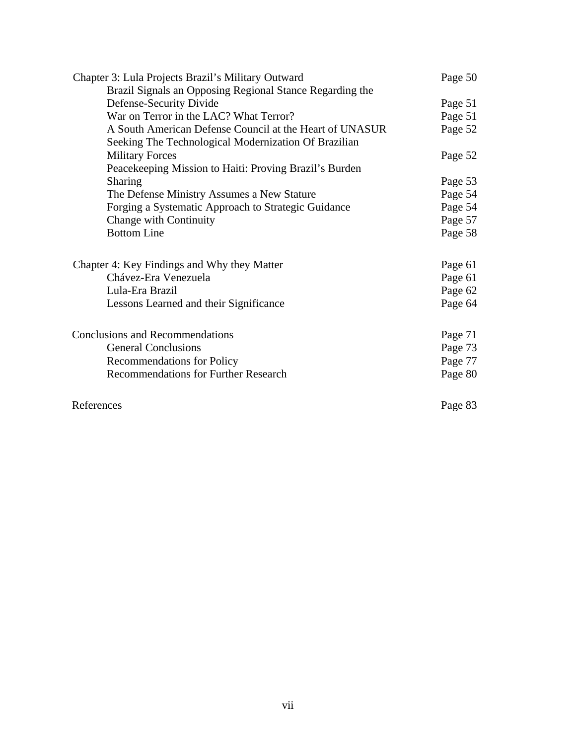| | |
|---|---|
| Chapter 3: Lula Projects Brazil's Military Outward | Page 50 |
| Brazil Signals an Opposing Regional Stance Regarding the Defense-Security Divide | Page 51 |
| War on Terror in the LAC? What Terror? | Page 51 |
| A South American Defense Council at the Heart of UNASUR | Page 52 |
| Seeking The Technological Modernization Of Brazilian Military Forces | Page 52 |
| Peacekeeping Mission to Haiti: Proving Brazil's Burden Sharing | Page 53 |
| The Defense Ministry Assumes a New Stature | Page 54 |
| Forging a Systematic Approach to Strategic Guidance | Page 54 |
| Change with Continuity | Page 57 |
| Bottom Line | Page 58 |
| | |
| Chapter 4: Key Findings and Why they Matter | Page 61 |
| Chávez-Era Venezuela | Page 61 |
| Lula-Era Brazil | Page 62 |
| Lessons Learned and their Significance | Page 64 |
| | |
| Conclusions and Recommendations | Page 71 |
| General Conclusions | Page 73 |
| Recommendations for Policy | Page 77 |
| Recommendations for Further Research | Page 80 |
| | |
| References | Page 83 |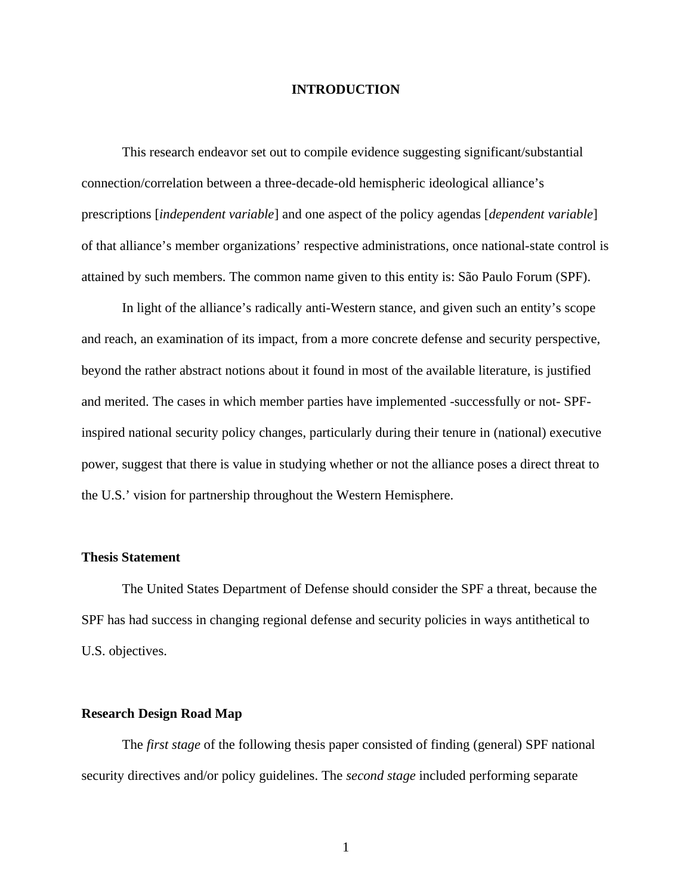# INTRODUCTION

This research endeavor set out to compile evidence suggesting significant/substantial connection/correlation between a three-decade-old hemispheric ideological alliance's prescriptions [*independent variable*] and one aspect of the policy agendas [*dependent variable*] of that alliance's member organizations' respective administrations, once national-state control is attained by such members. The common name given to this entity is: São Paulo Forum (SPF).

In light of the alliance's radically anti-Western stance, and given such an entity's scope and reach, an examination of its impact, from a more concrete defense and security perspective, beyond the rather abstract notions about it found in most of the available literature, is justified and merited. The cases in which member parties have implemented -successfully or not- SPF-inspired national security policy changes, particularly during their tenure in (national) executive power, suggest that there is value in studying whether or not the alliance poses a direct threat to the U.S.' vision for partnership throughout the Western Hemisphere.

## Thesis Statement

The United States Department of Defense should consider the SPF a threat, because the SPF has had success in changing regional defense and security policies in ways antithetical to U.S. objectives.

## Research Design Road Map

The *first stage* of the following thesis paper consisted of finding (general) SPF national security directives and/or policy guidelines. The *second stage* included performing separate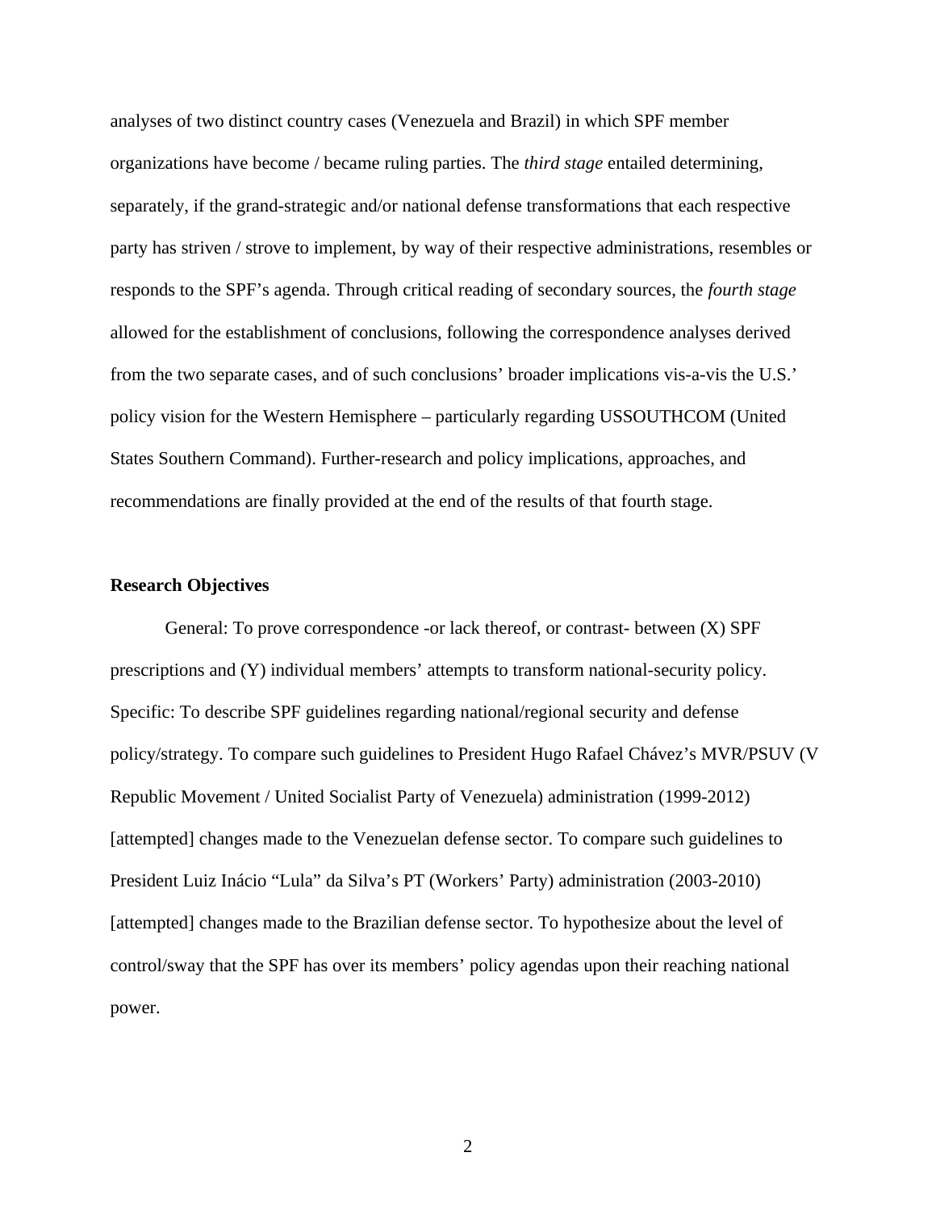analyses of two distinct country cases (Venezuela and Brazil) in which SPF member organizations have become / became ruling parties. The *third stage* entailed determining, separately, if the grand-strategic and/or national defense transformations that each respective party has striven / strove to implement, by way of their respective administrations, resembles or responds to the SPF's agenda. Through critical reading of secondary sources, the *fourth stage* allowed for the establishment of conclusions, following the correspondence analyses derived from the two separate cases, and of such conclusions' broader implications vis-a-vis the U.S.' policy vision for the Western Hemisphere – particularly regarding USSOUTHCOM (United States Southern Command). Further-research and policy implications, approaches, and recommendations are finally provided at the end of the results of that fourth stage.

**Research Objectives**

General: To prove correspondence -or lack thereof, or contrast- between (X) SPF prescriptions and (Y) individual members' attempts to transform national-security policy. Specific: To describe SPF guidelines regarding national/regional security and defense policy/strategy. To compare such guidelines to President Hugo Rafael Chávez's MVR/PSUV (V Republic Movement / United Socialist Party of Venezuela) administration (1999-2012) [attempted] changes made to the Venezuelan defense sector. To compare such guidelines to President Luiz Inácio "Lula" da Silva's PT (Workers' Party) administration (2003-2010) [attempted] changes made to the Brazilian defense sector. To hypothesize about the level of control/sway that the SPF has over its members' policy agendas upon their reaching national power.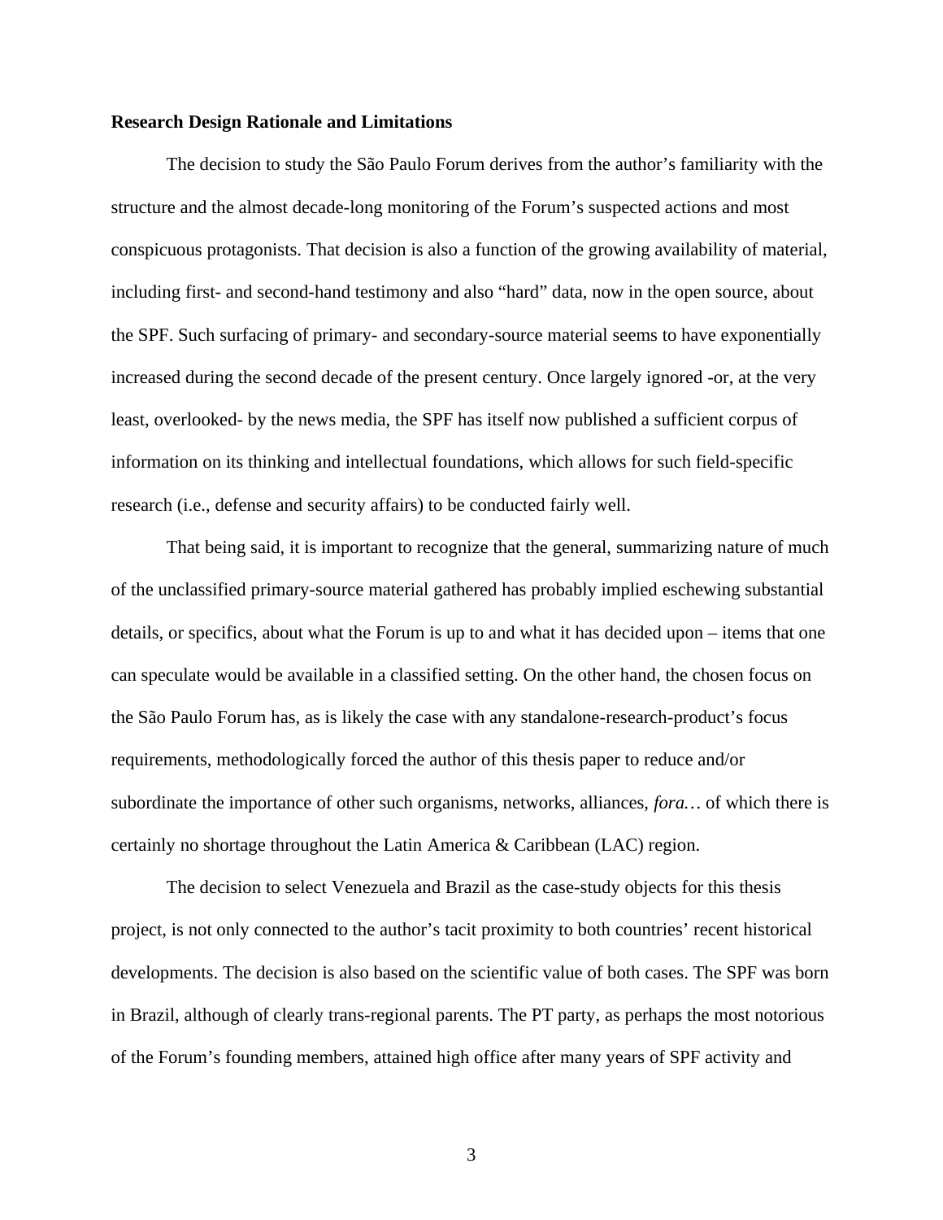**Research Design Rationale and Limitations**

The decision to study the São Paulo Forum derives from the author's familiarity with the structure and the almost decade-long monitoring of the Forum's suspected actions and most conspicuous protagonists. That decision is also a function of the growing availability of material, including first- and second-hand testimony and also "hard" data, now in the open source, about the SPF. Such surfacing of primary- and secondary-source material seems to have exponentially increased during the second decade of the present century. Once largely ignored -or, at the very least, overlooked- by the news media, the SPF has itself now published a sufficient corpus of information on its thinking and intellectual foundations, which allows for such field-specific research (i.e., defense and security affairs) to be conducted fairly well.

That being said, it is important to recognize that the general, summarizing nature of much of the unclassified primary-source material gathered has probably implied eschewing substantial details, or specifics, about what the Forum is up to and what it has decided upon – items that one can speculate would be available in a classified setting. On the other hand, the chosen focus on the São Paulo Forum has, as is likely the case with any standalone-research-product's focus requirements, methodologically forced the author of this thesis paper to reduce and/or subordinate the importance of other such organisms, networks, alliances, *fora…* of which there is certainly no shortage throughout the Latin America & Caribbean (LAC) region.

The decision to select Venezuela and Brazil as the case-study objects for this thesis project, is not only connected to the author's tacit proximity to both countries' recent historical developments. The decision is also based on the scientific value of both cases. The SPF was born in Brazil, although of clearly trans-regional parents. The PT party, as perhaps the most notorious of the Forum's founding members, attained high office after many years of SPF activity and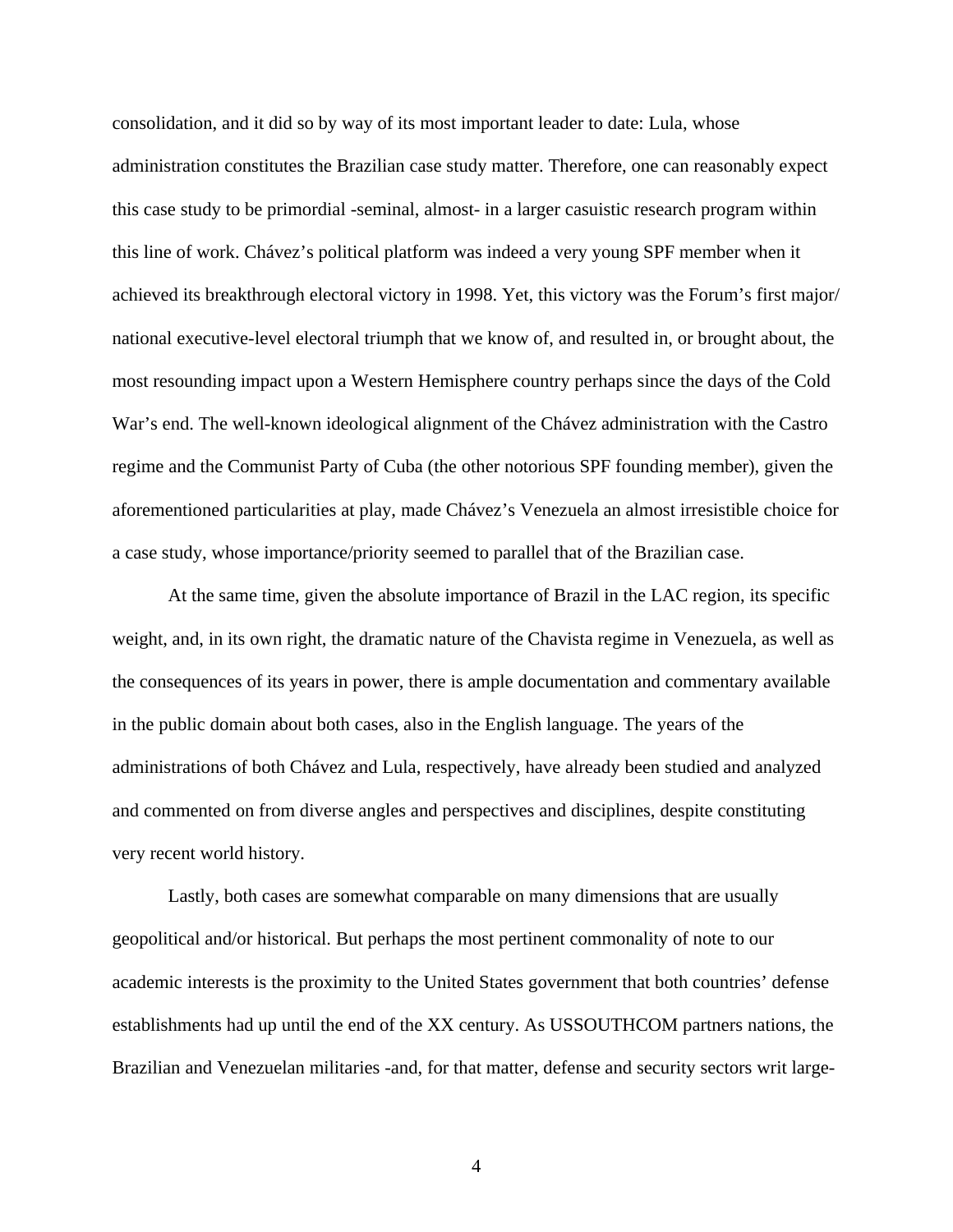consolidation, and it did so by way of its most important leader to date: Lula, whose administration constitutes the Brazilian case study matter. Therefore, one can reasonably expect this case study to be primordial -seminal, almost- in a larger casuistic research program within this line of work. Chávez's political platform was indeed a very young SPF member when it achieved its breakthrough electoral victory in 1998. Yet, this victory was the Forum's first major/ national executive-level electoral triumph that we know of, and resulted in, or brought about, the most resounding impact upon a Western Hemisphere country perhaps since the days of the Cold War's end. The well-known ideological alignment of the Chávez administration with the Castro regime and the Communist Party of Cuba (the other notorious SPF founding member), given the aforementioned particularities at play, made Chávez's Venezuela an almost irresistible choice for a case study, whose importance/priority seemed to parallel that of the Brazilian case.

At the same time, given the absolute importance of Brazil in the LAC region, its specific weight, and, in its own right, the dramatic nature of the Chavista regime in Venezuela, as well as the consequences of its years in power, there is ample documentation and commentary available in the public domain about both cases, also in the English language. The years of the administrations of both Chávez and Lula, respectively, have already been studied and analyzed and commented on from diverse angles and perspectives and disciplines, despite constituting very recent world history.

Lastly, both cases are somewhat comparable on many dimensions that are usually geopolitical and/or historical. But perhaps the most pertinent commonality of note to our academic interests is the proximity to the United States government that both countries' defense establishments had up until the end of the XX century. As USSOUTHCOM partners nations, the Brazilian and Venezuelan militaries -and, for that matter, defense and security sectors writ large-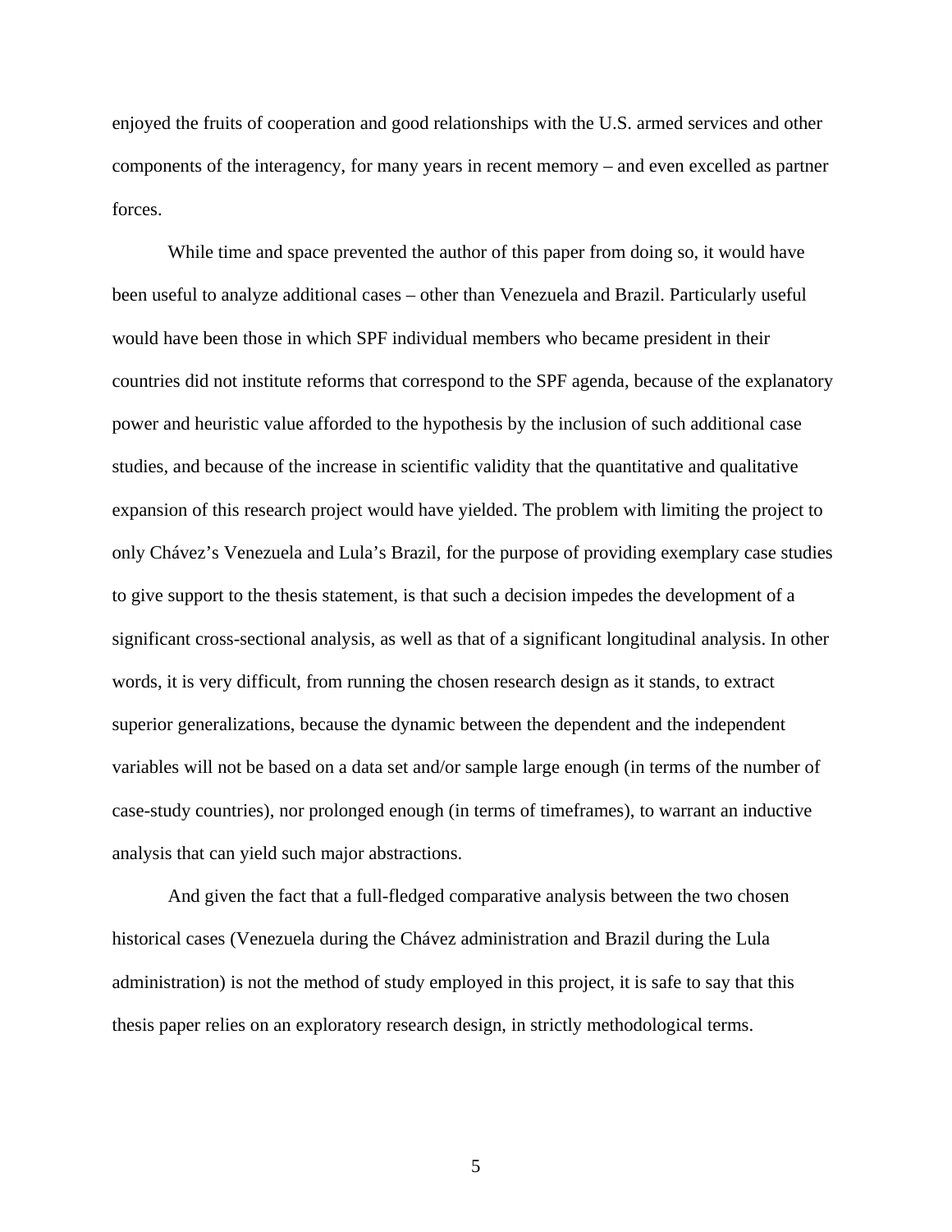enjoyed the fruits of cooperation and good relationships with the U.S. armed services and other components of the interagency, for many years in recent memory – and even excelled as partner forces.

While time and space prevented the author of this paper from doing so, it would have been useful to analyze additional cases – other than Venezuela and Brazil. Particularly useful would have been those in which SPF individual members who became president in their countries did not institute reforms that correspond to the SPF agenda, because of the explanatory power and heuristic value afforded to the hypothesis by the inclusion of such additional case studies, and because of the increase in scientific validity that the quantitative and qualitative expansion of this research project would have yielded. The problem with limiting the project to only Chávez's Venezuela and Lula's Brazil, for the purpose of providing exemplary case studies to give support to the thesis statement, is that such a decision impedes the development of a significant cross-sectional analysis, as well as that of a significant longitudinal analysis. In other words, it is very difficult, from running the chosen research design as it stands, to extract superior generalizations, because the dynamic between the dependent and the independent variables will not be based on a data set and/or sample large enough (in terms of the number of case-study countries), nor prolonged enough (in terms of timeframes), to warrant an inductive analysis that can yield such major abstractions.

And given the fact that a full-fledged comparative analysis between the two chosen historical cases (Venezuela during the Chávez administration and Brazil during the Lula administration) is not the method of study employed in this project, it is safe to say that this thesis paper relies on an exploratory research design, in strictly methodological terms.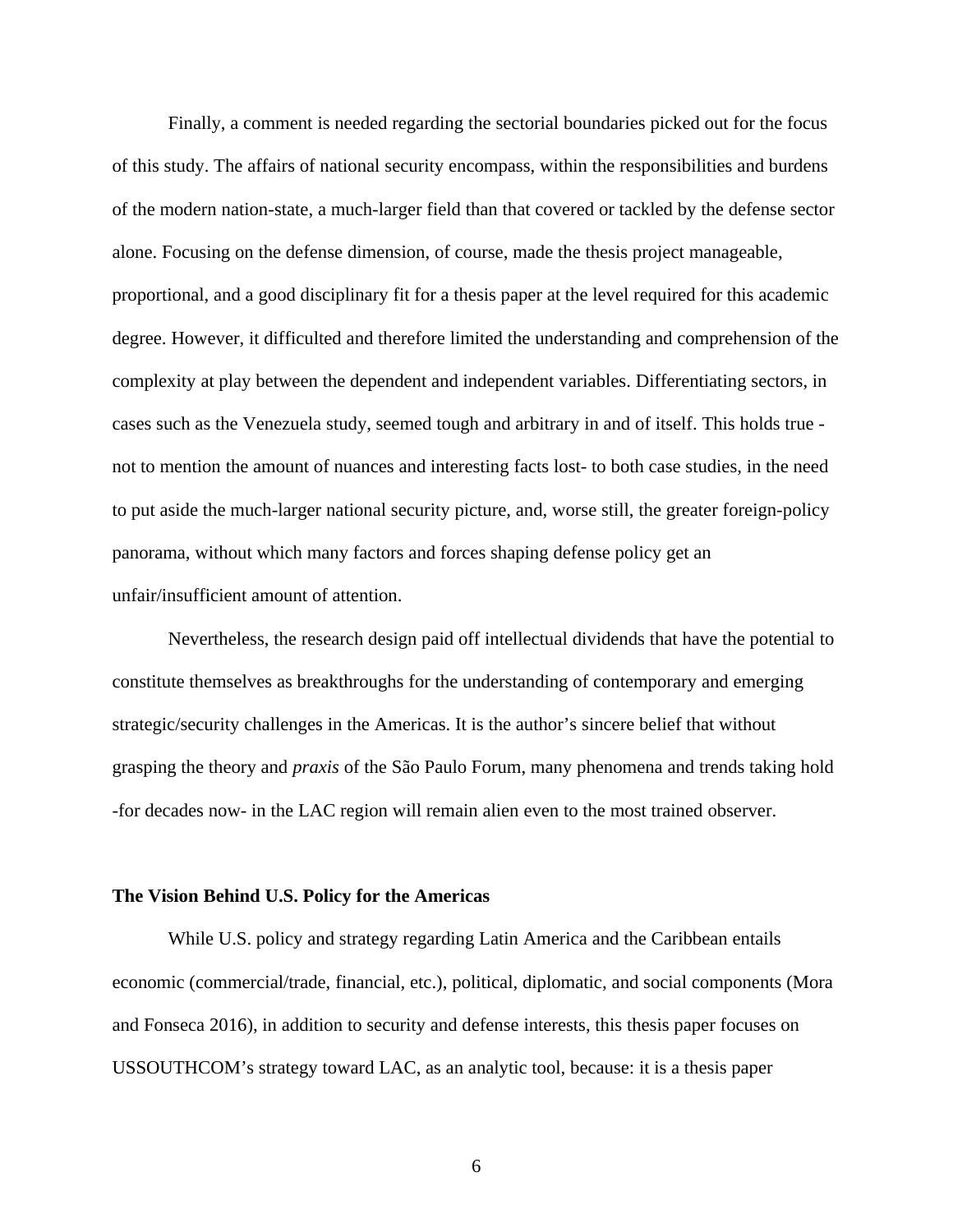Finally, a comment is needed regarding the sectorial boundaries picked out for the focus of this study. The affairs of national security encompass, within the responsibilities and burdens of the modern nation-state, a much-larger field than that covered or tackled by the defense sector alone. Focusing on the defense dimension, of course, made the thesis project manageable, proportional, and a good disciplinary fit for a thesis paper at the level required for this academic degree. However, it difficulted and therefore limited the understanding and comprehension of the complexity at play between the dependent and independent variables. Differentiating sectors, in cases such as the Venezuela study, seemed tough and arbitrary in and of itself. This holds true -not to mention the amount of nuances and interesting facts lost- to both case studies, in the need to put aside the much-larger national security picture, and, worse still, the greater foreign-policy panorama, without which many factors and forces shaping defense policy get an unfair/insufficient amount of attention.

Nevertheless, the research design paid off intellectual dividends that have the potential to constitute themselves as breakthroughs for the understanding of contemporary and emerging strategic/security challenges in the Americas. It is the author's sincere belief that without grasping the theory and *praxis* of the São Paulo Forum, many phenomena and trends taking hold -for decades now- in the LAC region will remain alien even to the most trained observer.

**The Vision Behind U.S. Policy for the Americas**

While U.S. policy and strategy regarding Latin America and the Caribbean entails economic (commercial/trade, financial, etc.), political, diplomatic, and social components (Mora and Fonseca 2016), in addition to security and defense interests, this thesis paper focuses on USSOUTHCOM's strategy toward LAC, as an analytic tool, because: it is a thesis paper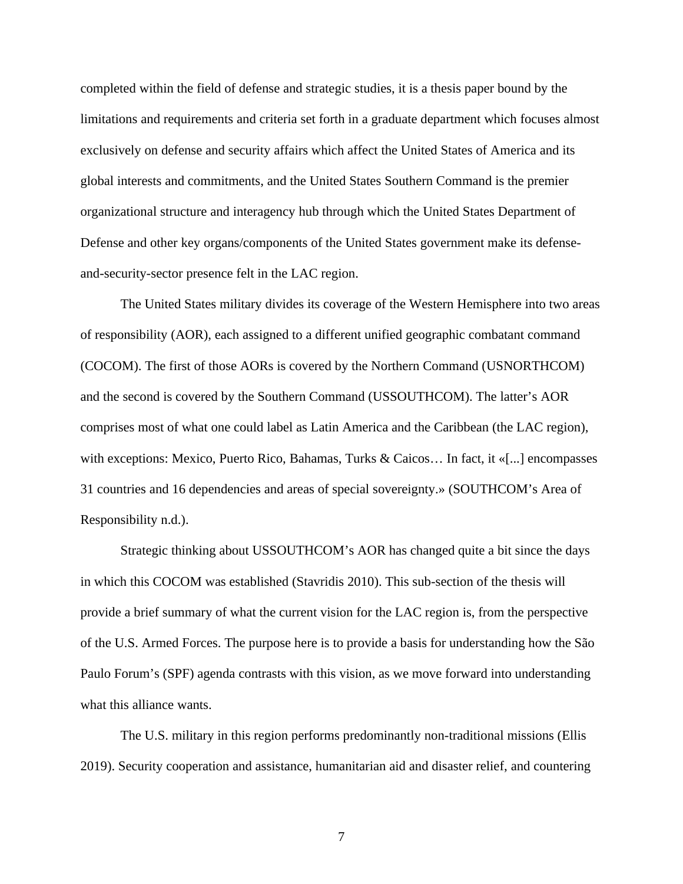completed within the field of defense and strategic studies, it is a thesis paper bound by the limitations and requirements and criteria set forth in a graduate department which focuses almost exclusively on defense and security affairs which affect the United States of America and its global interests and commitments, and the United States Southern Command is the premier organizational structure and interagency hub through which the United States Department of Defense and other key organs/components of the United States government make its defense-and-security-sector presence felt in the LAC region.

The United States military divides its coverage of the Western Hemisphere into two areas of responsibility (AOR), each assigned to a different unified geographic combatant command (COCOM). The first of those AORs is covered by the Northern Command (USNORTHCOM) and the second is covered by the Southern Command (USSOUTHCOM). The latter's AOR comprises most of what one could label as Latin America and the Caribbean (the LAC region), with exceptions: Mexico, Puerto Rico, Bahamas, Turks & Caicos… In fact, it «[...] encompasses 31 countries and 16 dependencies and areas of special sovereignty.» (SOUTHCOM's Area of Responsibility n.d.).

Strategic thinking about USSOUTHCOM's AOR has changed quite a bit since the days in which this COCOM was established (Stavridis 2010). This sub-section of the thesis will provide a brief summary of what the current vision for the LAC region is, from the perspective of the U.S. Armed Forces. The purpose here is to provide a basis for understanding how the São Paulo Forum's (SPF) agenda contrasts with this vision, as we move forward into understanding what this alliance wants.

The U.S. military in this region performs predominantly non-traditional missions (Ellis 2019). Security cooperation and assistance, humanitarian aid and disaster relief, and countering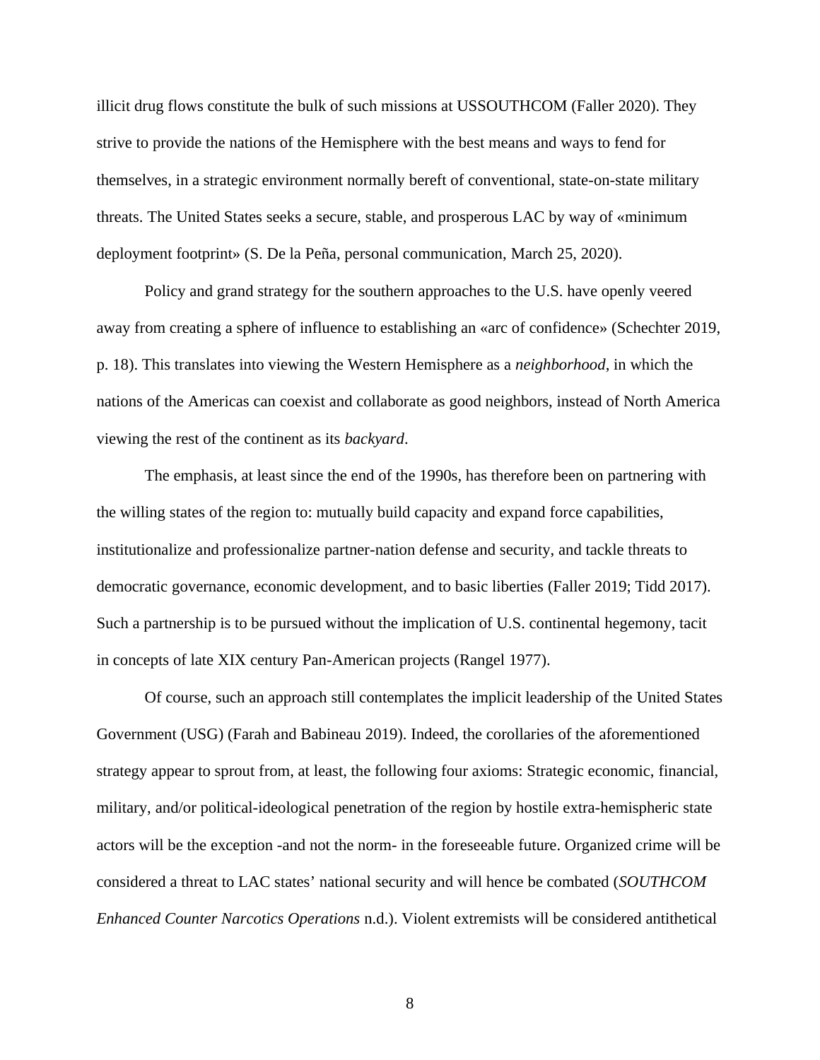illicit drug flows constitute the bulk of such missions at USSOUTHCOM (Faller 2020). They strive to provide the nations of the Hemisphere with the best means and ways to fend for themselves, in a strategic environment normally bereft of conventional, state-on-state military threats. The United States seeks a secure, stable, and prosperous LAC by way of «minimum deployment footprint» (S. De la Peña, personal communication, March 25, 2020).

Policy and grand strategy for the southern approaches to the U.S. have openly veered away from creating a sphere of influence to establishing an «arc of confidence» (Schechter 2019, p. 18). This translates into viewing the Western Hemisphere as a *neighborhood*, in which the nations of the Americas can coexist and collaborate as good neighbors, instead of North America viewing the rest of the continent as its *backyard*.

The emphasis, at least since the end of the 1990s, has therefore been on partnering with the willing states of the region to: mutually build capacity and expand force capabilities, institutionalize and professionalize partner-nation defense and security, and tackle threats to democratic governance, economic development, and to basic liberties (Faller 2019; Tidd 2017). Such a partnership is to be pursued without the implication of U.S. continental hegemony, tacit in concepts of late XIX century Pan-American projects (Rangel 1977).

Of course, such an approach still contemplates the implicit leadership of the United States Government (USG) (Farah and Babineau 2019). Indeed, the corollaries of the aforementioned strategy appear to sprout from, at least, the following four axioms: Strategic economic, financial, military, and/or political-ideological penetration of the region by hostile extra-hemispheric state actors will be the exception -and not the norm- in the foreseeable future. Organized crime will be considered a threat to LAC states' national security and will hence be combated (*SOUTHCOM Enhanced Counter Narcotics Operations* n.d.). Violent extremists will be considered antithetical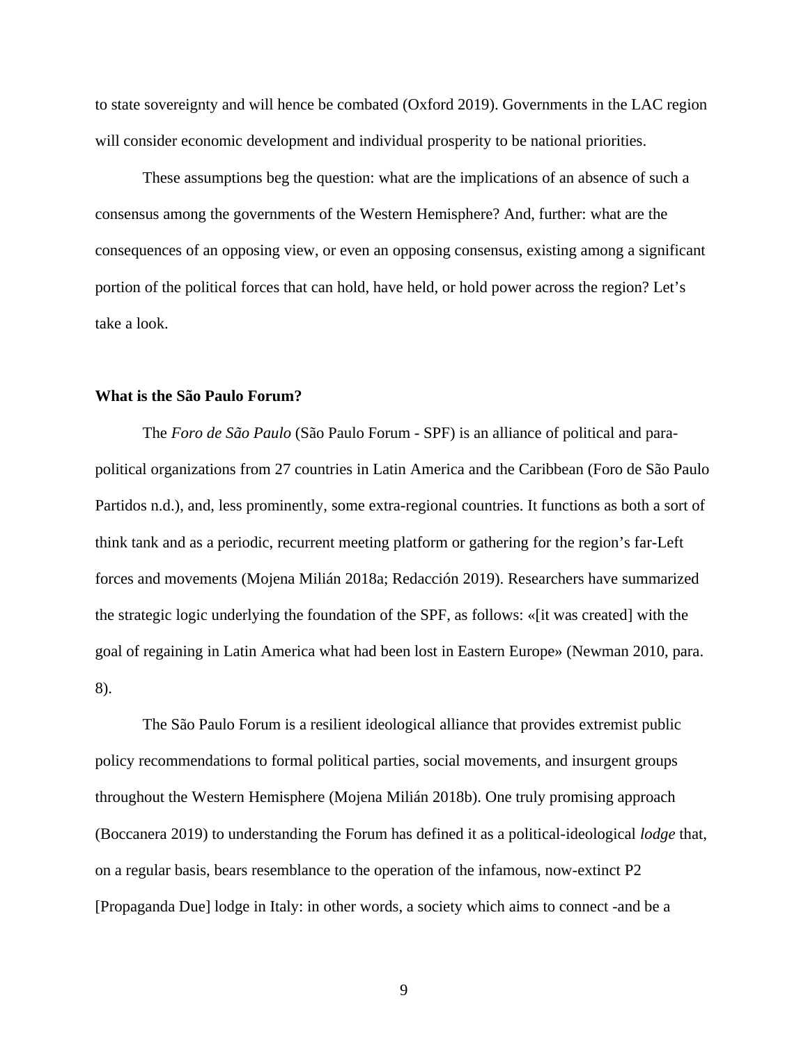to state sovereignty and will hence be combated (Oxford 2019). Governments in the LAC region will consider economic development and individual prosperity to be national priorities.

These assumptions beg the question: what are the implications of an absence of such a consensus among the governments of the Western Hemisphere? And, further: what are the consequences of an opposing view, or even an opposing consensus, existing among a significant portion of the political forces that can hold, have held, or hold power across the region? Let's take a look.

**What is the São Paulo Forum?**

The *Foro de São Paulo* (São Paulo Forum - SPF) is an alliance of political and para-political organizations from 27 countries in Latin America and the Caribbean (Foro de São Paulo Partidos n.d.), and, less prominently, some extra-regional countries. It functions as both a sort of think tank and as a periodic, recurrent meeting platform or gathering for the region's far-Left forces and movements (Mojena Milián 2018a; Redacción 2019). Researchers have summarized the strategic logic underlying the foundation of the SPF, as follows: «[it was created] with the goal of regaining in Latin America what had been lost in Eastern Europe» (Newman 2010, para. 8).

The São Paulo Forum is a resilient ideological alliance that provides extremist public policy recommendations to formal political parties, social movements, and insurgent groups throughout the Western Hemisphere (Mojena Milián 2018b). One truly promising approach (Boccanera 2019) to understanding the Forum has defined it as a political-ideological *lodge* that, on a regular basis, bears resemblance to the operation of the infamous, now-extinct P2 [Propaganda Due] lodge in Italy: in other words, a society which aims to connect -and be a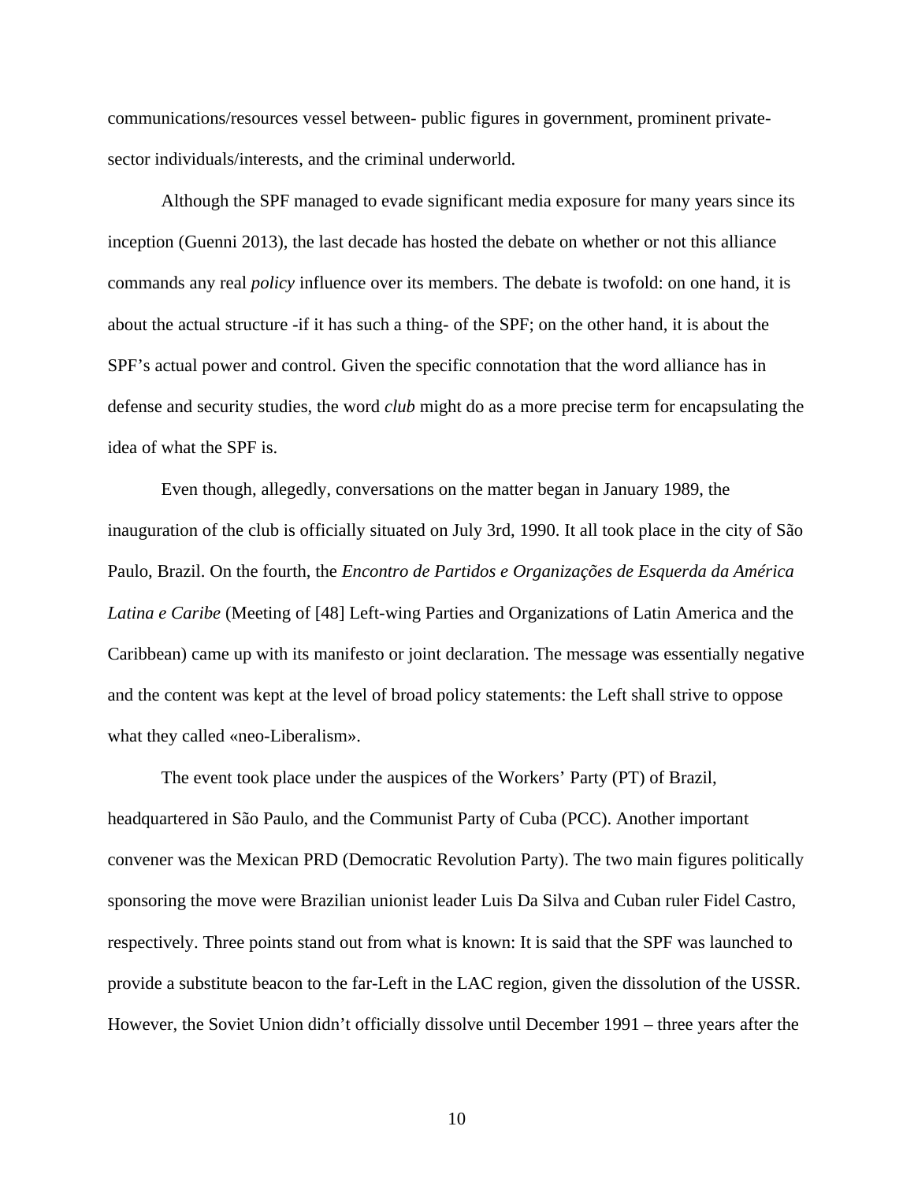communications/resources vessel between- public figures in government, prominent private-sector individuals/interests, and the criminal underworld.

Although the SPF managed to evade significant media exposure for many years since its inception (Guenni 2013), the last decade has hosted the debate on whether or not this alliance commands any real *policy* influence over its members. The debate is twofold: on one hand, it is about the actual structure -if it has such a thing- of the SPF; on the other hand, it is about the SPF's actual power and control. Given the specific connotation that the word alliance has in defense and security studies, the word *club* might do as a more precise term for encapsulating the idea of what the SPF is.

Even though, allegedly, conversations on the matter began in January 1989, the inauguration of the club is officially situated on July 3rd, 1990. It all took place in the city of São Paulo, Brazil. On the fourth, the *Encontro de Partidos e Organizações de Esquerda da América Latina e Caribe* (Meeting of [48] Left-wing Parties and Organizations of Latin America and the Caribbean) came up with its manifesto or joint declaration. The message was essentially negative and the content was kept at the level of broad policy statements: the Left shall strive to oppose what they called «neo-Liberalism».

The event took place under the auspices of the Workers' Party (PT) of Brazil, headquartered in São Paulo, and the Communist Party of Cuba (PCC). Another important convener was the Mexican PRD (Democratic Revolution Party). The two main figures politically sponsoring the move were Brazilian unionist leader Luis Da Silva and Cuban ruler Fidel Castro, respectively. Three points stand out from what is known: It is said that the SPF was launched to provide a substitute beacon to the far-Left in the LAC region, given the dissolution of the USSR. However, the Soviet Union didn't officially dissolve until December 1991 – three years after the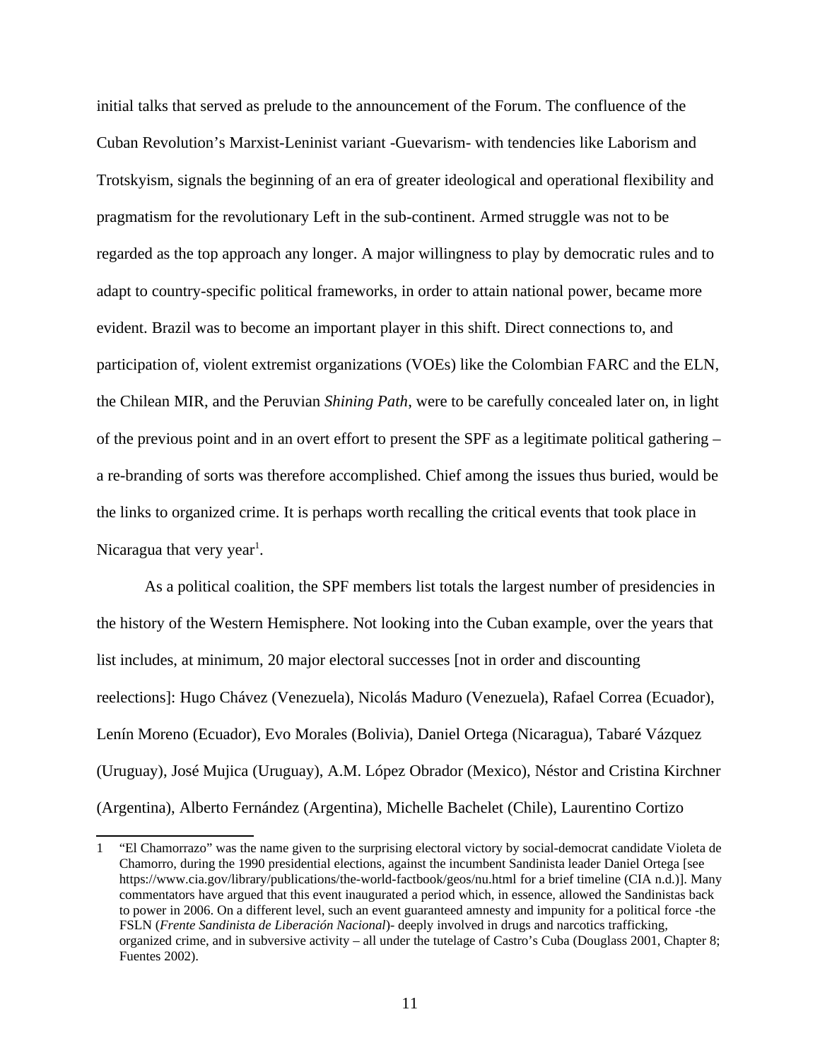initial talks that served as prelude to the announcement of the Forum. The confluence of the Cuban Revolution's Marxist-Leninist variant -Guevarism- with tendencies like Laborism and Trotskyism, signals the beginning of an era of greater ideological and operational flexibility and pragmatism for the revolutionary Left in the sub-continent. Armed struggle was not to be regarded as the top approach any longer. A major willingness to play by democratic rules and to adapt to country-specific political frameworks, in order to attain national power, became more evident. Brazil was to become an important player in this shift. Direct connections to, and participation of, violent extremist organizations (VOEs) like the Colombian FARC and the ELN, the Chilean MIR, and the Peruvian *Shining Path*, were to be carefully concealed later on, in light of the previous point and in an overt effort to present the SPF as a legitimate political gathering – a re-branding of sorts was therefore accomplished. Chief among the issues thus buried, would be the links to organized crime. It is perhaps worth recalling the critical events that took place in Nicaragua that very year[1].

As a political coalition, the SPF members list totals the largest number of presidencies in the history of the Western Hemisphere. Not looking into the Cuban example, over the years that list includes, at minimum, 20 major electoral successes [not in order and discounting reelections]: Hugo Chávez (Venezuela), Nicolás Maduro (Venezuela), Rafael Correa (Ecuador), Lenín Moreno (Ecuador), Evo Morales (Bolivia), Daniel Ortega (Nicaragua), Tabaré Vázquez (Uruguay), José Mujica (Uruguay), A.M. López Obrador (Mexico), Néstor and Cristina Kirchner (Argentina), Alberto Fernández (Argentina), Michelle Bachelet (Chile), Laurentino Cortizo

---

1 "El Chamorrazo" was the name given to the surprising electoral victory by social-democrat candidate Violeta de Chamorro, during the 1990 presidential elections, against the incumbent Sandinista leader Daniel Ortega [see https://www.cia.gov/library/publications/the-world-factbook/geos/nu.html for a brief timeline (CIA n.d.)]. Many commentators have argued that this event inaugurated a period which, in essence, allowed the Sandinistas back to power in 2006. On a different level, such an event guaranteed amnesty and impunity for a political force -the FSLN (*Frente Sandinista de Liberación Nacional*)- deeply involved in drugs and narcotics trafficking, organized crime, and in subversive activity – all under the tutelage of Castro's Cuba (Douglass 2001, Chapter 8; Fuentes 2002).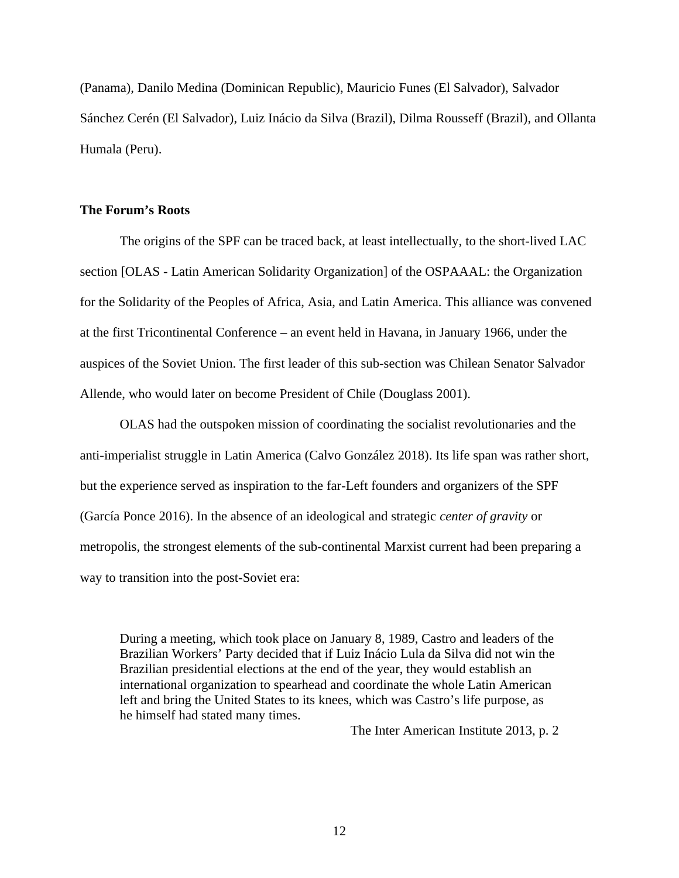(Panama), Danilo Medina (Dominican Republic), Mauricio Funes (El Salvador), Salvador Sánchez Cerén (El Salvador), Luiz Inácio da Silva (Brazil), Dilma Rousseff (Brazil), and Ollanta Humala (Peru).

**The Forum's Roots**

The origins of the SPF can be traced back, at least intellectually, to the short-lived LAC section [OLAS - Latin American Solidarity Organization] of the OSPAAAL: the Organization for the Solidarity of the Peoples of Africa, Asia, and Latin America. This alliance was convened at the first Tricontinental Conference – an event held in Havana, in January 1966, under the auspices of the Soviet Union. The first leader of this sub-section was Chilean Senator Salvador Allende, who would later on become President of Chile (Douglass 2001).

OLAS had the outspoken mission of coordinating the socialist revolutionaries and the anti-imperialist struggle in Latin America (Calvo González 2018). Its life span was rather short, but the experience served as inspiration to the far-Left founders and organizers of the SPF (García Ponce 2016). In the absence of an ideological and strategic *center of gravity* or metropolis, the strongest elements of the sub-continental Marxist current had been preparing a way to transition into the post-Soviet era:

> During a meeting, which took place on January 8, 1989, Castro and leaders of the Brazilian Workers' Party decided that if Luiz Inácio Lula da Silva did not win the Brazilian presidential elections at the end of the year, they would establish an international organization to spearhead and coordinate the whole Latin American left and bring the United States to its knees, which was Castro's life purpose, as he himself had stated many times.
>
> The Inter American Institute 2013, p. 2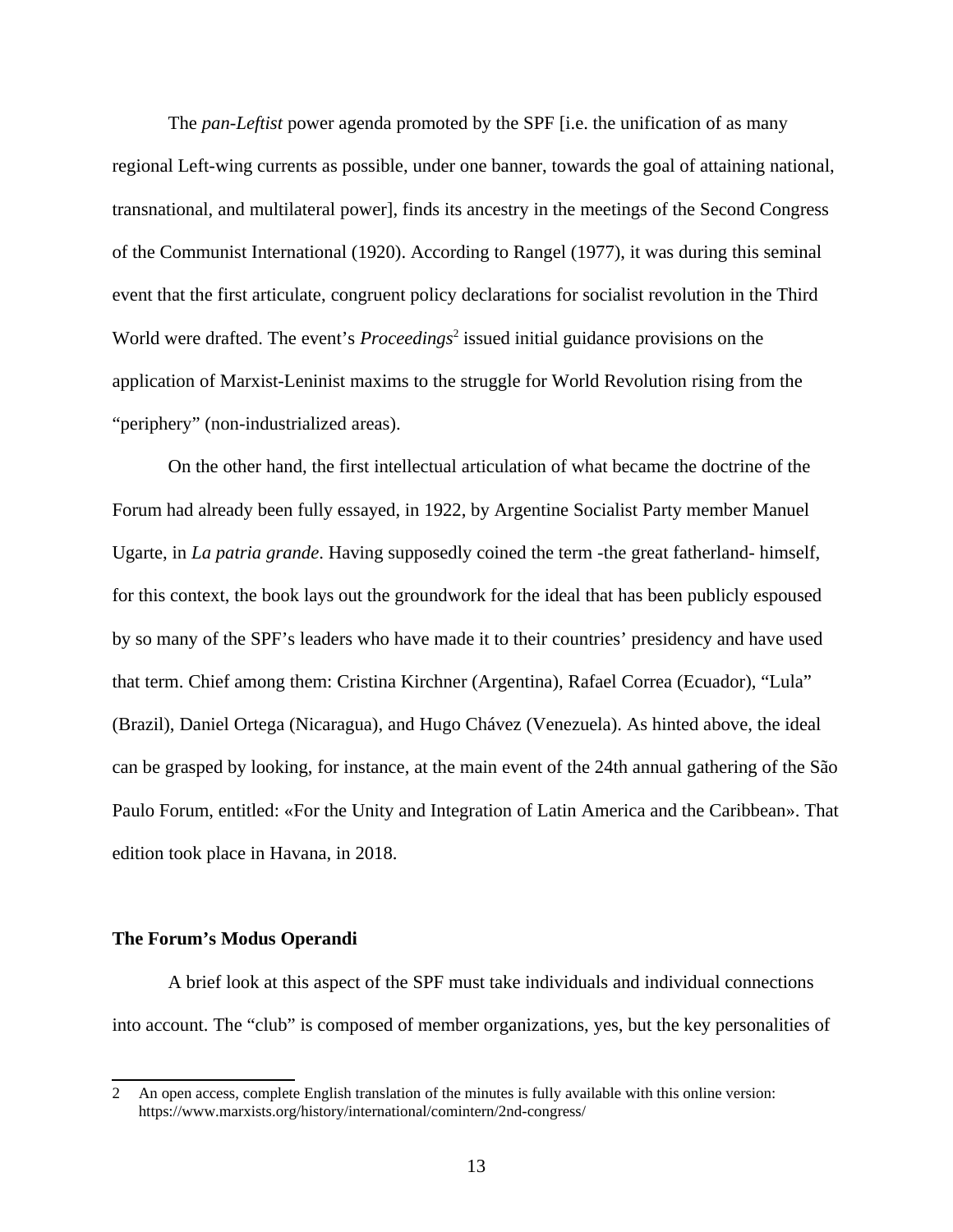The *pan-Leftist* power agenda promoted by the SPF [i.e. the unification of as many regional Left-wing currents as possible, under one banner, towards the goal of attaining national, transnational, and multilateral power], finds its ancestry in the meetings of the Second Congress of the Communist International (1920). According to Rangel (1977), it was during this seminal event that the first articulate, congruent policy declarations for socialist revolution in the Third World were drafted. The event's *Proceedings*[2] issued initial guidance provisions on the application of Marxist-Leninist maxims to the struggle for World Revolution rising from the "periphery" (non-industrialized areas).

On the other hand, the first intellectual articulation of what became the doctrine of the Forum had already been fully essayed, in 1922, by Argentine Socialist Party member Manuel Ugarte, in *La patria grande*. Having supposedly coined the term -the great fatherland- himself, for this context, the book lays out the groundwork for the ideal that has been publicly espoused by so many of the SPF's leaders who have made it to their countries' presidency and have used that term. Chief among them: Cristina Kirchner (Argentina), Rafael Correa (Ecuador), "Lula" (Brazil), Daniel Ortega (Nicaragua), and Hugo Chávez (Venezuela). As hinted above, the ideal can be grasped by looking, for instance, at the main event of the 24th annual gathering of the São Paulo Forum, entitled: «For the Unity and Integration of Latin America and the Caribbean». That edition took place in Havana, in 2018.

**The Forum's Modus Operandi**

A brief look at this aspect of the SPF must take individuals and individual connections into account. The "club" is composed of member organizations, yes, but the key personalities of

---

2 An open access, complete English translation of the minutes is fully available with this online version: https://www.marxists.org/history/international/comintern/2nd-congress/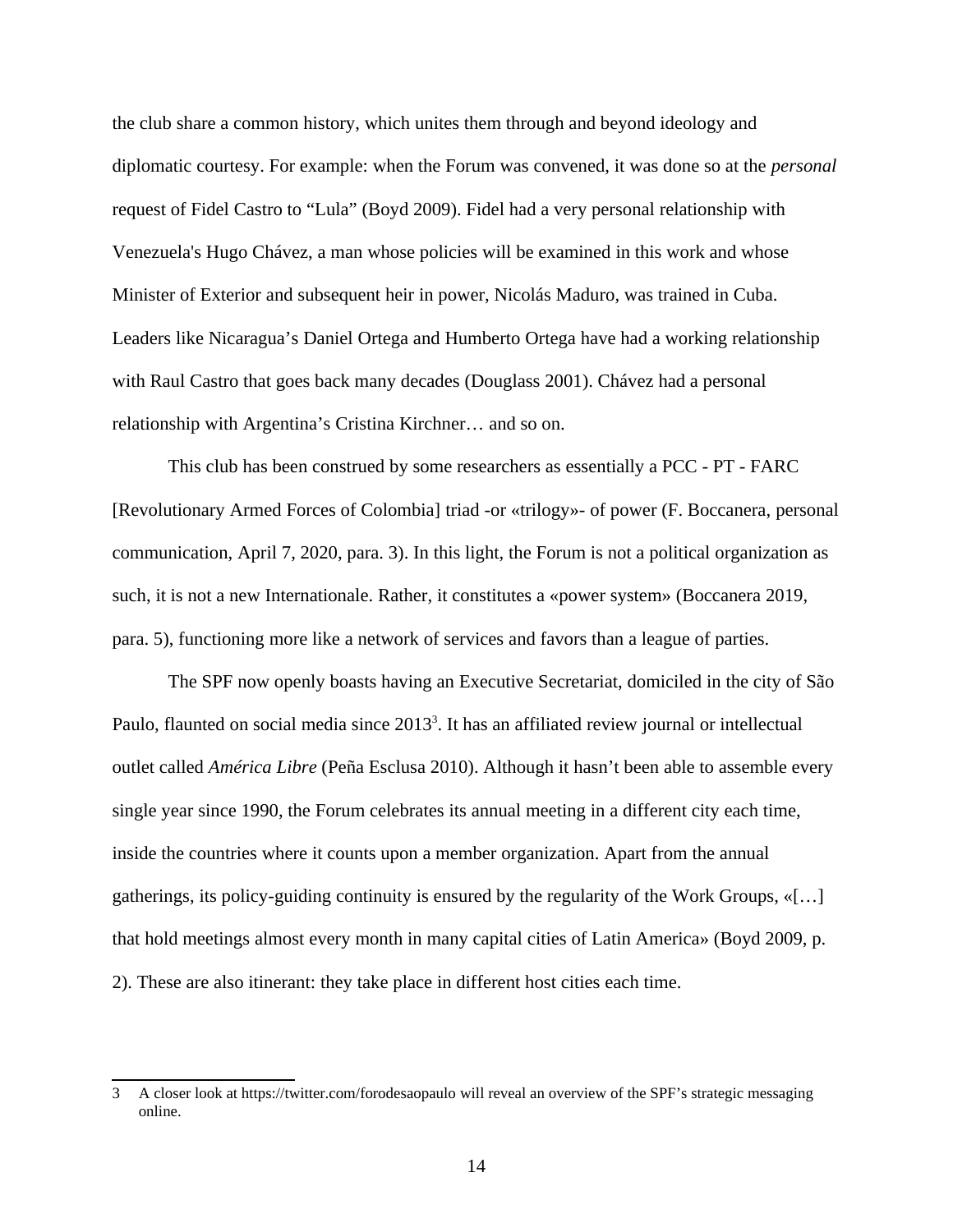the club share a common history, which unites them through and beyond ideology and diplomatic courtesy. For example: when the Forum was convened, it was done so at the *personal* request of Fidel Castro to "Lula" (Boyd 2009). Fidel had a very personal relationship with Venezuela's Hugo Chávez, a man whose policies will be examined in this work and whose Minister of Exterior and subsequent heir in power, Nicolás Maduro, was trained in Cuba. Leaders like Nicaragua's Daniel Ortega and Humberto Ortega have had a working relationship with Raul Castro that goes back many decades (Douglass 2001). Chávez had a personal relationship with Argentina's Cristina Kirchner… and so on.

This club has been construed by some researchers as essentially a PCC - PT - FARC [Revolutionary Armed Forces of Colombia] triad -or «trilogy»- of power (F. Boccanera, personal communication, April 7, 2020, para. 3). In this light, the Forum is not a political organization as such, it is not a new Internationale. Rather, it constitutes a «power system» (Boccanera 2019, para. 5), functioning more like a network of services and favors than a league of parties.

The SPF now openly boasts having an Executive Secretariat, domiciled in the city of São Paulo, flaunted on social media since 2013[3]. It has an affiliated review journal or intellectual outlet called *América Libre* (Peña Esclusa 2010). Although it hasn't been able to assemble every single year since 1990, the Forum celebrates its annual meeting in a different city each time, inside the countries where it counts upon a member organization. Apart from the annual gatherings, its policy-guiding continuity is ensured by the regularity of the Work Groups, «[…] that hold meetings almost every month in many capital cities of Latin America» (Boyd 2009, p. 2). These are also itinerant: they take place in different host cities each time.

3 A closer look at https://twitter.com/forodesaopaulo will reveal an overview of the SPF's strategic messaging online.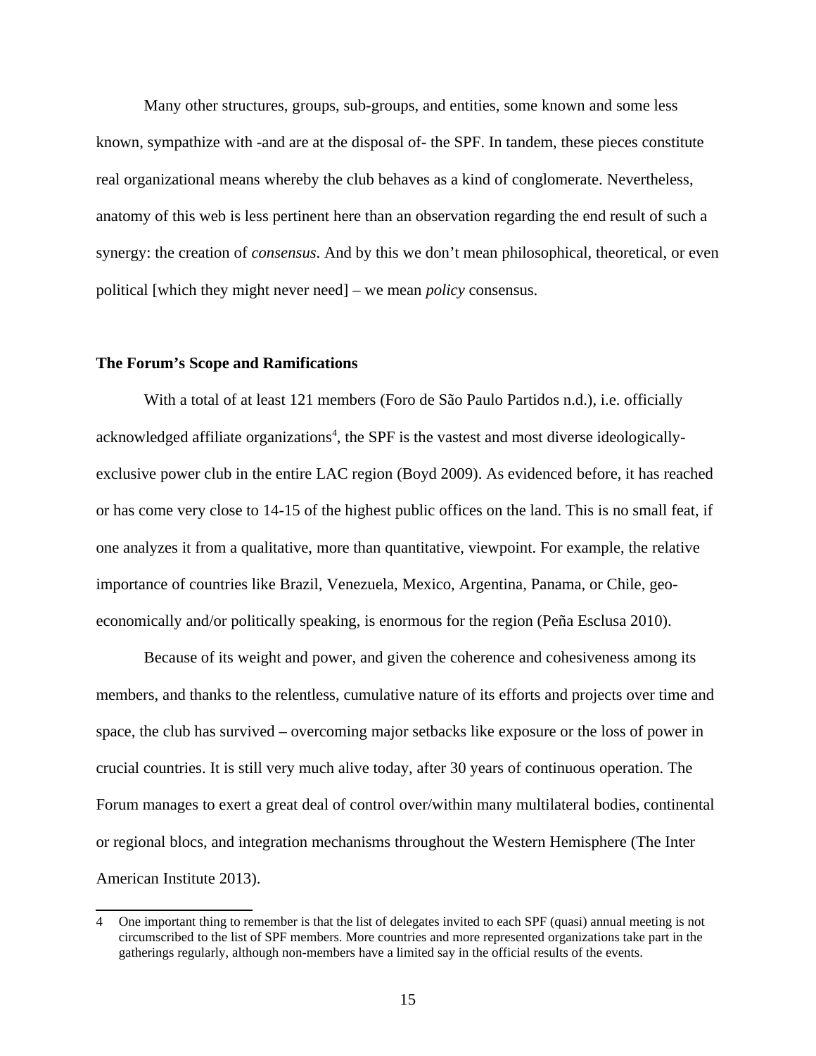Many other structures, groups, sub-groups, and entities, some known and some less known, sympathize with -and are at the disposal of- the SPF. In tandem, these pieces constitute real organizational means whereby the club behaves as a kind of conglomerate. Nevertheless, anatomy of this web is less pertinent here than an observation regarding the end result of such a synergy: the creation of *consensus*. And by this we don't mean philosophical, theoretical, or even political [which they might never need] – we mean *policy* consensus.

### The Forum's Scope and Ramifications

With a total of at least 121 members (Foro de São Paulo Partidos n.d.), i.e. officially acknowledged affiliate organizations[4], the SPF is the vastest and most diverse ideologically-exclusive power club in the entire LAC region (Boyd 2009). As evidenced before, it has reached or has come very close to 14-15 of the highest public offices on the land. This is no small feat, if one analyzes it from a qualitative, more than quantitative, viewpoint. For example, the relative importance of countries like Brazil, Venezuela, Mexico, Argentina, Panama, or Chile, geo-economically and/or politically speaking, is enormous for the region (Peña Esclusa 2010).

Because of its weight and power, and given the coherence and cohesiveness among its members, and thanks to the relentless, cumulative nature of its efforts and projects over time and space, the club has survived – overcoming major setbacks like exposure or the loss of power in crucial countries. It is still very much alive today, after 30 years of continuous operation. The Forum manages to exert a great deal of control over/within many multilateral bodies, continental or regional blocs, and integration mechanisms throughout the Western Hemisphere (The Inter American Institute 2013).

4 One important thing to remember is that the list of delegates invited to each SPF (quasi) annual meeting is not circumscribed to the list of SPF members. More countries and more represented organizations take part in the gatherings regularly, although non-members have a limited say in the official results of the events.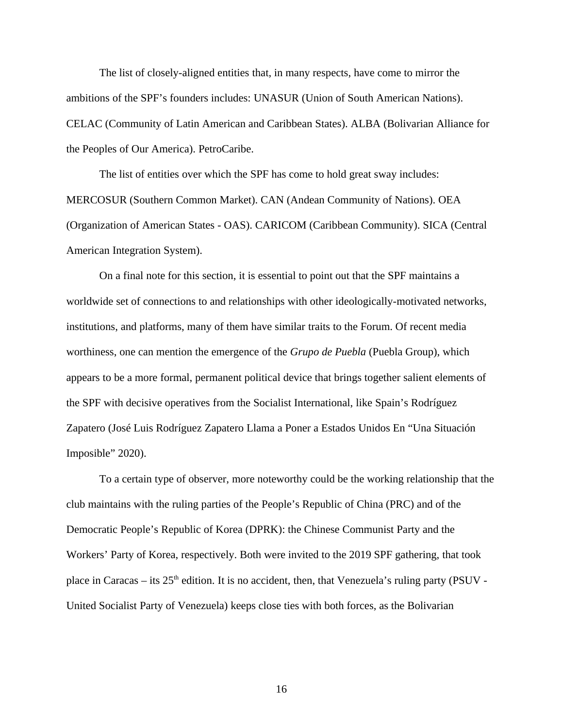The list of closely-aligned entities that, in many respects, have come to mirror the ambitions of the SPF's founders includes: UNASUR (Union of South American Nations). CELAC (Community of Latin American and Caribbean States). ALBA (Bolivarian Alliance for the Peoples of Our America). PetroCaribe.

The list of entities over which the SPF has come to hold great sway includes: MERCOSUR (Southern Common Market). CAN (Andean Community of Nations). OEA (Organization of American States - OAS). CARICOM (Caribbean Community). SICA (Central American Integration System).

On a final note for this section, it is essential to point out that the SPF maintains a worldwide set of connections to and relationships with other ideologically-motivated networks, institutions, and platforms, many of them have similar traits to the Forum. Of recent media worthiness, one can mention the emergence of the *Grupo de Puebla* (Puebla Group), which appears to be a more formal, permanent political device that brings together salient elements of the SPF with decisive operatives from the Socialist International, like Spain's Rodríguez Zapatero (José Luis Rodríguez Zapatero Llama a Poner a Estados Unidos En "Una Situación Imposible" 2020).

To a certain type of observer, more noteworthy could be the working relationship that the club maintains with the ruling parties of the People's Republic of China (PRC) and of the Democratic People's Republic of Korea (DPRK): the Chinese Communist Party and the Workers' Party of Korea, respectively. Both were invited to the 2019 SPF gathering, that took place in Caracas – its 25th edition. It is no accident, then, that Venezuela's ruling party (PSUV - United Socialist Party of Venezuela) keeps close ties with both forces, as the Bolivarian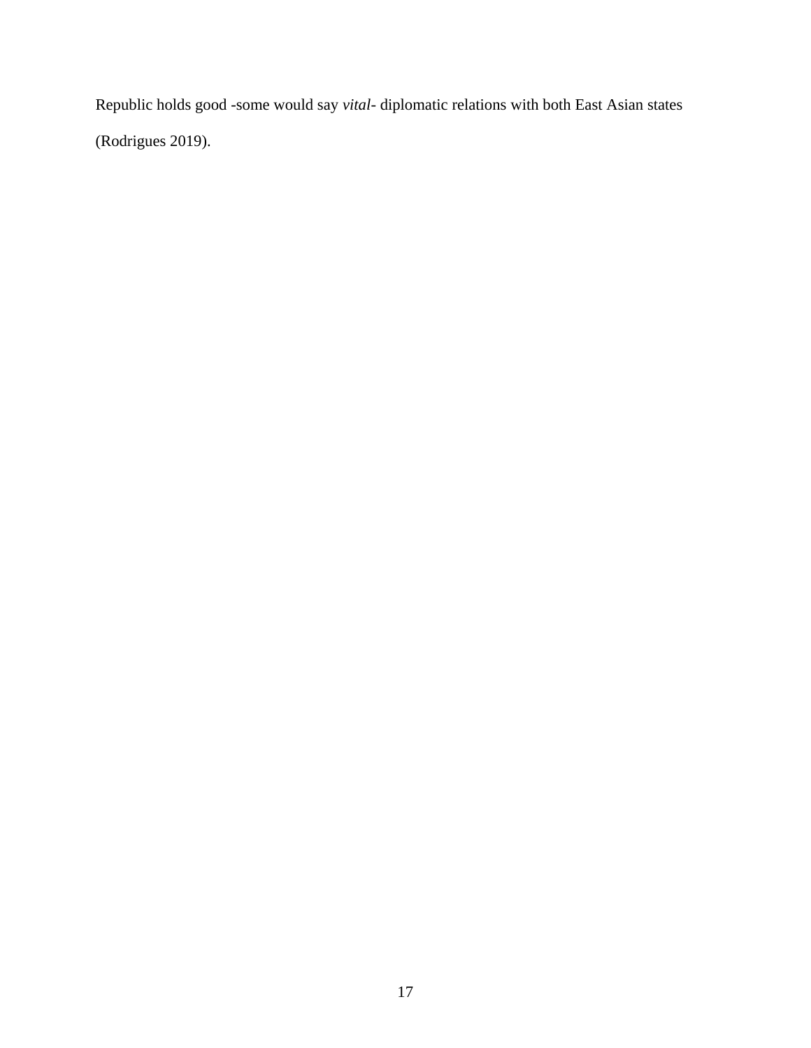Republic holds good -some would say *vital*- diplomatic relations with both East Asian states (Rodrigues 2019).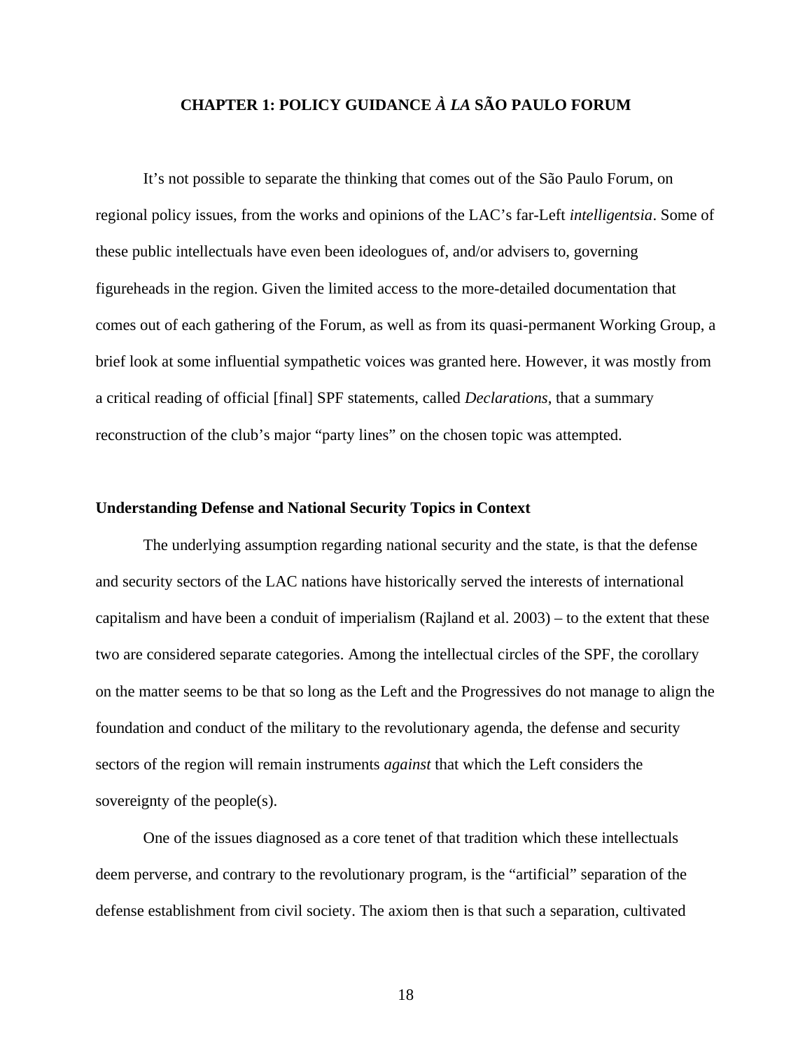# CHAPTER 1: POLICY GUIDANCE *À LA* SÃO PAULO FORUM

It's not possible to separate the thinking that comes out of the São Paulo Forum, on regional policy issues, from the works and opinions of the LAC's far-Left *intelligentsia*. Some of these public intellectuals have even been ideologues of, and/or advisers to, governing figureheads in the region. Given the limited access to the more-detailed documentation that comes out of each gathering of the Forum, as well as from its quasi-permanent Working Group, a brief look at some influential sympathetic voices was granted here. However, it was mostly from a critical reading of official [final] SPF statements, called *Declarations*, that a summary reconstruction of the club's major "party lines" on the chosen topic was attempted.

## Understanding Defense and National Security Topics in Context

The underlying assumption regarding national security and the state, is that the defense and security sectors of the LAC nations have historically served the interests of international capitalism and have been a conduit of imperialism (Rajland et al. 2003) – to the extent that these two are considered separate categories. Among the intellectual circles of the SPF, the corollary on the matter seems to be that so long as the Left and the Progressives do not manage to align the foundation and conduct of the military to the revolutionary agenda, the defense and security sectors of the region will remain instruments *against* that which the Left considers the sovereignty of the people(s).

One of the issues diagnosed as a core tenet of that tradition which these intellectuals deem perverse, and contrary to the revolutionary program, is the "artificial" separation of the defense establishment from civil society. The axiom then is that such a separation, cultivated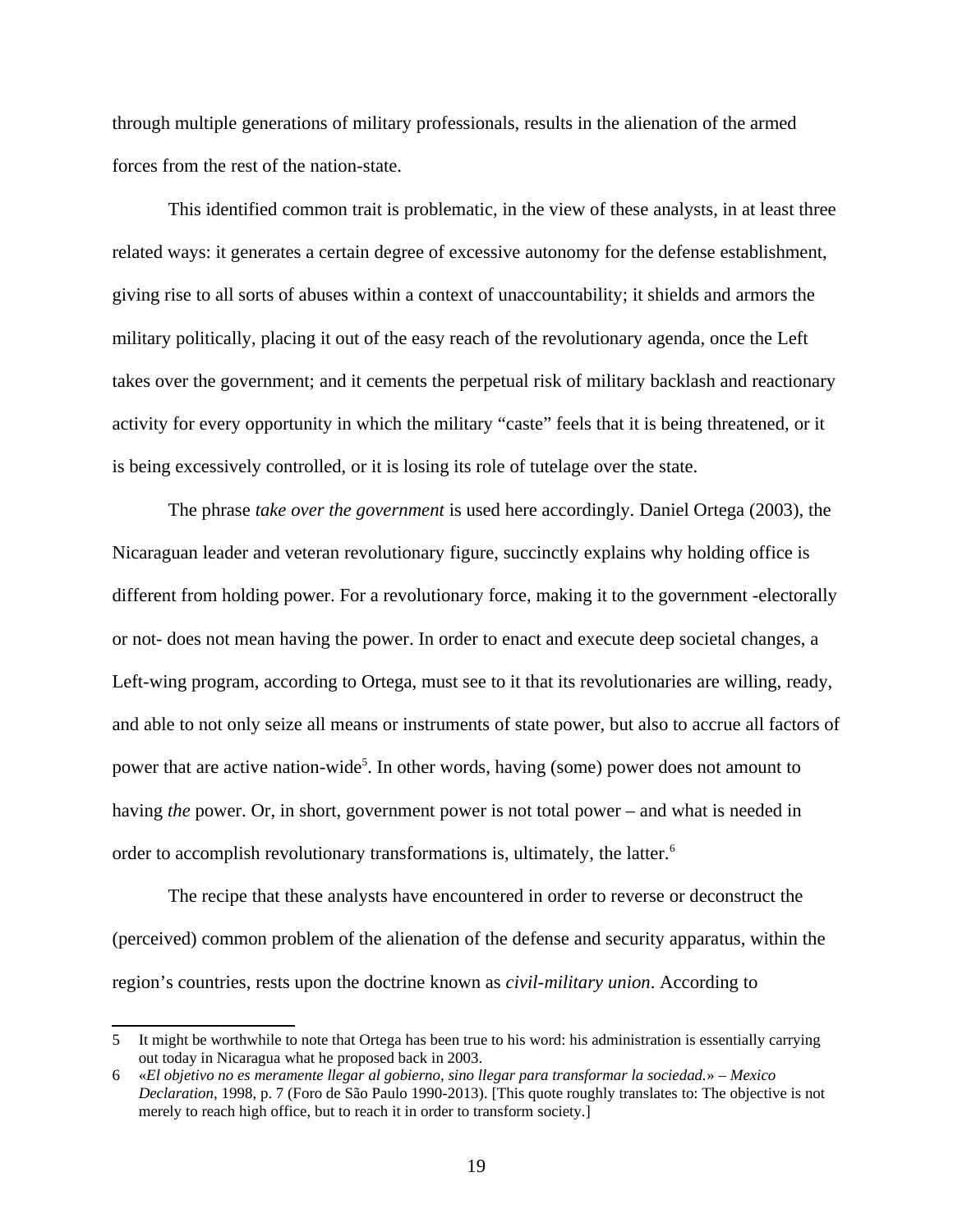through multiple generations of military professionals, results in the alienation of the armed forces from the rest of the nation-state.

This identified common trait is problematic, in the view of these analysts, in at least three related ways: it generates a certain degree of excessive autonomy for the defense establishment, giving rise to all sorts of abuses within a context of unaccountability; it shields and armors the military politically, placing it out of the easy reach of the revolutionary agenda, once the Left takes over the government; and it cements the perpetual risk of military backlash and reactionary activity for every opportunity in which the military "caste" feels that it is being threatened, or it is being excessively controlled, or it is losing its role of tutelage over the state.

The phrase *take over the government* is used here accordingly. Daniel Ortega (2003), the Nicaraguan leader and veteran revolutionary figure, succinctly explains why holding office is different from holding power. For a revolutionary force, making it to the government -electorally or not- does not mean having the power. In order to enact and execute deep societal changes, a Left-wing program, according to Ortega, must see to it that its revolutionaries are willing, ready, and able to not only seize all means or instruments of state power, but also to accrue all factors of power that are active nation-wide[5]. In other words, having (some) power does not amount to having *the* power. Or, in short, government power is not total power – and what is needed in order to accomplish revolutionary transformations is, ultimately, the latter.[6]

The recipe that these analysts have encountered in order to reverse or deconstruct the (perceived) common problem of the alienation of the defense and security apparatus, within the region's countries, rests upon the doctrine known as *civil-military union*. According to

---

5 It might be worthwhile to note that Ortega has been true to his word: his administration is essentially carrying out today in Nicaragua what he proposed back in 2003.

6 «*El objetivo no es meramente llegar al gobierno, sino llegar para transformar la sociedad.*» – *Mexico Declaration*, 1998, p. 7 (Foro de São Paulo 1990-2013). [This quote roughly translates to: The objective is not merely to reach high office, but to reach it in order to transform society.]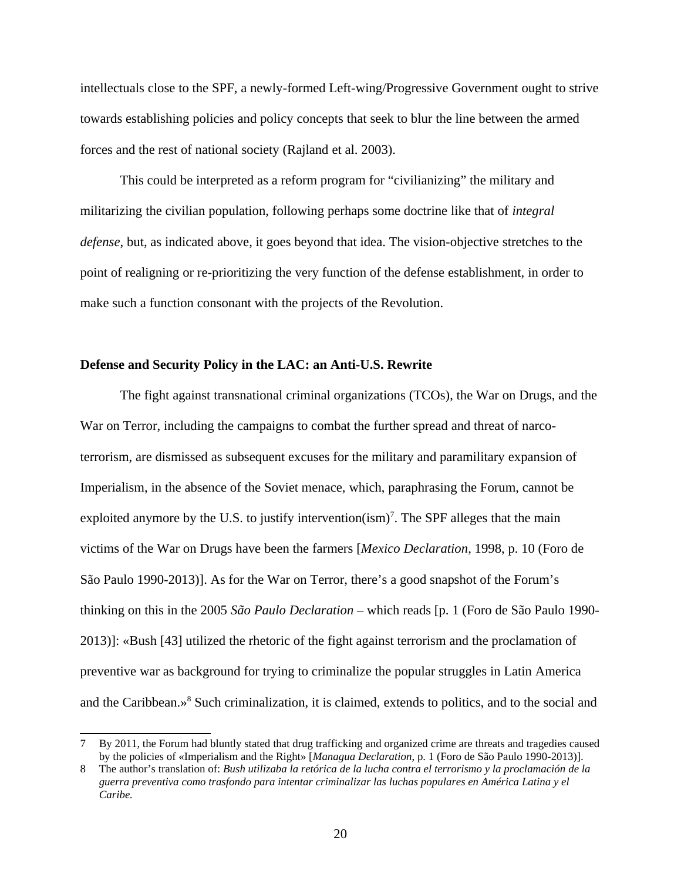intellectuals close to the SPF, a newly-formed Left-wing/Progressive Government ought to strive towards establishing policies and policy concepts that seek to blur the line between the armed forces and the rest of national society (Rajland et al. 2003).

This could be interpreted as a reform program for "civilianizing" the military and militarizing the civilian population, following perhaps some doctrine like that of *integral defense*, but, as indicated above, it goes beyond that idea. The vision-objective stretches to the point of realigning or re-prioritizing the very function of the defense establishment, in order to make such a function consonant with the projects of the Revolution.

## Defense and Security Policy in the LAC: an Anti-U.S. Rewrite

The fight against transnational criminal organizations (TCOs), the War on Drugs, and the War on Terror, including the campaigns to combat the further spread and threat of narco-terrorism, are dismissed as subsequent excuses for the military and paramilitary expansion of Imperialism, in the absence of the Soviet menace, which, paraphrasing the Forum, cannot be exploited anymore by the U.S. to justify intervention(ism)[7]. The SPF alleges that the main victims of the War on Drugs have been the farmers [*Mexico Declaration*, 1998, p. 10 (Foro de São Paulo 1990-2013)]. As for the War on Terror, there's a good snapshot of the Forum's thinking on this in the 2005 *São Paulo Declaration* – which reads [p. 1 (Foro de São Paulo 1990-2013)]: «Bush [43] utilized the rhetoric of the fight against terrorism and the proclamation of preventive war as background for trying to criminalize the popular struggles in Latin America and the Caribbean.»[8] Such criminalization, it is claimed, extends to politics, and to the social and

---

7 By 2011, the Forum had bluntly stated that drug trafficking and organized crime are threats and tragedies caused by the policies of «Imperialism and the Right» [*Managua Declaration*, p. 1 (Foro de São Paulo 1990-2013)].

8 The author's translation of: *Bush utilizaba la retórica de la lucha contra el terrorismo y la proclamación de la guerra preventiva como trasfondo para intentar criminalizar las luchas populares en América Latina y el Caribe.*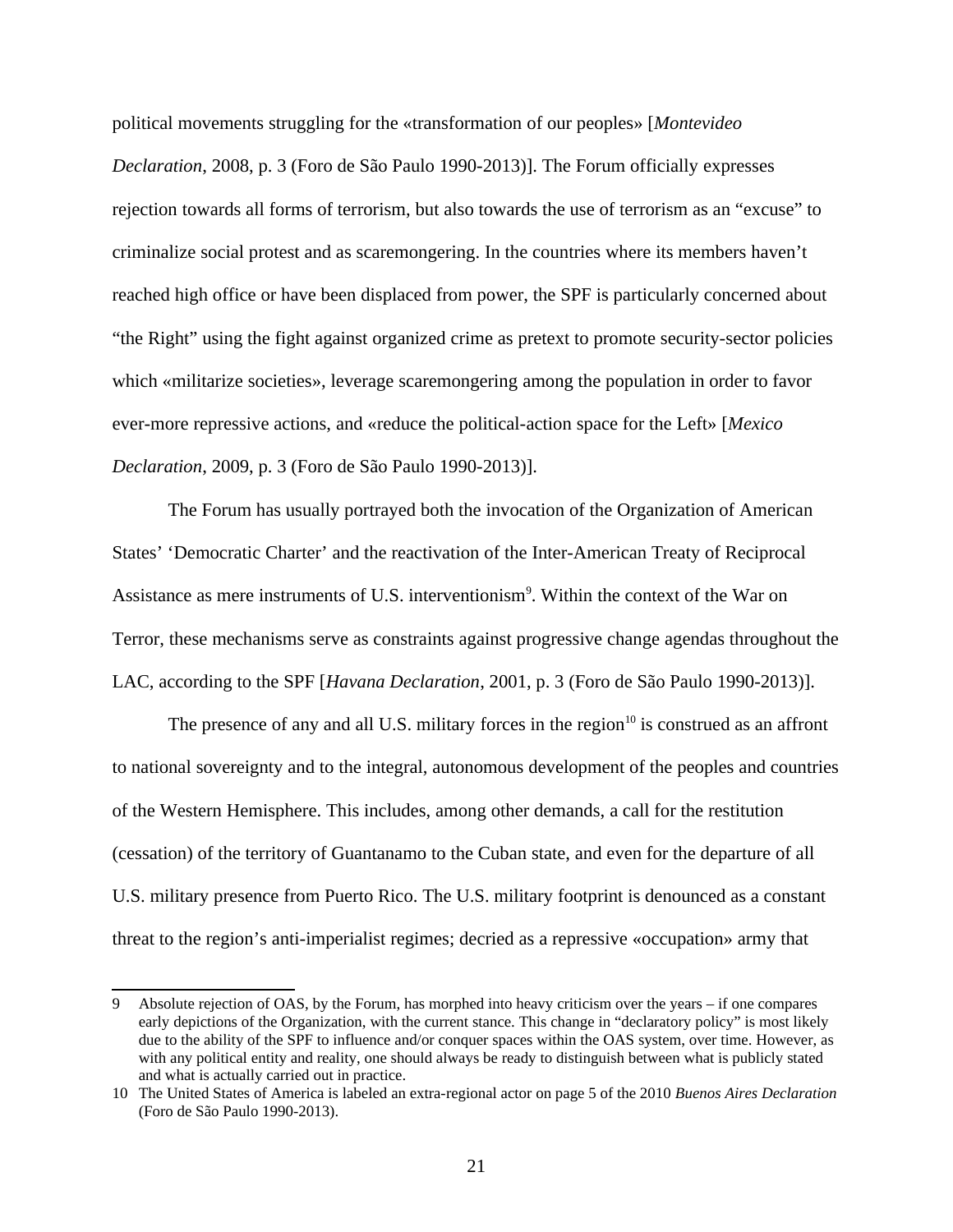political movements struggling for the «transformation of our peoples» [*Montevideo Declaration*, 2008, p. 3 (Foro de São Paulo 1990-2013)]. The Forum officially expresses rejection towards all forms of terrorism, but also towards the use of terrorism as an "excuse" to criminalize social protest and as scaremongering. In the countries where its members haven't reached high office or have been displaced from power, the SPF is particularly concerned about "the Right" using the fight against organized crime as pretext to promote security-sector policies which «militarize societies», leverage scaremongering among the population in order to favor ever-more repressive actions, and «reduce the political-action space for the Left» [*Mexico Declaration*, 2009, p. 3 (Foro de São Paulo 1990-2013)].

The Forum has usually portrayed both the invocation of the Organization of American States' 'Democratic Charter' and the reactivation of the Inter-American Treaty of Reciprocal Assistance as mere instruments of U.S. interventionism[9]. Within the context of the War on Terror, these mechanisms serve as constraints against progressive change agendas throughout the LAC, according to the SPF [*Havana Declaration*, 2001, p. 3 (Foro de São Paulo 1990-2013)].

The presence of any and all U.S. military forces in the region[10] is construed as an affront to national sovereignty and to the integral, autonomous development of the peoples and countries of the Western Hemisphere. This includes, among other demands, a call for the restitution (cessation) of the territory of Guantanamo to the Cuban state, and even for the departure of all U.S. military presence from Puerto Rico. The U.S. military footprint is denounced as a constant threat to the region's anti-imperialist regimes; decried as a repressive «occupation» army that

---

9 Absolute rejection of OAS, by the Forum, has morphed into heavy criticism over the years – if one compares early depictions of the Organization, with the current stance. This change in "declaratory policy" is most likely due to the ability of the SPF to influence and/or conquer spaces within the OAS system, over time. However, as with any political entity and reality, one should always be ready to distinguish between what is publicly stated and what is actually carried out in practice.

10 The United States of America is labeled an extra-regional actor on page 5 of the 2010 *Buenos Aires Declaration* (Foro de São Paulo 1990-2013).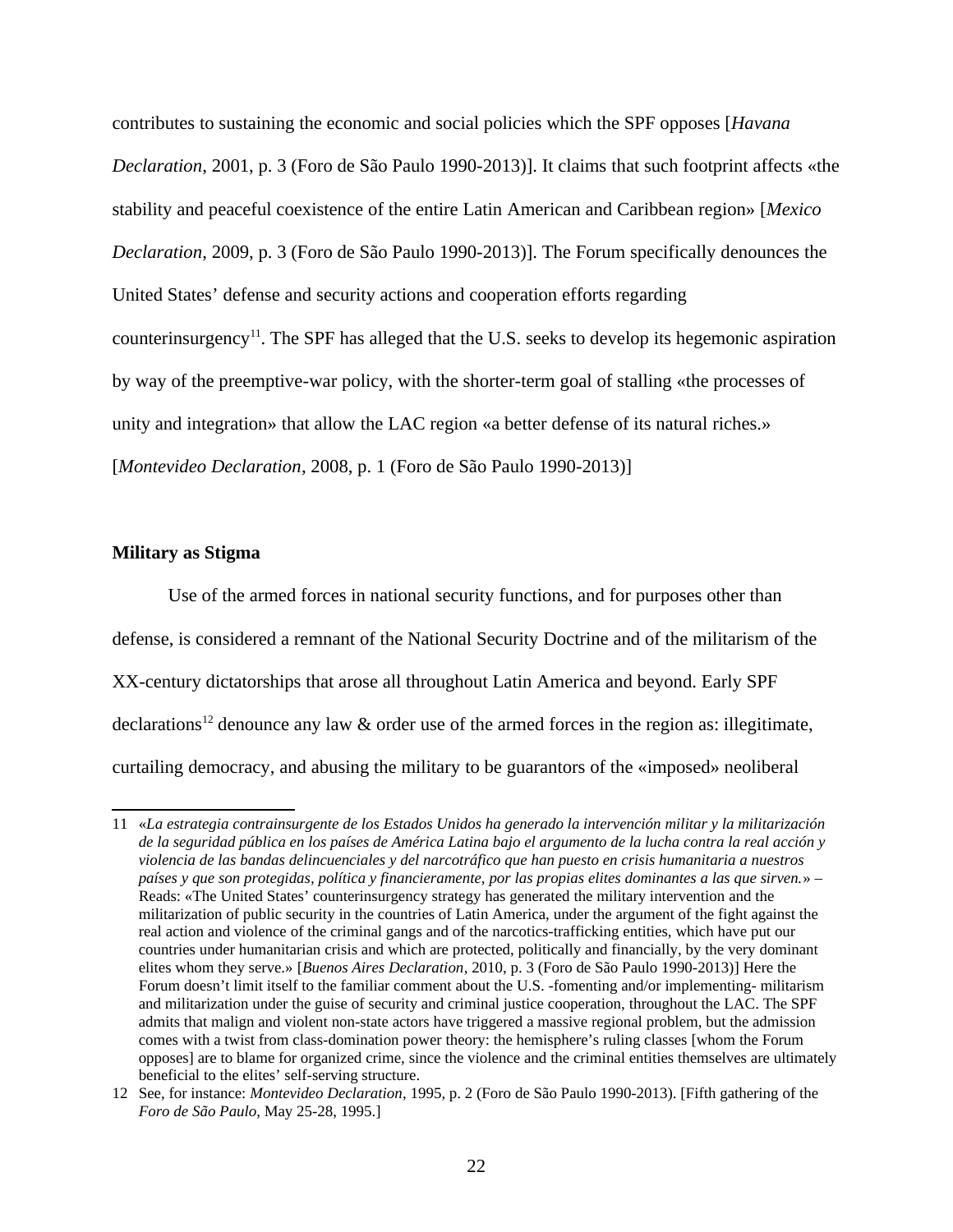contributes to sustaining the economic and social policies which the SPF opposes [*Havana Declaration*, 2001, p. 3 (Foro de São Paulo 1990-2013)]. It claims that such footprint affects «the stability and peaceful coexistence of the entire Latin American and Caribbean region» [*Mexico Declaration*, 2009, p. 3 (Foro de São Paulo 1990-2013)]. The Forum specifically denounces the United States' defense and security actions and cooperation efforts regarding counterinsurgency[11]. The SPF has alleged that the U.S. seeks to develop its hegemonic aspiration by way of the preemptive-war policy, with the shorter-term goal of stalling «the processes of unity and integration» that allow the LAC region «a better defense of its natural riches.» [*Montevideo Declaration*, 2008, p. 1 (Foro de São Paulo 1990-2013)]

**Military as Stigma**

Use of the armed forces in national security functions, and for purposes other than defense, is considered a remnant of the National Security Doctrine and of the militarism of the XX-century dictatorships that arose all throughout Latin America and beyond. Early SPF declarations[12] denounce any law & order use of the armed forces in the region as: illegitimate, curtailing democracy, and abusing the military to be guarantors of the «imposed» neoliberal

---

11 «*La estrategia contrainsurgente de los Estados Unidos ha generado la intervención militar y la militarización de la seguridad pública en los países de América Latina bajo el argumento de la lucha contra la real acción y violencia de las bandas delincuenciales y del narcotráfico que han puesto en crisis humanitaria a nuestros países y que son protegidas, política y financieramente, por las propias elites dominantes a las que sirven.*» – Reads: «The United States' counterinsurgency strategy has generated the military intervention and the militarization of public security in the countries of Latin America, under the argument of the fight against the real action and violence of the criminal gangs and of the narcotics-trafficking entities, which have put our countries under humanitarian crisis and which are protected, politically and financially, by the very dominant elites whom they serve.» [*Buenos Aires Declaration*, 2010, p. 3 (Foro de São Paulo 1990-2013)] Here the Forum doesn't limit itself to the familiar comment about the U.S. -fomenting and/or implementing- militarism and militarization under the guise of security and criminal justice cooperation, throughout the LAC. The SPF admits that malign and violent non-state actors have triggered a massive regional problem, but the admission comes with a twist from class-domination power theory: the hemisphere's ruling classes [whom the Forum opposes] are to blame for organized crime, since the violence and the criminal entities themselves are ultimately beneficial to the elites' self-serving structure.

12 See, for instance: *Montevideo Declaration*, 1995, p. 2 (Foro de São Paulo 1990-2013). [Fifth gathering of the *Foro de São Paulo*, May 25-28, 1995.]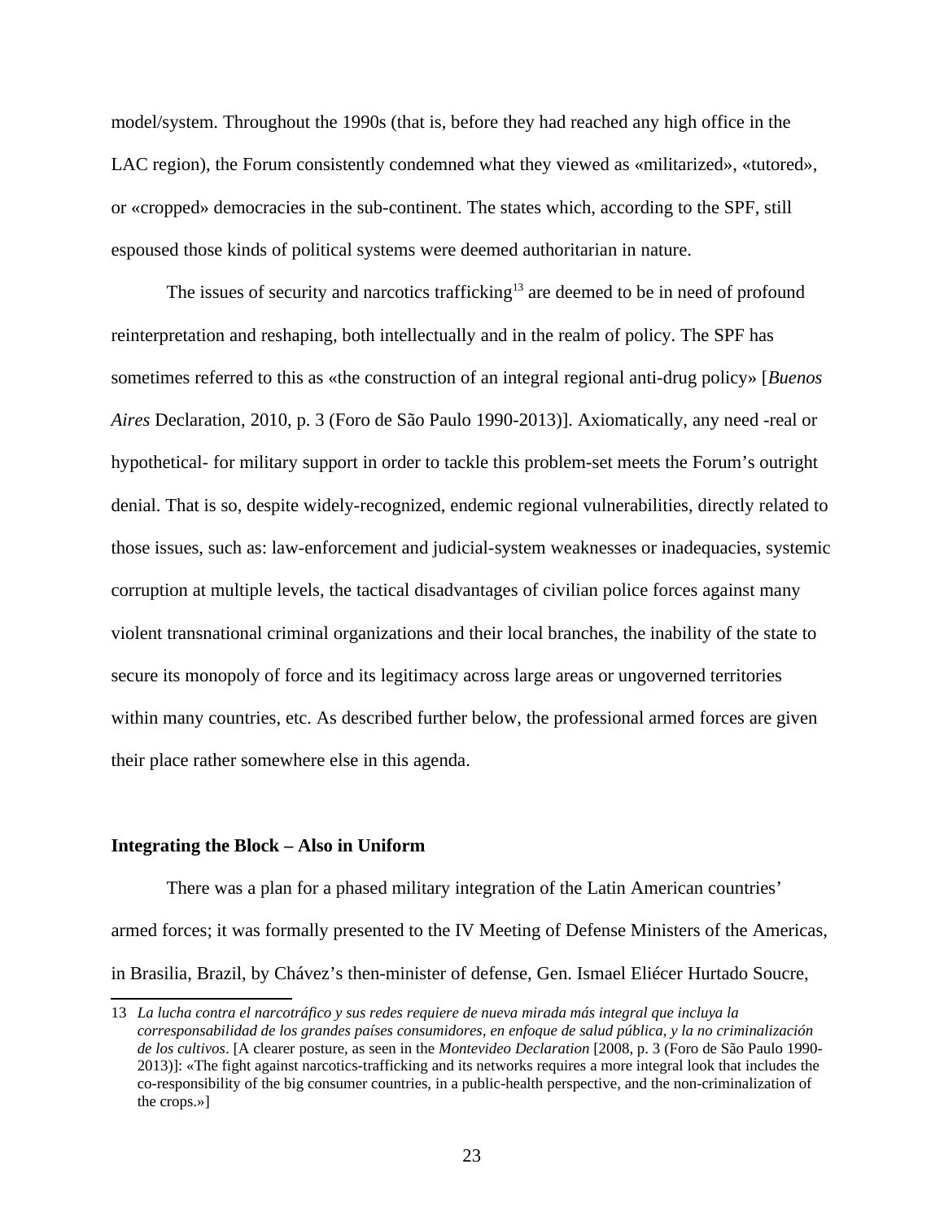model/system. Throughout the 1990s (that is, before they had reached any high office in the LAC region), the Forum consistently condemned what they viewed as «militarized», «tutored», or «cropped» democracies in the sub-continent. The states which, according to the SPF, still espoused those kinds of political systems were deemed authoritarian in nature.

The issues of security and narcotics trafficking[13] are deemed to be in need of profound reinterpretation and reshaping, both intellectually and in the realm of policy. The SPF has sometimes referred to this as «the construction of an integral regional anti-drug policy» [*Buenos Aires* Declaration, 2010, p. 3 (Foro de São Paulo 1990-2013)]. Axiomatically, any need -real or hypothetical- for military support in order to tackle this problem-set meets the Forum's outright denial. That is so, despite widely-recognized, endemic regional vulnerabilities, directly related to those issues, such as: law-enforcement and judicial-system weaknesses or inadequacies, systemic corruption at multiple levels, the tactical disadvantages of civilian police forces against many violent transnational criminal organizations and their local branches, the inability of the state to secure its monopoly of force and its legitimacy across large areas or ungoverned territories within many countries, etc. As described further below, the professional armed forces are given their place rather somewhere else in this agenda.

**Integrating the Block – Also in Uniform**

There was a plan for a phased military integration of the Latin American countries' armed forces; it was formally presented to the IV Meeting of Defense Ministers of the Americas, in Brasilia, Brazil, by Chávez's then-minister of defense, Gen. Ismael Eliécer Hurtado Soucre,

13 *La lucha contra el narcotráfico y sus redes requiere de nueva mirada más integral que incluya la corresponsabilidad de los grandes países consumidores, en enfoque de salud pública, y la no criminalización de los cultivos*. [A clearer posture, as seen in the *Montevideo Declaration* [2008, p. 3 (Foro de São Paulo 1990-2013)]: «The fight against narcotics-trafficking and its networks requires a more integral look that includes the co-responsibility of the big consumer countries, in a public-health perspective, and the non-criminalization of the crops.»]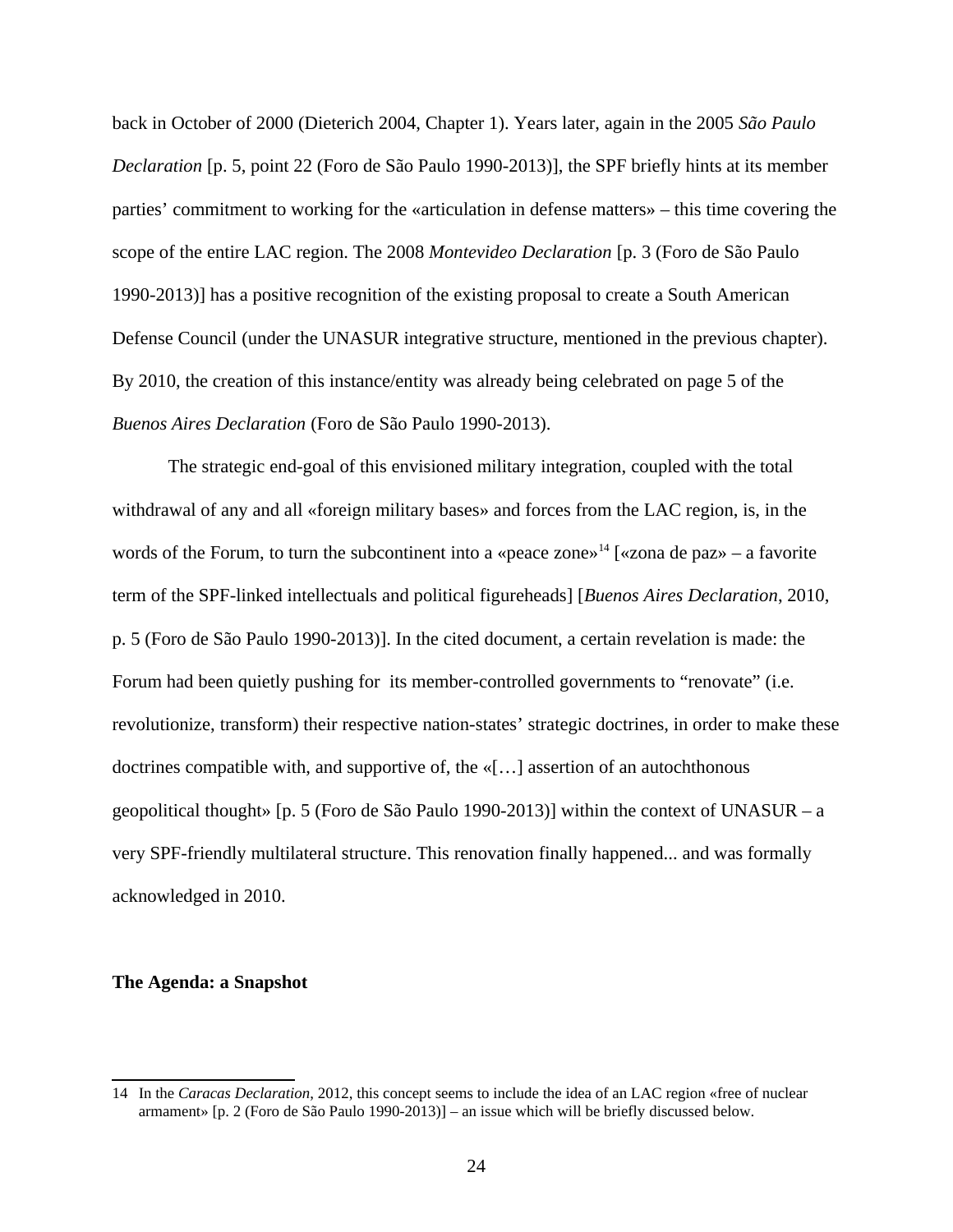back in October of 2000 (Dieterich 2004, Chapter 1). Years later, again in the 2005 *São Paulo Declaration* [p. 5, point 22 (Foro de São Paulo 1990-2013)], the SPF briefly hints at its member parties' commitment to working for the «articulation in defense matters» – this time covering the scope of the entire LAC region. The 2008 *Montevideo Declaration* [p. 3 (Foro de São Paulo 1990-2013)] has a positive recognition of the existing proposal to create a South American Defense Council (under the UNASUR integrative structure, mentioned in the previous chapter). By 2010, the creation of this instance/entity was already being celebrated on page 5 of the *Buenos Aires Declaration* (Foro de São Paulo 1990-2013).

The strategic end-goal of this envisioned military integration, coupled with the total withdrawal of any and all «foreign military bases» and forces from the LAC region, is, in the words of the Forum, to turn the subcontinent into a «peace zone»[14] [«zona de paz» – a favorite term of the SPF-linked intellectuals and political figureheads] [*Buenos Aires Declaration*, 2010, p. 5 (Foro de São Paulo 1990-2013)]. In the cited document, a certain revelation is made: the Forum had been quietly pushing for its member-controlled governments to "renovate" (i.e. revolutionize, transform) their respective nation-states' strategic doctrines, in order to make these doctrines compatible with, and supportive of, the «[…] assertion of an autochthonous geopolitical thought» [p. 5 (Foro de São Paulo 1990-2013)] within the context of UNASUR – a very SPF-friendly multilateral structure. This renovation finally happened... and was formally acknowledged in 2010.

**The Agenda: a Snapshot**

14 In the *Caracas Declaration*, 2012, this concept seems to include the idea of an LAC region «free of nuclear armament» [p. 2 (Foro de São Paulo 1990-2013)] – an issue which will be briefly discussed below.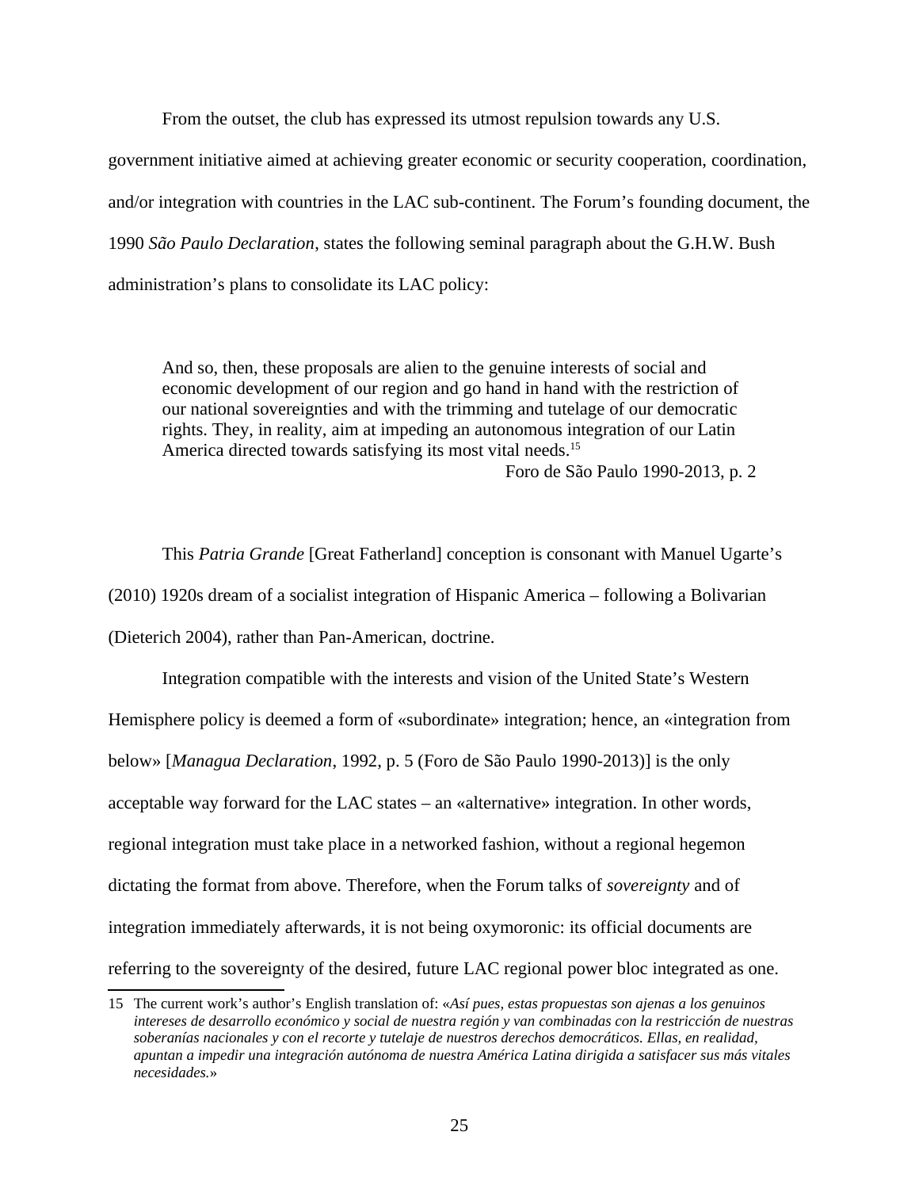From the outset, the club has expressed its utmost repulsion towards any U.S. government initiative aimed at achieving greater economic or security cooperation, coordination, and/or integration with countries in the LAC sub-continent. The Forum's founding document, the 1990 *São Paulo Declaration*, states the following seminal paragraph about the G.H.W. Bush administration's plans to consolidate its LAC policy:

> And so, then, these proposals are alien to the genuine interests of social and economic development of our region and go hand in hand with the restriction of our national sovereignties and with the trimming and tutelage of our democratic rights. They, in reality, aim at impeding an autonomous integration of our Latin America directed towards satisfying its most vital needs.[15]
>
> Foro de São Paulo 1990-2013, p. 2

This *Patria Grande* [Great Fatherland] conception is consonant with Manuel Ugarte's (2010) 1920s dream of a socialist integration of Hispanic America – following a Bolivarian (Dieterich 2004), rather than Pan-American, doctrine.

Integration compatible with the interests and vision of the United State's Western Hemisphere policy is deemed a form of «subordinate» integration; hence, an «integration from below» [*Managua Declaration*, 1992, p. 5 (Foro de São Paulo 1990-2013)] is the only acceptable way forward for the LAC states – an «alternative» integration. In other words, regional integration must take place in a networked fashion, without a regional hegemon dictating the format from above. Therefore, when the Forum talks of *sovereignty* and of integration immediately afterwards, it is not being oxymoronic: its official documents are referring to the sovereignty of the desired, future LAC regional power bloc integrated as one.

---

15 The current work's author's English translation of: «*Así pues, estas propuestas son ajenas a los genuinos intereses de desarrollo económico y social de nuestra región y van combinadas con la restricción de nuestras soberanías nacionales y con el recorte y tutelaje de nuestros derechos democráticos. Ellas, en realidad, apuntan a impedir una integración autónoma de nuestra América Latina dirigida a satisfacer sus más vitales necesidades.*»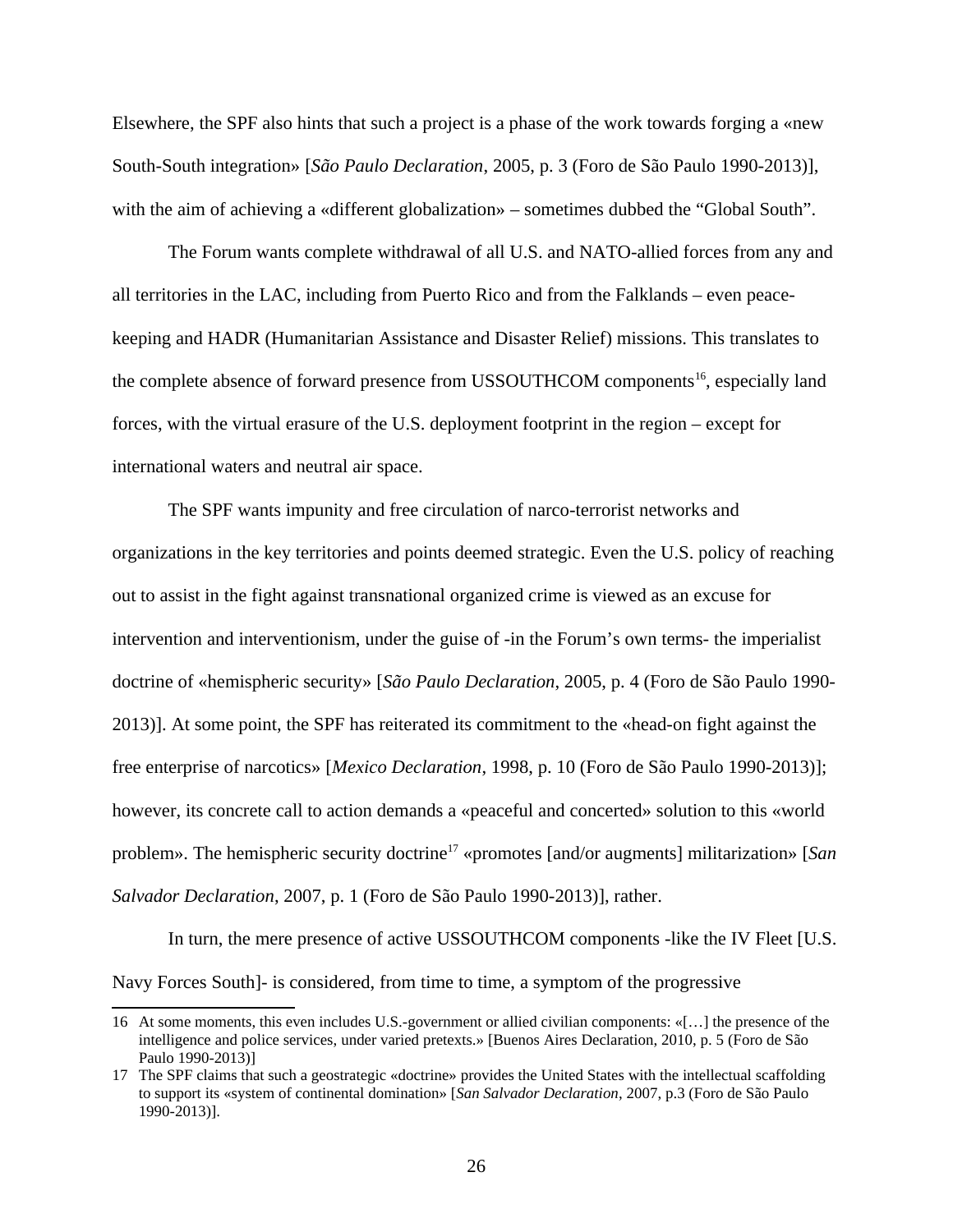Elsewhere, the SPF also hints that such a project is a phase of the work towards forging a «new South-South integration» [*São Paulo Declaration*, 2005, p. 3 (Foro de São Paulo 1990-2013)], with the aim of achieving a «different globalization» – sometimes dubbed the "Global South".

The Forum wants complete withdrawal of all U.S. and NATO-allied forces from any and all territories in the LAC, including from Puerto Rico and from the Falklands – even peace-keeping and HADR (Humanitarian Assistance and Disaster Relief) missions. This translates to the complete absence of forward presence from USSOUTHCOM components[16], especially land forces, with the virtual erasure of the U.S. deployment footprint in the region – except for international waters and neutral air space.

The SPF wants impunity and free circulation of narco-terrorist networks and organizations in the key territories and points deemed strategic. Even the U.S. policy of reaching out to assist in the fight against transnational organized crime is viewed as an excuse for intervention and interventionism, under the guise of -in the Forum's own terms- the imperialist doctrine of «hemispheric security» [*São Paulo Declaration*, 2005, p. 4 (Foro de São Paulo 1990-2013)]. At some point, the SPF has reiterated its commitment to the «head-on fight against the free enterprise of narcotics» [*Mexico Declaration*, 1998, p. 10 (Foro de São Paulo 1990-2013)]; however, its concrete call to action demands a «peaceful and concerted» solution to this «world problem». The hemispheric security doctrine[17] «promotes [and/or augments] militarization» [*San Salvador Declaration*, 2007, p. 1 (Foro de São Paulo 1990-2013)], rather.

In turn, the mere presence of active USSOUTHCOM components -like the IV Fleet [U.S. Navy Forces South]- is considered, from time to time, a symptom of the progressive

---

16 At some moments, this even includes U.S.-government or allied civilian components: «[…] the presence of the intelligence and police services, under varied pretexts.» [Buenos Aires Declaration, 2010, p. 5 (Foro de São Paulo 1990-2013)]

17 The SPF claims that such a geostrategic «doctrine» provides the United States with the intellectual scaffolding to support its «system of continental domination» [*San Salvador Declaration*, 2007, p.3 (Foro de São Paulo 1990-2013)].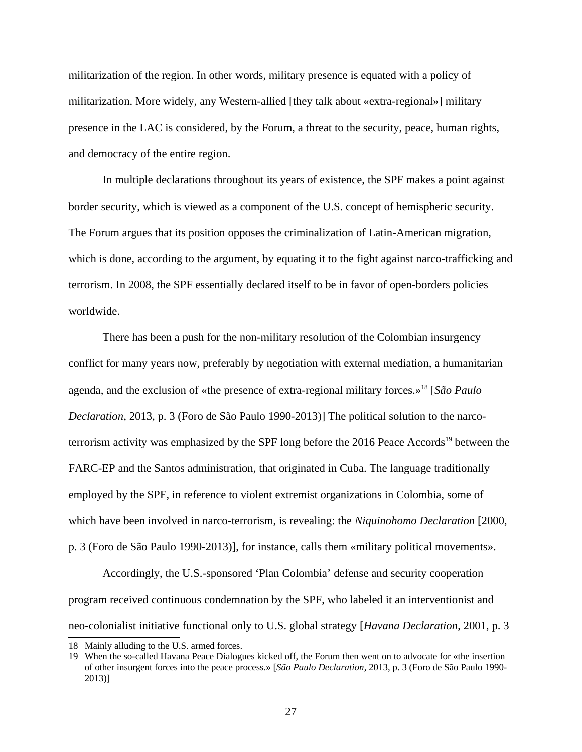militarization of the region. In other words, military presence is equated with a policy of militarization. More widely, any Western-allied [they talk about «extra-regional»] military presence in the LAC is considered, by the Forum, a threat to the security, peace, human rights, and democracy of the entire region.

In multiple declarations throughout its years of existence, the SPF makes a point against border security, which is viewed as a component of the U.S. concept of hemispheric security. The Forum argues that its position opposes the criminalization of Latin-American migration, which is done, according to the argument, by equating it to the fight against narco-trafficking and terrorism. In 2008, the SPF essentially declared itself to be in favor of open-borders policies worldwide.

There has been a push for the non-military resolution of the Colombian insurgency conflict for many years now, preferably by negotiation with external mediation, a humanitarian agenda, and the exclusion of «the presence of extra-regional military forces.»[18] [*São Paulo Declaration*, 2013, p. 3 (Foro de São Paulo 1990-2013)] The political solution to the narco-terrorism activity was emphasized by the SPF long before the 2016 Peace Accords[19] between the FARC-EP and the Santos administration, that originated in Cuba. The language traditionally employed by the SPF, in reference to violent extremist organizations in Colombia, some of which have been involved in narco-terrorism, is revealing: the *Niquinohomo Declaration* [2000, p. 3 (Foro de São Paulo 1990-2013)], for instance, calls them «military political movements».

Accordingly, the U.S.-sponsored 'Plan Colombia' defense and security cooperation program received continuous condemnation by the SPF, who labeled it an interventionist and neo-colonialist initiative functional only to U.S. global strategy [*Havana Declaration*, 2001, p. 3

---

18 Mainly alluding to the U.S. armed forces.

19 When the so-called Havana Peace Dialogues kicked off, the Forum then went on to advocate for «the insertion of other insurgent forces into the peace process.» [*São Paulo Declaration*, 2013, p. 3 (Foro de São Paulo 1990-2013)]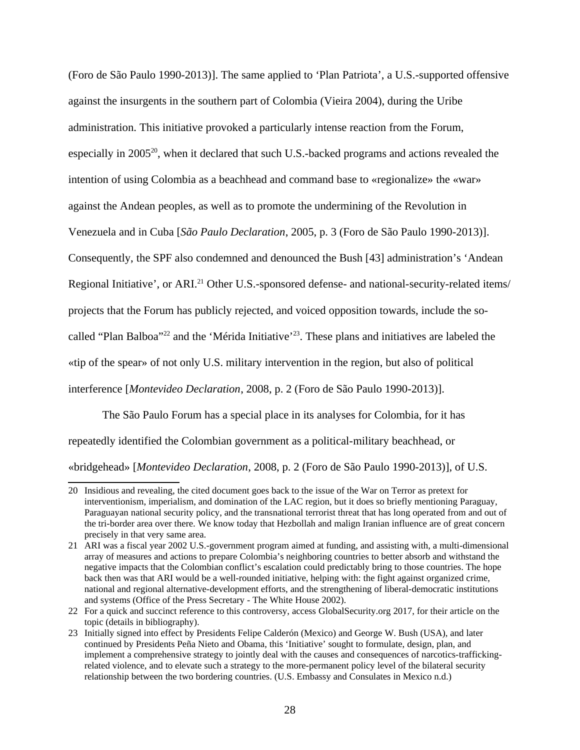(Foro de São Paulo 1990-2013)]. The same applied to 'Plan Patriota', a U.S.-supported offensive against the insurgents in the southern part of Colombia (Vieira 2004), during the Uribe administration. This initiative provoked a particularly intense reaction from the Forum, especially in 2005[20], when it declared that such U.S.-backed programs and actions revealed the intention of using Colombia as a beachhead and command base to «regionalize» the «war» against the Andean peoples, as well as to promote the undermining of the Revolution in Venezuela and in Cuba [*São Paulo Declaration*, 2005, p. 3 (Foro de São Paulo 1990-2013)]. Consequently, the SPF also condemned and denounced the Bush [43] administration's 'Andean Regional Initiative', or ARI.[21] Other U.S.-sponsored defense- and national-security-related items/projects that the Forum has publicly rejected, and voiced opposition towards, include the so-called "Plan Balboa"[22] and the 'Mérida Initiative'[23]. These plans and initiatives are labeled the «tip of the spear» of not only U.S. military intervention in the region, but also of political interference [*Montevideo Declaration*, 2008, p. 2 (Foro de São Paulo 1990-2013)].

The São Paulo Forum has a special place in its analyses for Colombia, for it has repeatedly identified the Colombian government as a political-military beachhead, or «bridgehead» [*Montevideo Declaration*, 2008, p. 2 (Foro de São Paulo 1990-2013)], of U.S.

---

20 Insidious and revealing, the cited document goes back to the issue of the War on Terror as pretext for interventionism, imperialism, and domination of the LAC region, but it does so briefly mentioning Paraguay, Paraguayan national security policy, and the transnational terrorist threat that has long operated from and out of the tri-border area over there. We know today that Hezbollah and malign Iranian influence are of great concern precisely in that very same area.

21 ARI was a fiscal year 2002 U.S.-government program aimed at funding, and assisting with, a multi-dimensional array of measures and actions to prepare Colombia's neighboring countries to better absorb and withstand the negative impacts that the Colombian conflict's escalation could predictably bring to those countries. The hope back then was that ARI would be a well-rounded initiative, helping with: the fight against organized crime, national and regional alternative-development efforts, and the strengthening of liberal-democratic institutions and systems (Office of the Press Secretary - The White House 2002).

22 For a quick and succinct reference to this controversy, access GlobalSecurity.org 2017, for their article on the topic (details in bibliography).

23 Initially signed into effect by Presidents Felipe Calderón (Mexico) and George W. Bush (USA), and later continued by Presidents Peña Nieto and Obama, this 'Initiative' sought to formulate, design, plan, and implement a comprehensive strategy to jointly deal with the causes and consequences of narcotics-trafficking-related violence, and to elevate such a strategy to the more-permanent policy level of the bilateral security relationship between the two bordering countries. (U.S. Embassy and Consulates in Mexico n.d.)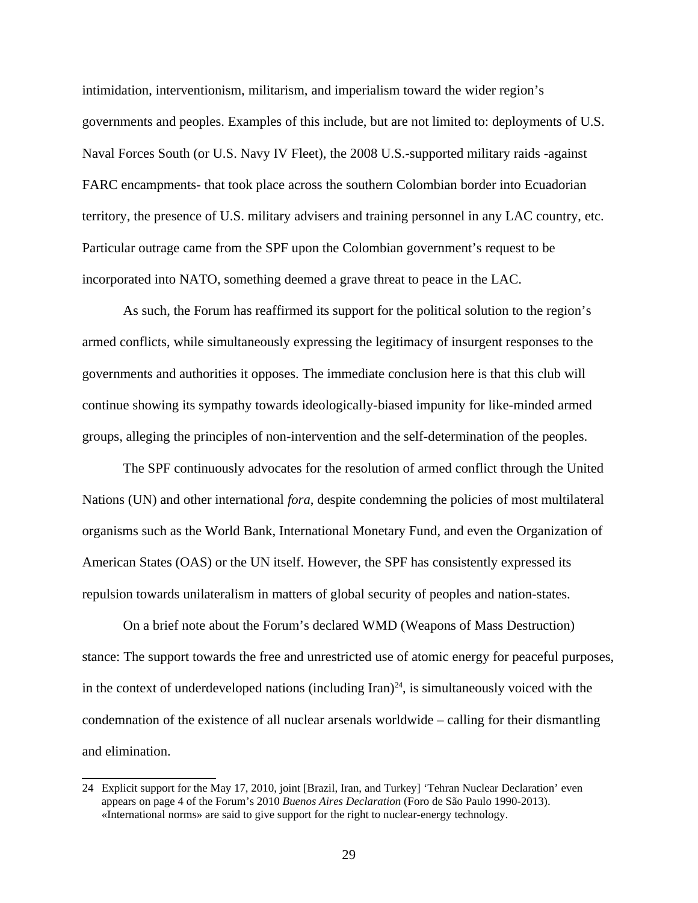intimidation, interventionism, militarism, and imperialism toward the wider region's governments and peoples. Examples of this include, but are not limited to: deployments of U.S. Naval Forces South (or U.S. Navy IV Fleet), the 2008 U.S.-supported military raids -against FARC encampments- that took place across the southern Colombian border into Ecuadorian territory, the presence of U.S. military advisers and training personnel in any LAC country, etc. Particular outrage came from the SPF upon the Colombian government's request to be incorporated into NATO, something deemed a grave threat to peace in the LAC.

As such, the Forum has reaffirmed its support for the political solution to the region's armed conflicts, while simultaneously expressing the legitimacy of insurgent responses to the governments and authorities it opposes. The immediate conclusion here is that this club will continue showing its sympathy towards ideologically-biased impunity for like-minded armed groups, alleging the principles of non-intervention and the self-determination of the peoples.

The SPF continuously advocates for the resolution of armed conflict through the United Nations (UN) and other international *fora*, despite condemning the policies of most multilateral organisms such as the World Bank, International Monetary Fund, and even the Organization of American States (OAS) or the UN itself. However, the SPF has consistently expressed its repulsion towards unilateralism in matters of global security of peoples and nation-states.

On a brief note about the Forum's declared WMD (Weapons of Mass Destruction) stance: The support towards the free and unrestricted use of atomic energy for peaceful purposes, in the context of underdeveloped nations (including Iran)[24], is simultaneously voiced with the condemnation of the existence of all nuclear arsenals worldwide – calling for their dismantling and elimination.

24 Explicit support for the May 17, 2010, joint [Brazil, Iran, and Turkey] 'Tehran Nuclear Declaration' even appears on page 4 of the Forum's 2010 *Buenos Aires Declaration* (Foro de São Paulo 1990-2013). «International norms» are said to give support for the right to nuclear-energy technology.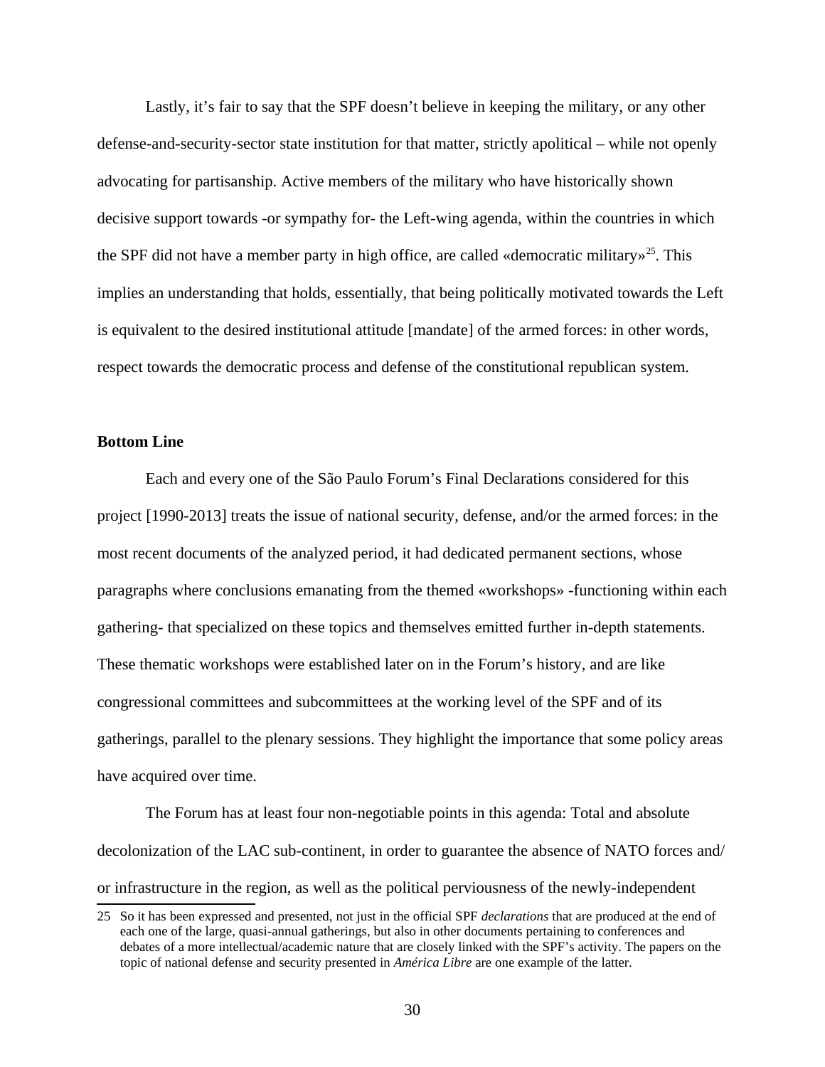Lastly, it's fair to say that the SPF doesn't believe in keeping the military, or any other defense-and-security-sector state institution for that matter, strictly apolitical – while not openly advocating for partisanship. Active members of the military who have historically shown decisive support towards -or sympathy for- the Left-wing agenda, within the countries in which the SPF did not have a member party in high office, are called «democratic military»[25]. This implies an understanding that holds, essentially, that being politically motivated towards the Left is equivalent to the desired institutional attitude [mandate] of the armed forces: in other words, respect towards the democratic process and defense of the constitutional republican system.

**Bottom Line**

Each and every one of the São Paulo Forum's Final Declarations considered for this project [1990-2013] treats the issue of national security, defense, and/or the armed forces: in the most recent documents of the analyzed period, it had dedicated permanent sections, whose paragraphs where conclusions emanating from the themed «workshops» -functioning within each gathering- that specialized on these topics and themselves emitted further in-depth statements. These thematic workshops were established later on in the Forum's history, and are like congressional committees and subcommittees at the working level of the SPF and of its gatherings, parallel to the plenary sessions. They highlight the importance that some policy areas have acquired over time.

The Forum has at least four non-negotiable points in this agenda: Total and absolute decolonization of the LAC sub-continent, in order to guarantee the absence of NATO forces and/or infrastructure in the region, as well as the political perviousness of the newly-independent

25 So it has been expressed and presented, not just in the official SPF *declarations* that are produced at the end of each one of the large, quasi-annual gatherings, but also in other documents pertaining to conferences and debates of a more intellectual/academic nature that are closely linked with the SPF's activity. The papers on the topic of national defense and security presented in *América Libre* are one example of the latter.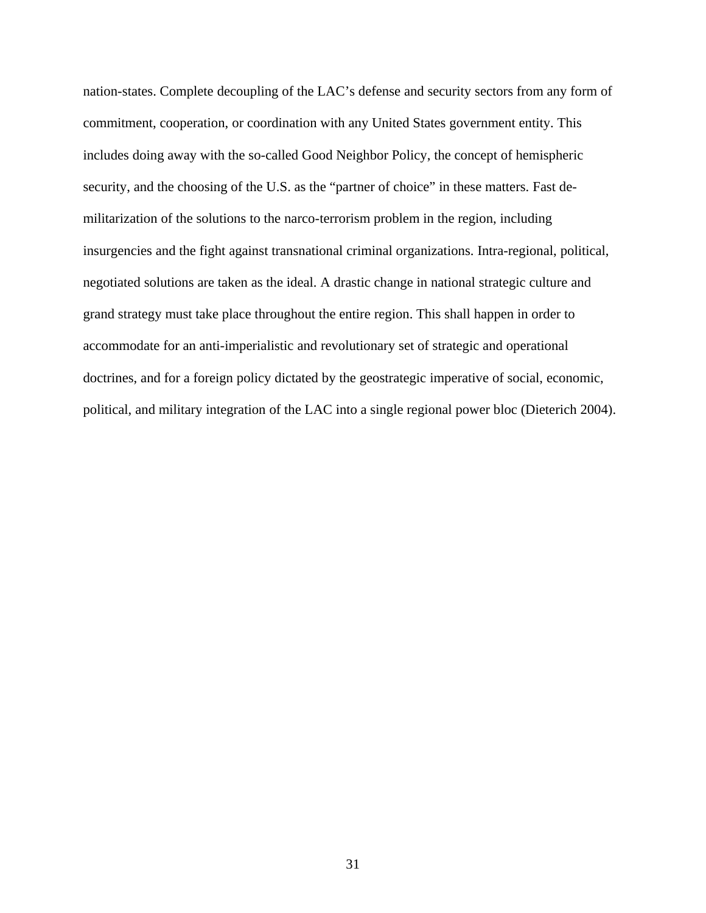nation-states. Complete decoupling of the LAC's defense and security sectors from any form of commitment, cooperation, or coordination with any United States government entity. This includes doing away with the so-called Good Neighbor Policy, the concept of hemispheric security, and the choosing of the U.S. as the "partner of choice" in these matters. Fast de-militarization of the solutions to the narco-terrorism problem in the region, including insurgencies and the fight against transnational criminal organizations. Intra-regional, political, negotiated solutions are taken as the ideal. A drastic change in national strategic culture and grand strategy must take place throughout the entire region. This shall happen in order to accommodate for an anti-imperialistic and revolutionary set of strategic and operational doctrines, and for a foreign policy dictated by the geostrategic imperative of social, economic, political, and military integration of the LAC into a single regional power bloc (Dieterich 2004).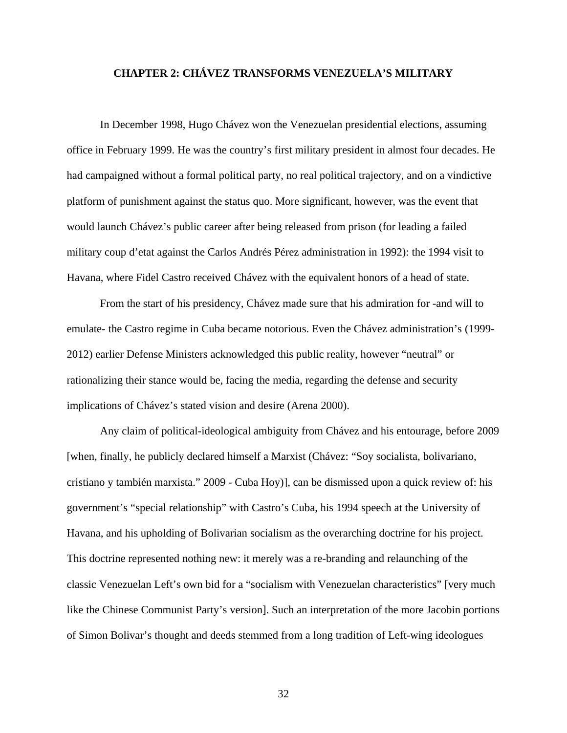# CHAPTER 2: CHÁVEZ TRANSFORMS VENEZUELA'S MILITARY

In December 1998, Hugo Chávez won the Venezuelan presidential elections, assuming office in February 1999. He was the country's first military president in almost four decades. He had campaigned without a formal political party, no real political trajectory, and on a vindictive platform of punishment against the status quo. More significant, however, was the event that would launch Chávez's public career after being released from prison (for leading a failed military coup d'etat against the Carlos Andrés Pérez administration in 1992): the 1994 visit to Havana, where Fidel Castro received Chávez with the equivalent honors of a head of state.

From the start of his presidency, Chávez made sure that his admiration for -and will to emulate- the Castro regime in Cuba became notorious. Even the Chávez administration's (1999-2012) earlier Defense Ministers acknowledged this public reality, however "neutral" or rationalizing their stance would be, facing the media, regarding the defense and security implications of Chávez's stated vision and desire (Arena 2000).

Any claim of political-ideological ambiguity from Chávez and his entourage, before 2009 [when, finally, he publicly declared himself a Marxist (Chávez: "Soy socialista, bolivariano, cristiano y también marxista." 2009 - Cuba Hoy)], can be dismissed upon a quick review of: his government's "special relationship" with Castro's Cuba, his 1994 speech at the University of Havana, and his upholding of Bolivarian socialism as the overarching doctrine for his project. This doctrine represented nothing new: it merely was a re-branding and relaunching of the classic Venezuelan Left's own bid for a "socialism with Venezuelan characteristics" [very much like the Chinese Communist Party's version]. Such an interpretation of the more Jacobin portions of Simon Bolivar's thought and deeds stemmed from a long tradition of Left-wing ideologues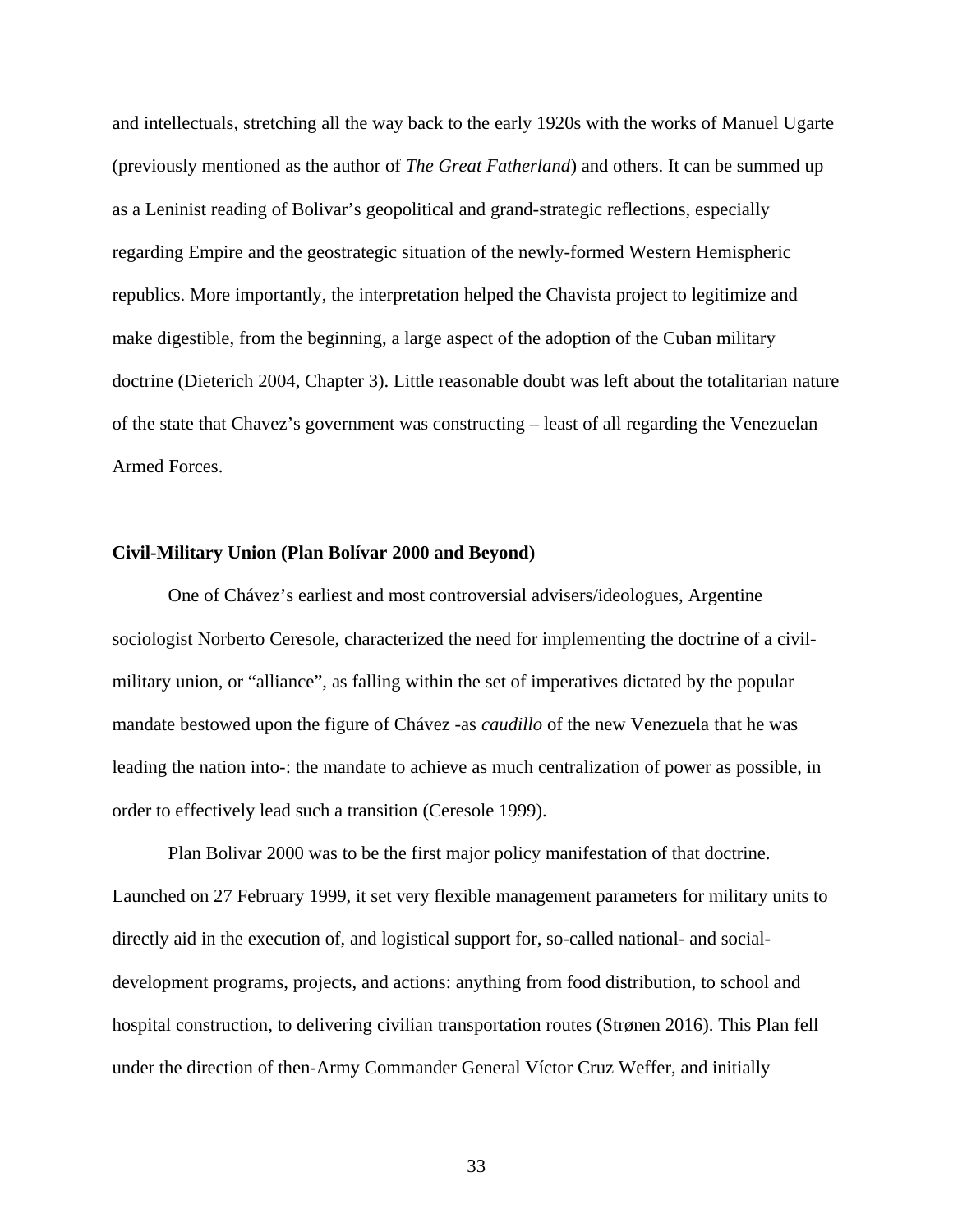and intellectuals, stretching all the way back to the early 1920s with the works of Manuel Ugarte (previously mentioned as the author of *The Great Fatherland*) and others. It can be summed up as a Leninist reading of Bolivar's geopolitical and grand-strategic reflections, especially regarding Empire and the geostrategic situation of the newly-formed Western Hemispheric republics. More importantly, the interpretation helped the Chavista project to legitimize and make digestible, from the beginning, a large aspect of the adoption of the Cuban military doctrine (Dieterich 2004, Chapter 3). Little reasonable doubt was left about the totalitarian nature of the state that Chavez's government was constructing – least of all regarding the Venezuelan Armed Forces.

**Civil-Military Union (Plan Bolívar 2000 and Beyond)**

One of Chávez's earliest and most controversial advisers/ideologues, Argentine sociologist Norberto Ceresole, characterized the need for implementing the doctrine of a civil-military union, or "alliance", as falling within the set of imperatives dictated by the popular mandate bestowed upon the figure of Chávez -as *caudillo* of the new Venezuela that he was leading the nation into-: the mandate to achieve as much centralization of power as possible, in order to effectively lead such a transition (Ceresole 1999).

Plan Bolivar 2000 was to be the first major policy manifestation of that doctrine. Launched on 27 February 1999, it set very flexible management parameters for military units to directly aid in the execution of, and logistical support for, so-called national- and social-development programs, projects, and actions: anything from food distribution, to school and hospital construction, to delivering civilian transportation routes (Strønen 2016). This Plan fell under the direction of then-Army Commander General Víctor Cruz Weffer, and initially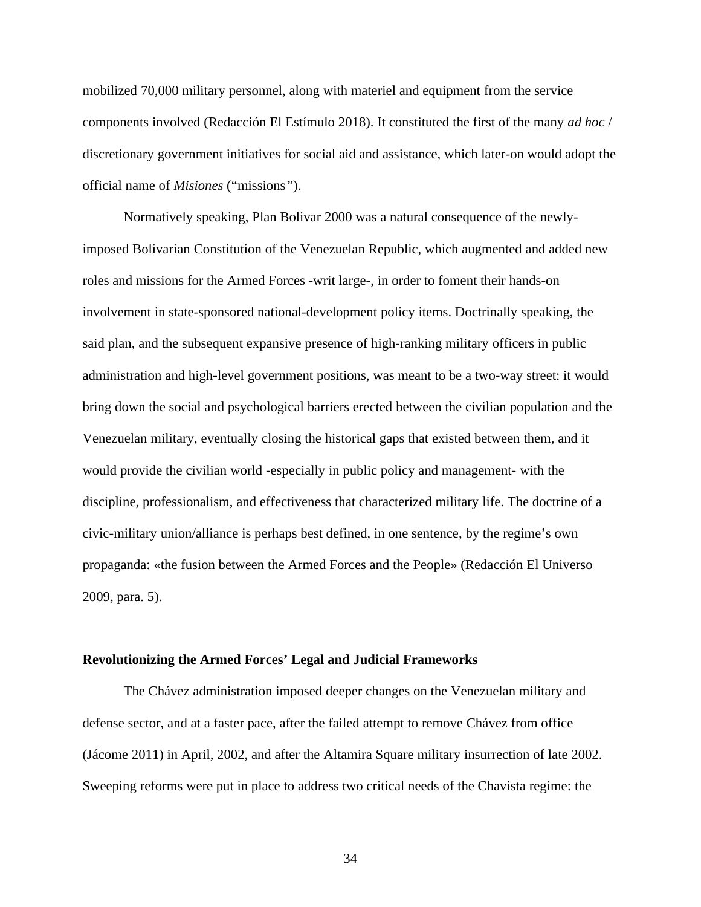mobilized 70,000 military personnel, along with materiel and equipment from the service components involved (Redacción El Estímulo 2018). It constituted the first of the many *ad hoc* / discretionary government initiatives for social aid and assistance, which later-on would adopt the official name of *Misiones* ("missions").

Normatively speaking, Plan Bolivar 2000 was a natural consequence of the newly-imposed Bolivarian Constitution of the Venezuelan Republic, which augmented and added new roles and missions for the Armed Forces -writ large-, in order to foment their hands-on involvement in state-sponsored national-development policy items. Doctrinally speaking, the said plan, and the subsequent expansive presence of high-ranking military officers in public administration and high-level government positions, was meant to be a two-way street: it would bring down the social and psychological barriers erected between the civilian population and the Venezuelan military, eventually closing the historical gaps that existed between them, and it would provide the civilian world -especially in public policy and management- with the discipline, professionalism, and effectiveness that characterized military life. The doctrine of a civic-military union/alliance is perhaps best defined, in one sentence, by the regime's own propaganda: «the fusion between the Armed Forces and the People» (Redacción El Universo 2009, para. 5).

**Revolutionizing the Armed Forces' Legal and Judicial Frameworks**

The Chávez administration imposed deeper changes on the Venezuelan military and defense sector, and at a faster pace, after the failed attempt to remove Chávez from office (Jácome 2011) in April, 2002, and after the Altamira Square military insurrection of late 2002. Sweeping reforms were put in place to address two critical needs of the Chavista regime: the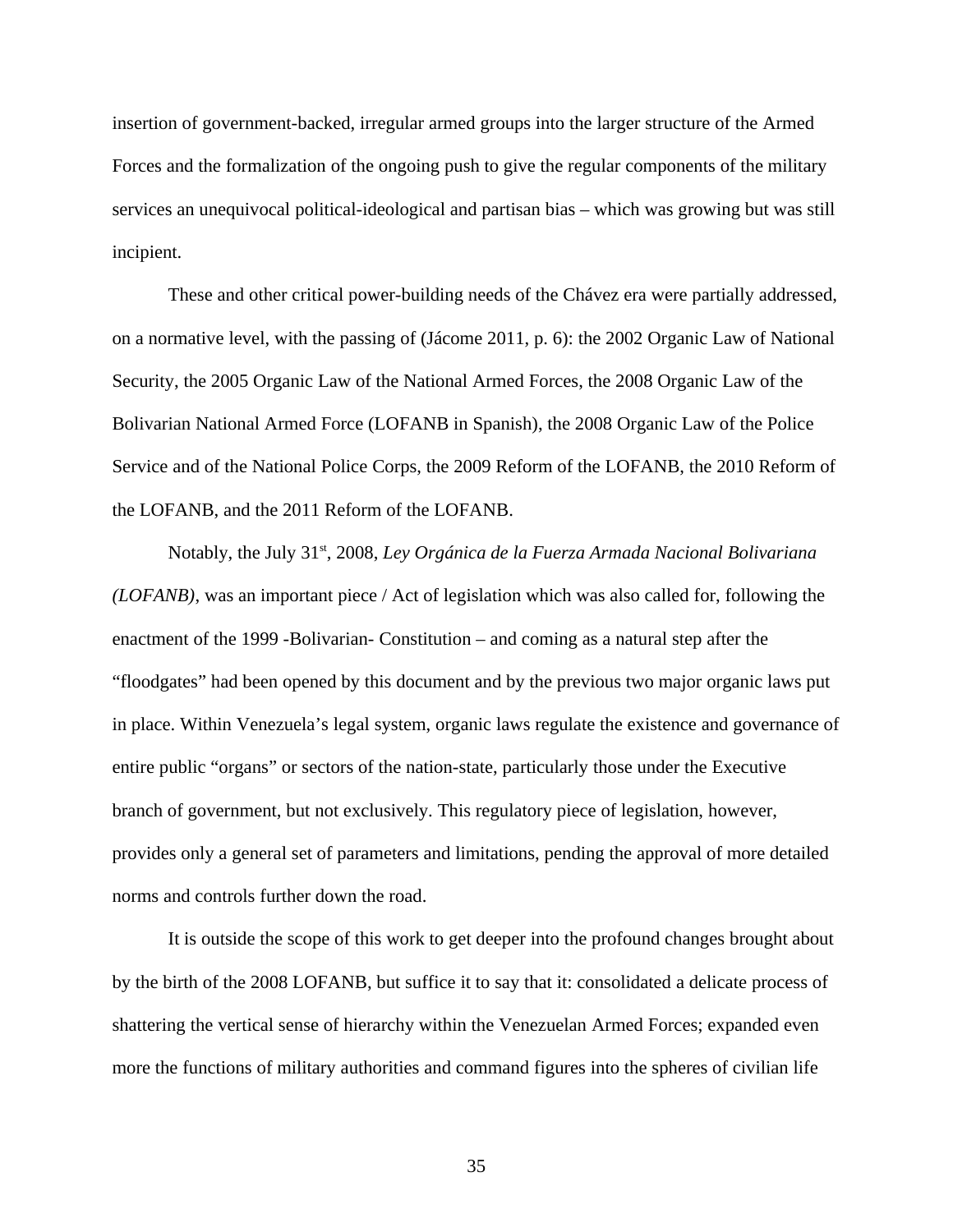insertion of government-backed, irregular armed groups into the larger structure of the Armed Forces and the formalization of the ongoing push to give the regular components of the military services an unequivocal political-ideological and partisan bias – which was growing but was still incipient.

These and other critical power-building needs of the Chávez era were partially addressed, on a normative level, with the passing of (Jácome 2011, p. 6): the 2002 Organic Law of National Security, the 2005 Organic Law of the National Armed Forces, the 2008 Organic Law of the Bolivarian National Armed Force (LOFANB in Spanish), the 2008 Organic Law of the Police Service and of the National Police Corps, the 2009 Reform of the LOFANB, the 2010 Reform of the LOFANB, and the 2011 Reform of the LOFANB.

Notably, the July 31st, 2008, *Ley Orgánica de la Fuerza Armada Nacional Bolivariana (LOFANB)*, was an important piece / Act of legislation which was also called for, following the enactment of the 1999 -Bolivarian- Constitution – and coming as a natural step after the "floodgates" had been opened by this document and by the previous two major organic laws put in place. Within Venezuela's legal system, organic laws regulate the existence and governance of entire public "organs" or sectors of the nation-state, particularly those under the Executive branch of government, but not exclusively. This regulatory piece of legislation, however, provides only a general set of parameters and limitations, pending the approval of more detailed norms and controls further down the road.

It is outside the scope of this work to get deeper into the profound changes brought about by the birth of the 2008 LOFANB, but suffice it to say that it: consolidated a delicate process of shattering the vertical sense of hierarchy within the Venezuelan Armed Forces; expanded even more the functions of military authorities and command figures into the spheres of civilian life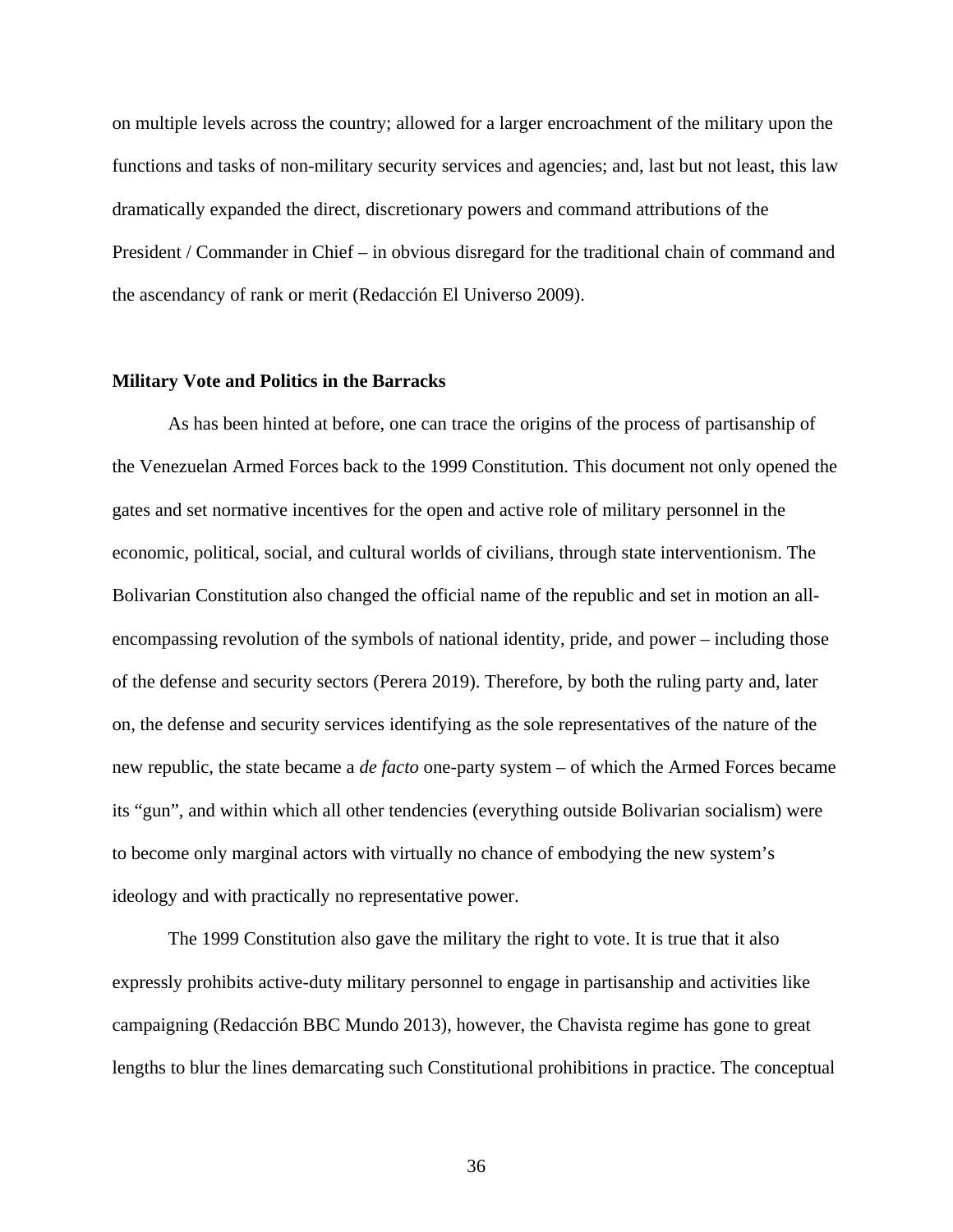on multiple levels across the country; allowed for a larger encroachment of the military upon the functions and tasks of non-military security services and agencies; and, last but not least, this law dramatically expanded the direct, discretionary powers and command attributions of the President / Commander in Chief – in obvious disregard for the traditional chain of command and the ascendancy of rank or merit (Redacción El Universo 2009).

### Military Vote and Politics in the Barracks

As has been hinted at before, one can trace the origins of the process of partisanship of the Venezuelan Armed Forces back to the 1999 Constitution. This document not only opened the gates and set normative incentives for the open and active role of military personnel in the economic, political, social, and cultural worlds of civilians, through state interventionism. The Bolivarian Constitution also changed the official name of the republic and set in motion an all-encompassing revolution of the symbols of national identity, pride, and power – including those of the defense and security sectors (Perera 2019). Therefore, by both the ruling party and, later on, the defense and security services identifying as the sole representatives of the nature of the new republic, the state became a *de facto* one-party system – of which the Armed Forces became its "gun", and within which all other tendencies (everything outside Bolivarian socialism) were to become only marginal actors with virtually no chance of embodying the new system's ideology and with practically no representative power.

The 1999 Constitution also gave the military the right to vote. It is true that it also expressly prohibits active-duty military personnel to engage in partisanship and activities like campaigning (Redacción BBC Mundo 2013), however, the Chavista regime has gone to great lengths to blur the lines demarcating such Constitutional prohibitions in practice. The conceptual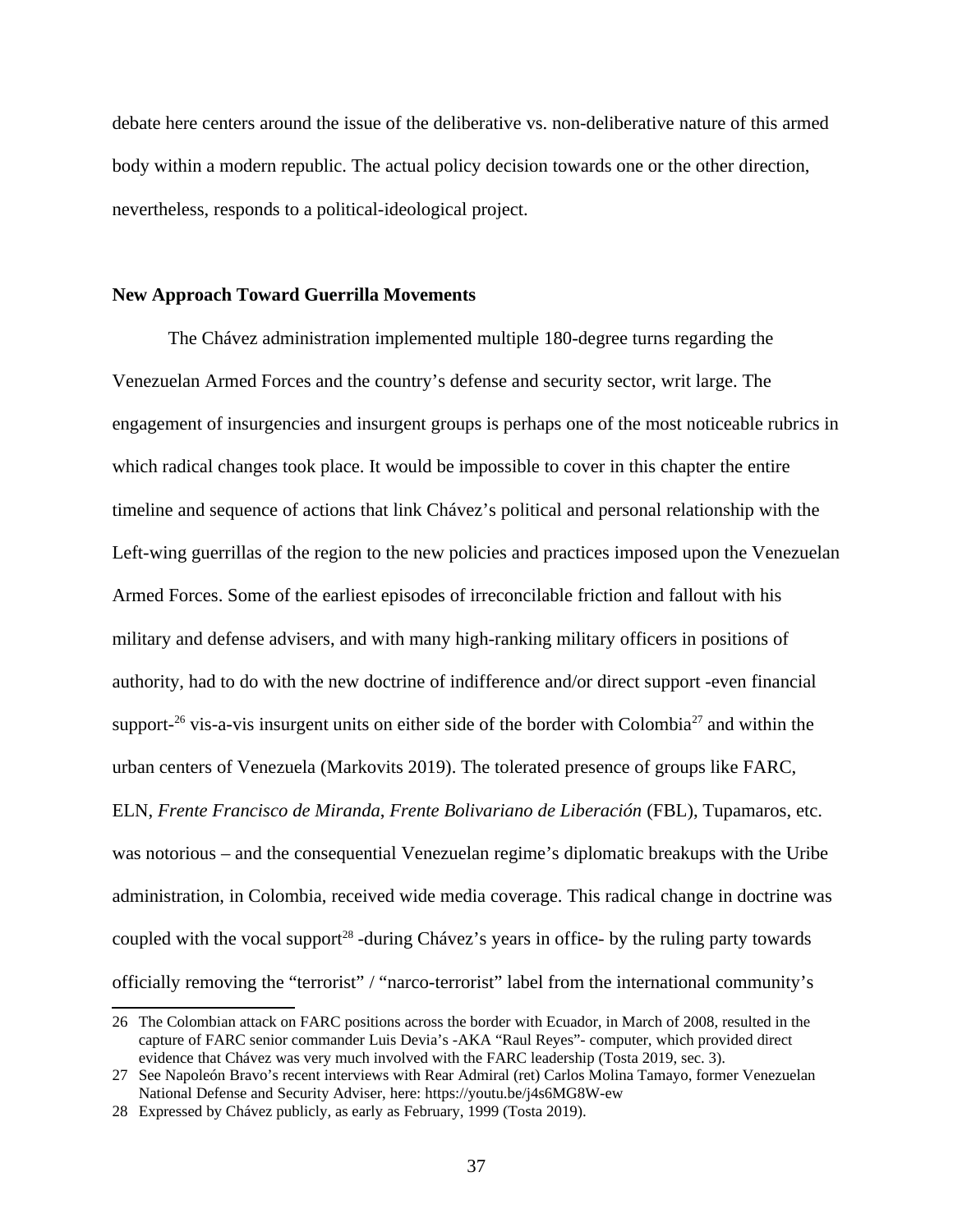debate here centers around the issue of the deliberative vs. non-deliberative nature of this armed body within a modern republic. The actual policy decision towards one or the other direction, nevertheless, responds to a political-ideological project.

**New Approach Toward Guerrilla Movements**

The Chávez administration implemented multiple 180-degree turns regarding the Venezuelan Armed Forces and the country's defense and security sector, writ large. The engagement of insurgencies and insurgent groups is perhaps one of the most noticeable rubrics in which radical changes took place. It would be impossible to cover in this chapter the entire timeline and sequence of actions that link Chávez's political and personal relationship with the Left-wing guerrillas of the region to the new policies and practices imposed upon the Venezuelan Armed Forces. Some of the earliest episodes of irreconcilable friction and fallout with his military and defense advisers, and with many high-ranking military officers in positions of authority, had to do with the new doctrine of indifference and/or direct support -even financial support-[26] vis-a-vis insurgent units on either side of the border with Colombia[27] and within the urban centers of Venezuela (Markovits 2019). The tolerated presence of groups like FARC, ELN, *Frente Francisco de Miranda*, *Frente Bolivariano de Liberación* (FBL), Tupamaros, etc. was notorious – and the consequential Venezuelan regime's diplomatic breakups with the Uribe administration, in Colombia, received wide media coverage. This radical change in doctrine was coupled with the vocal support[28] -during Chávez's years in office- by the ruling party towards officially removing the "terrorist" / "narco-terrorist" label from the international community's

26 The Colombian attack on FARC positions across the border with Ecuador, in March of 2008, resulted in the capture of FARC senior commander Luis Devia's -AKA "Raul Reyes"- computer, which provided direct evidence that Chávez was very much involved with the FARC leadership (Tosta 2019, sec. 3).

27 See Napoleón Bravo's recent interviews with Rear Admiral (ret) Carlos Molina Tamayo, former Venezuelan National Defense and Security Adviser, here: https://youtu.be/j4s6MG8W-ew

28 Expressed by Chávez publicly, as early as February, 1999 (Tosta 2019).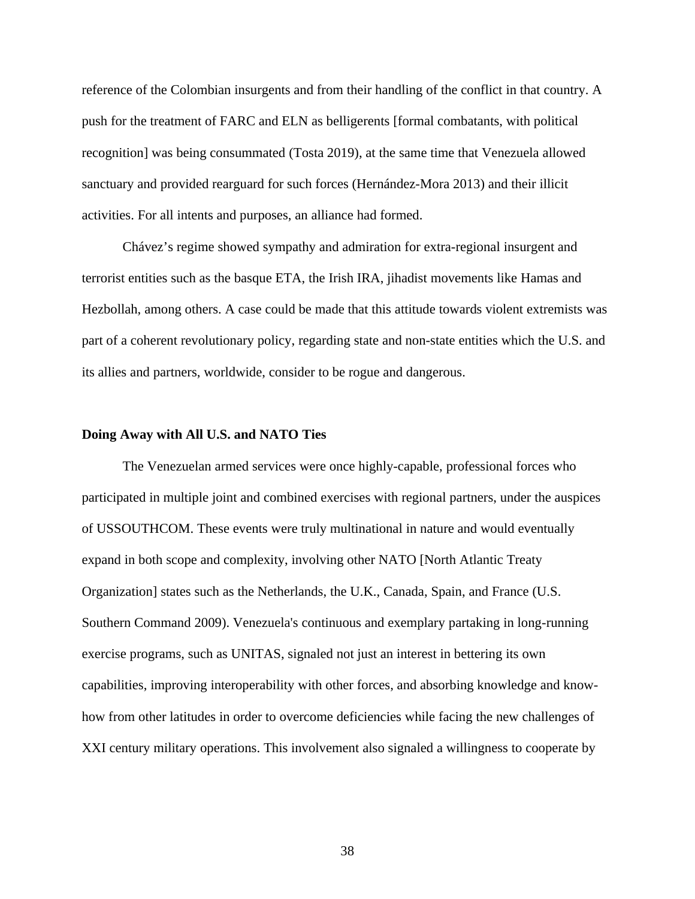reference of the Colombian insurgents and from their handling of the conflict in that country. A push for the treatment of FARC and ELN as belligerents [formal combatants, with political recognition] was being consummated (Tosta 2019), at the same time that Venezuela allowed sanctuary and provided rearguard for such forces (Hernández-Mora 2013) and their illicit activities. For all intents and purposes, an alliance had formed.

Chávez's regime showed sympathy and admiration for extra-regional insurgent and terrorist entities such as the basque ETA, the Irish IRA, jihadist movements like Hamas and Hezbollah, among others. A case could be made that this attitude towards violent extremists was part of a coherent revolutionary policy, regarding state and non-state entities which the U.S. and its allies and partners, worldwide, consider to be rogue and dangerous.

**Doing Away with All U.S. and NATO Ties**

The Venezuelan armed services were once highly-capable, professional forces who participated in multiple joint and combined exercises with regional partners, under the auspices of USSOUTHCOM. These events were truly multinational in nature and would eventually expand in both scope and complexity, involving other NATO [North Atlantic Treaty Organization] states such as the Netherlands, the U.K., Canada, Spain, and France (U.S. Southern Command 2009). Venezuela's continuous and exemplary partaking in long-running exercise programs, such as UNITAS, signaled not just an interest in bettering its own capabilities, improving interoperability with other forces, and absorbing knowledge and know-how from other latitudes in order to overcome deficiencies while facing the new challenges of XXI century military operations. This involvement also signaled a willingness to cooperate by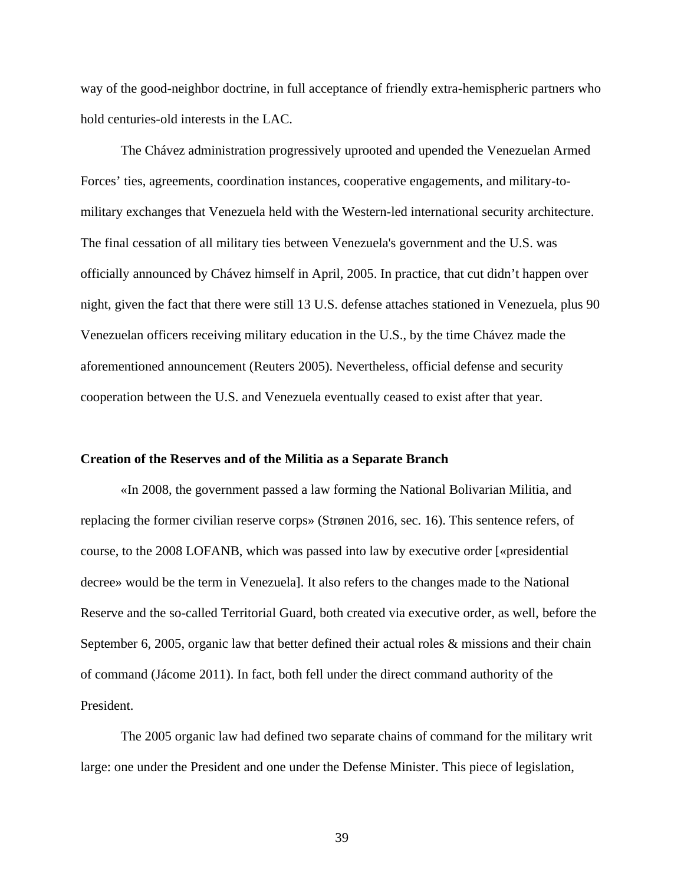way of the good-neighbor doctrine, in full acceptance of friendly extra-hemispheric partners who hold centuries-old interests in the LAC.

The Chávez administration progressively uprooted and upended the Venezuelan Armed Forces' ties, agreements, coordination instances, cooperative engagements, and military-to-military exchanges that Venezuela held with the Western-led international security architecture. The final cessation of all military ties between Venezuela's government and the U.S. was officially announced by Chávez himself in April, 2005. In practice, that cut didn't happen over night, given the fact that there were still 13 U.S. defense attaches stationed in Venezuela, plus 90 Venezuelan officers receiving military education in the U.S., by the time Chávez made the aforementioned announcement (Reuters 2005). Nevertheless, official defense and security cooperation between the U.S. and Venezuela eventually ceased to exist after that year.

**Creation of the Reserves and of the Militia as a Separate Branch**

«In 2008, the government passed a law forming the National Bolivarian Militia, and replacing the former civilian reserve corps» (Strønen 2016, sec. 16). This sentence refers, of course, to the 2008 LOFANB, which was passed into law by executive order [«presidential decree» would be the term in Venezuela]. It also refers to the changes made to the National Reserve and the so-called Territorial Guard, both created via executive order, as well, before the September 6, 2005, organic law that better defined their actual roles & missions and their chain of command (Jácome 2011). In fact, both fell under the direct command authority of the President.

The 2005 organic law had defined two separate chains of command for the military writ large: one under the President and one under the Defense Minister. This piece of legislation,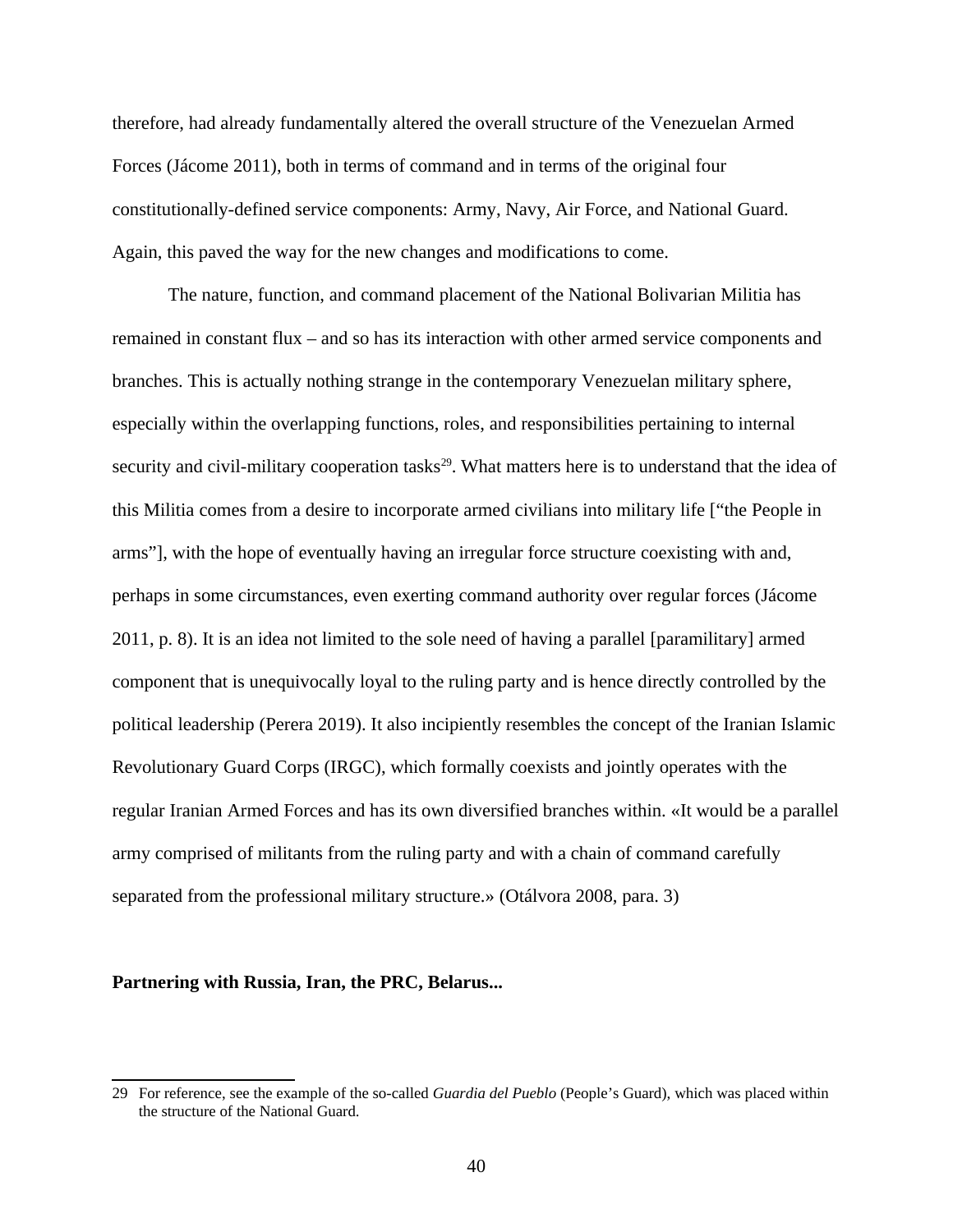therefore, had already fundamentally altered the overall structure of the Venezuelan Armed Forces (Jácome 2011), both in terms of command and in terms of the original four constitutionally-defined service components: Army, Navy, Air Force, and National Guard. Again, this paved the way for the new changes and modifications to come.

The nature, function, and command placement of the National Bolivarian Militia has remained in constant flux – and so has its interaction with other armed service components and branches. This is actually nothing strange in the contemporary Venezuelan military sphere, especially within the overlapping functions, roles, and responsibilities pertaining to internal security and civil-military cooperation tasks[29]. What matters here is to understand that the idea of this Militia comes from a desire to incorporate armed civilians into military life ["the People in arms"], with the hope of eventually having an irregular force structure coexisting with and, perhaps in some circumstances, even exerting command authority over regular forces (Jácome 2011, p. 8). It is an idea not limited to the sole need of having a parallel [paramilitary] armed component that is unequivocally loyal to the ruling party and is hence directly controlled by the political leadership (Perera 2019). It also incipiently resembles the concept of the Iranian Islamic Revolutionary Guard Corps (IRGC), which formally coexists and jointly operates with the regular Iranian Armed Forces and has its own diversified branches within. «It would be a parallel army comprised of militants from the ruling party and with a chain of command carefully separated from the professional military structure.» (Otálvora 2008, para. 3)

**Partnering with Russia, Iran, the PRC, Belarus...**

---

29 For reference, see the example of the so-called *Guardia del Pueblo* (People's Guard), which was placed within the structure of the National Guard.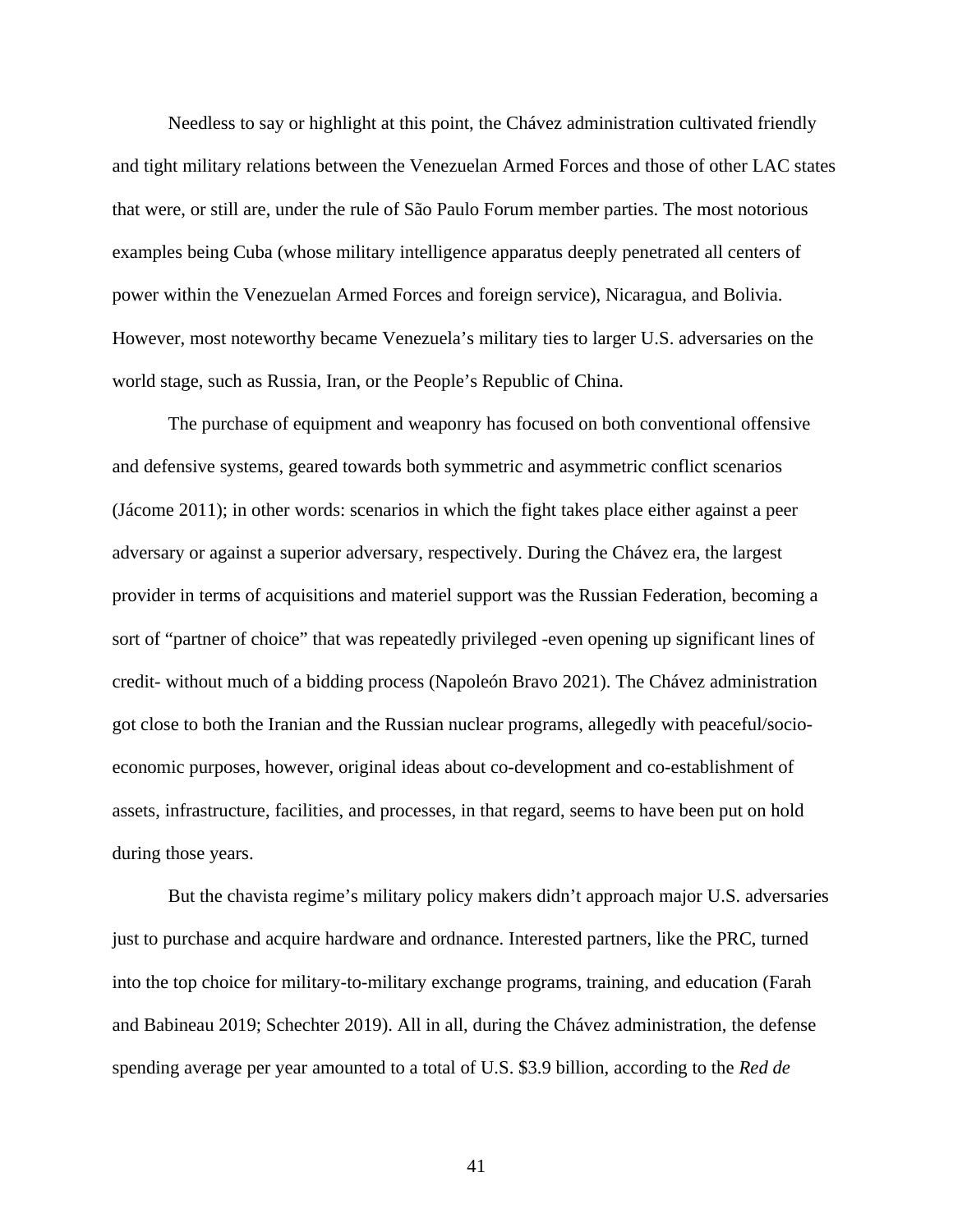Needless to say or highlight at this point, the Chávez administration cultivated friendly and tight military relations between the Venezuelan Armed Forces and those of other LAC states that were, or still are, under the rule of São Paulo Forum member parties. The most notorious examples being Cuba (whose military intelligence apparatus deeply penetrated all centers of power within the Venezuelan Armed Forces and foreign service), Nicaragua, and Bolivia. However, most noteworthy became Venezuela's military ties to larger U.S. adversaries on the world stage, such as Russia, Iran, or the People's Republic of China.

The purchase of equipment and weaponry has focused on both conventional offensive and defensive systems, geared towards both symmetric and asymmetric conflict scenarios (Jácome 2011); in other words: scenarios in which the fight takes place either against a peer adversary or against a superior adversary, respectively. During the Chávez era, the largest provider in terms of acquisitions and materiel support was the Russian Federation, becoming a sort of "partner of choice" that was repeatedly privileged -even opening up significant lines of credit- without much of a bidding process (Napoleón Bravo 2021). The Chávez administration got close to both the Iranian and the Russian nuclear programs, allegedly with peaceful/socio-economic purposes, however, original ideas about co-development and co-establishment of assets, infrastructure, facilities, and processes, in that regard, seems to have been put on hold during those years.

But the chavista regime's military policy makers didn't approach major U.S. adversaries just to purchase and acquire hardware and ordnance. Interested partners, like the PRC, turned into the top choice for military-to-military exchange programs, training, and education (Farah and Babineau 2019; Schechter 2019). All in all, during the Chávez administration, the defense spending average per year amounted to a total of U.S. $3.9 billion, according to the *Red de*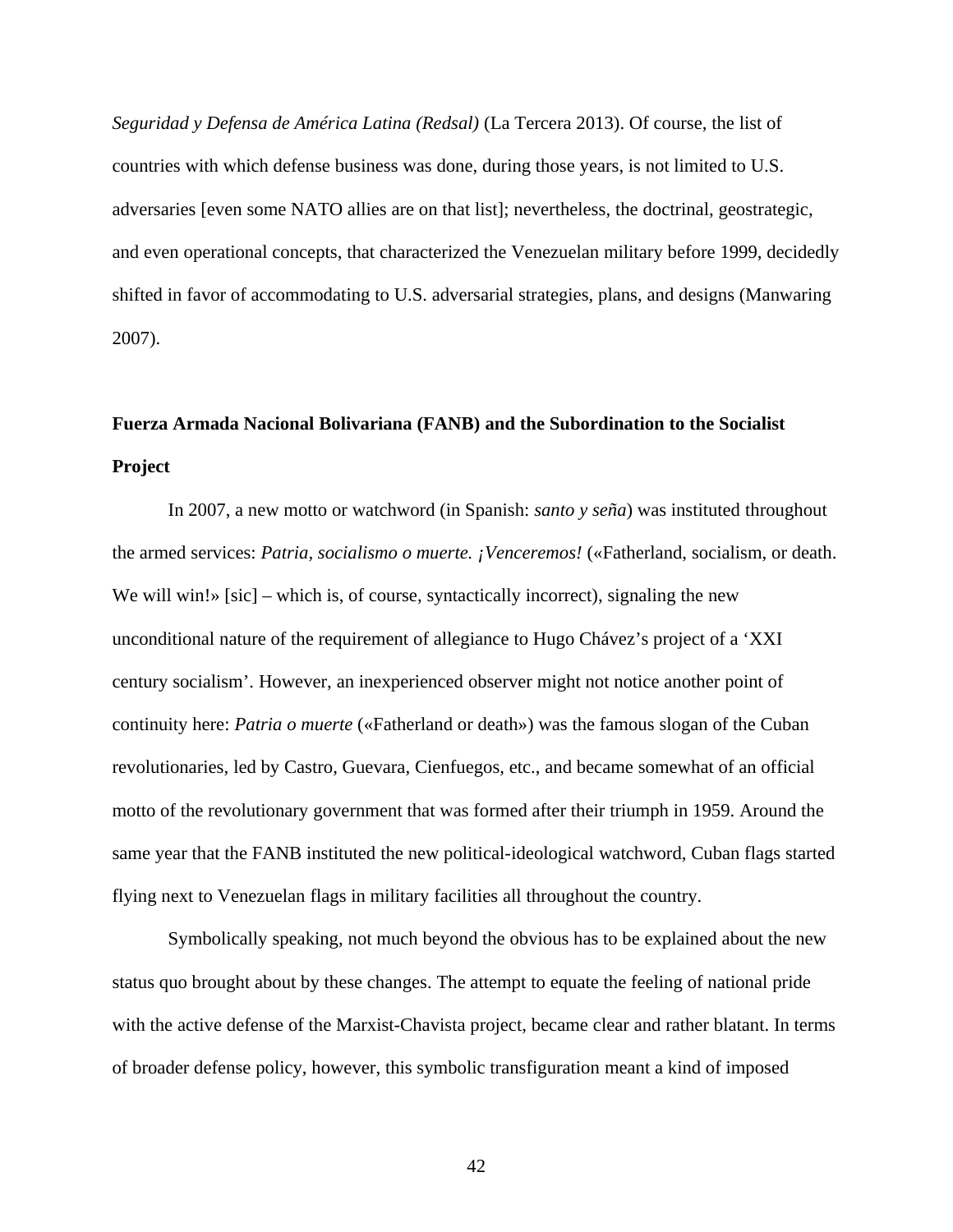*Seguridad y Defensa de América Latina (Redsal)* (La Tercera 2013). Of course, the list of countries with which defense business was done, during those years, is not limited to U.S. adversaries [even some NATO allies are on that list]; nevertheless, the doctrinal, geostrategic, and even operational concepts, that characterized the Venezuelan military before 1999, decidedly shifted in favor of accommodating to U.S. adversarial strategies, plans, and designs (Manwaring 2007).

## Fuerza Armada Nacional Bolivariana (FANB) and the Subordination to the Socialist Project

In 2007, a new motto or watchword (in Spanish: *santo y seña*) was instituted throughout the armed services: *Patria, socialismo o muerte. ¡Venceremos!* («Fatherland, socialism, or death. We will win!» [sic] – which is, of course, syntactically incorrect), signaling the new unconditional nature of the requirement of allegiance to Hugo Chávez's project of a 'XXI century socialism'. However, an inexperienced observer might not notice another point of continuity here: *Patria o muerte* («Fatherland or death») was the famous slogan of the Cuban revolutionaries, led by Castro, Guevara, Cienfuegos, etc., and became somewhat of an official motto of the revolutionary government that was formed after their triumph in 1959. Around the same year that the FANB instituted the new political-ideological watchword, Cuban flags started flying next to Venezuelan flags in military facilities all throughout the country.

Symbolically speaking, not much beyond the obvious has to be explained about the new status quo brought about by these changes. The attempt to equate the feeling of national pride with the active defense of the Marxist-Chavista project, became clear and rather blatant. In terms of broader defense policy, however, this symbolic transfiguration meant a kind of imposed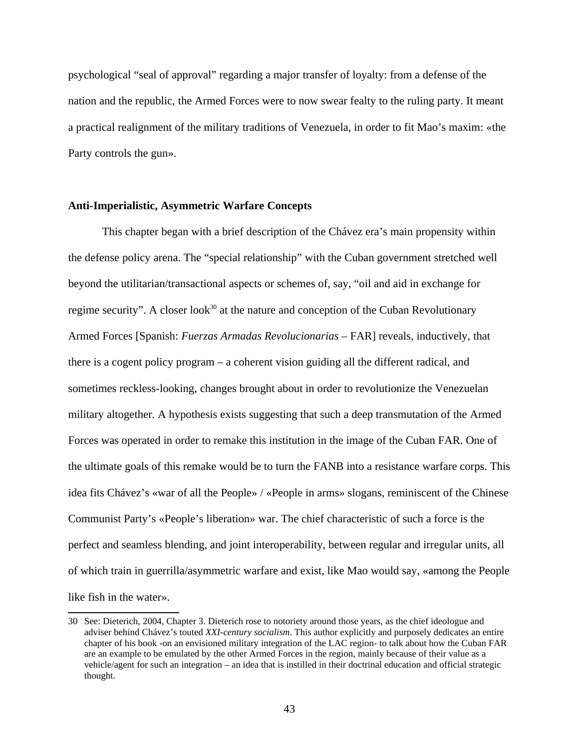psychological "seal of approval" regarding a major transfer of loyalty: from a defense of the nation and the republic, the Armed Forces were to now swear fealty to the ruling party. It meant a practical realignment of the military traditions of Venezuela, in order to fit Mao's maxim: «the Party controls the gun».

## Anti-Imperialistic, Asymmetric Warfare Concepts

This chapter began with a brief description of the Chávez era's main propensity within the defense policy arena. The "special relationship" with the Cuban government stretched well beyond the utilitarian/transactional aspects or schemes of, say, "oil and aid in exchange for regime security". A closer look[30] at the nature and conception of the Cuban Revolutionary Armed Forces [Spanish: *Fuerzas Armadas Revolucionarias* – FAR] reveals, inductively, that there is a cogent policy program – a coherent vision guiding all the different radical, and sometimes reckless-looking, changes brought about in order to revolutionize the Venezuelan military altogether. A hypothesis exists suggesting that such a deep transmutation of the Armed Forces was operated in order to remake this institution in the image of the Cuban FAR. One of the ultimate goals of this remake would be to turn the FANB into a resistance warfare corps. This idea fits Chávez's «war of all the People» / «People in arms» slogans, reminiscent of the Chinese Communist Party's «People's liberation» war. The chief characteristic of such a force is the perfect and seamless blending, and joint interoperability, between regular and irregular units, all of which train in guerrilla/asymmetric warfare and exist, like Mao would say, «among the People like fish in the water».

30 See: Dieterich, 2004, Chapter 3. Dieterich rose to notoriety around those years, as the chief ideologue and adviser behind Chávez's touted *XXI-century socialism*. This author explicitly and purposely dedicates an entire chapter of his book -on an envisioned military integration of the LAC region- to talk about how the Cuban FAR are an example to be emulated by the other Armed Forces in the region, mainly because of their value as a vehicle/agent for such an integration – an idea that is instilled in their doctrinal education and official strategic thought.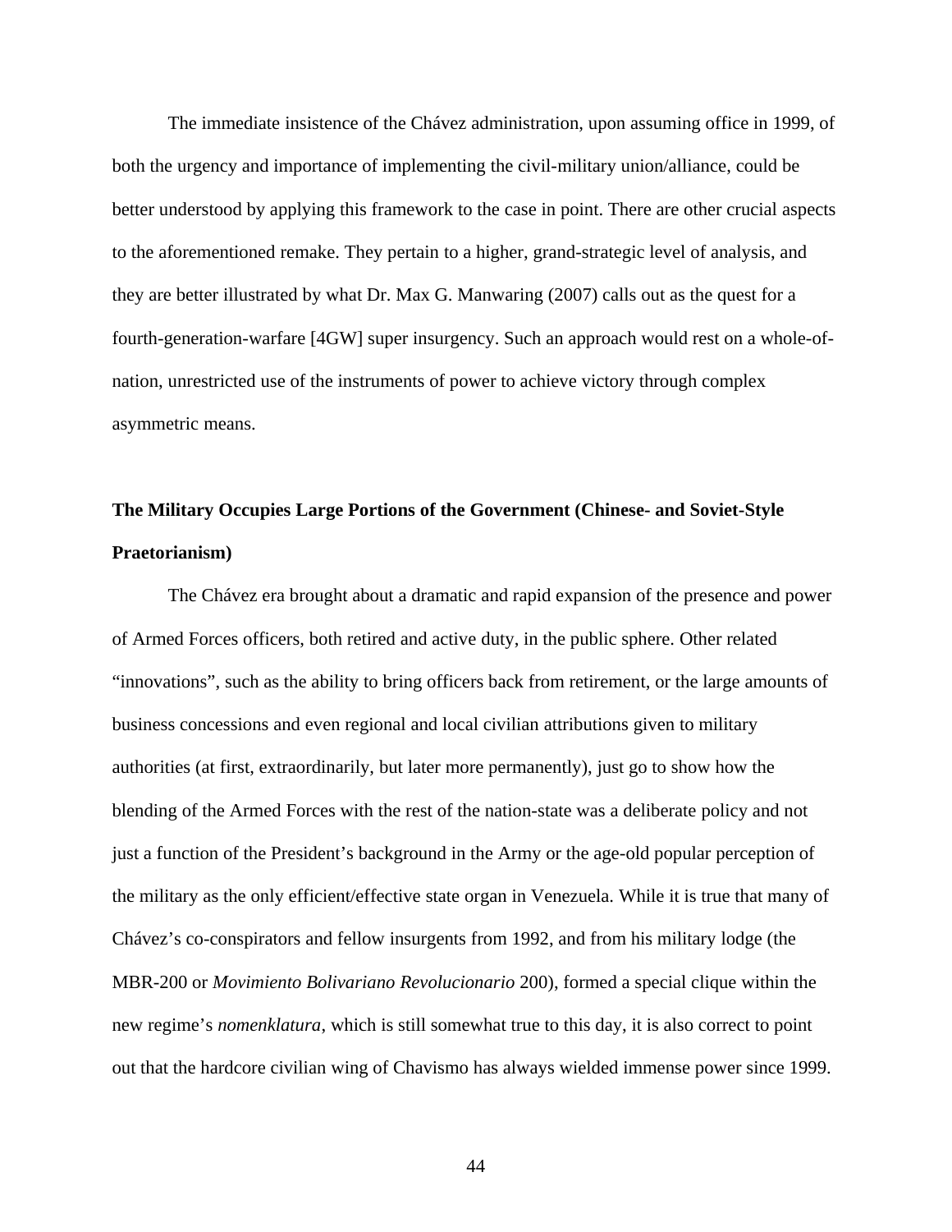The immediate insistence of the Chávez administration, upon assuming office in 1999, of both the urgency and importance of implementing the civil-military union/alliance, could be better understood by applying this framework to the case in point. There are other crucial aspects to the aforementioned remake. They pertain to a higher, grand-strategic level of analysis, and they are better illustrated by what Dr. Max G. Manwaring (2007) calls out as the quest for a fourth-generation-warfare [4GW] super insurgency. Such an approach would rest on a whole-of-nation, unrestricted use of the instruments of power to achieve victory through complex asymmetric means.

## The Military Occupies Large Portions of the Government (Chinese- and Soviet-Style Praetorianism)

The Chávez era brought about a dramatic and rapid expansion of the presence and power of Armed Forces officers, both retired and active duty, in the public sphere. Other related "innovations", such as the ability to bring officers back from retirement, or the large amounts of business concessions and even regional and local civilian attributions given to military authorities (at first, extraordinarily, but later more permanently), just go to show how the blending of the Armed Forces with the rest of the nation-state was a deliberate policy and not just a function of the President's background in the Army or the age-old popular perception of the military as the only efficient/effective state organ in Venezuela. While it is true that many of Chávez's co-conspirators and fellow insurgents from 1992, and from his military lodge (the MBR-200 or *Movimiento Bolivariano Revolucionario* 200), formed a special clique within the new regime's *nomenklatura*, which is still somewhat true to this day, it is also correct to point out that the hardcore civilian wing of Chavismo has always wielded immense power since 1999.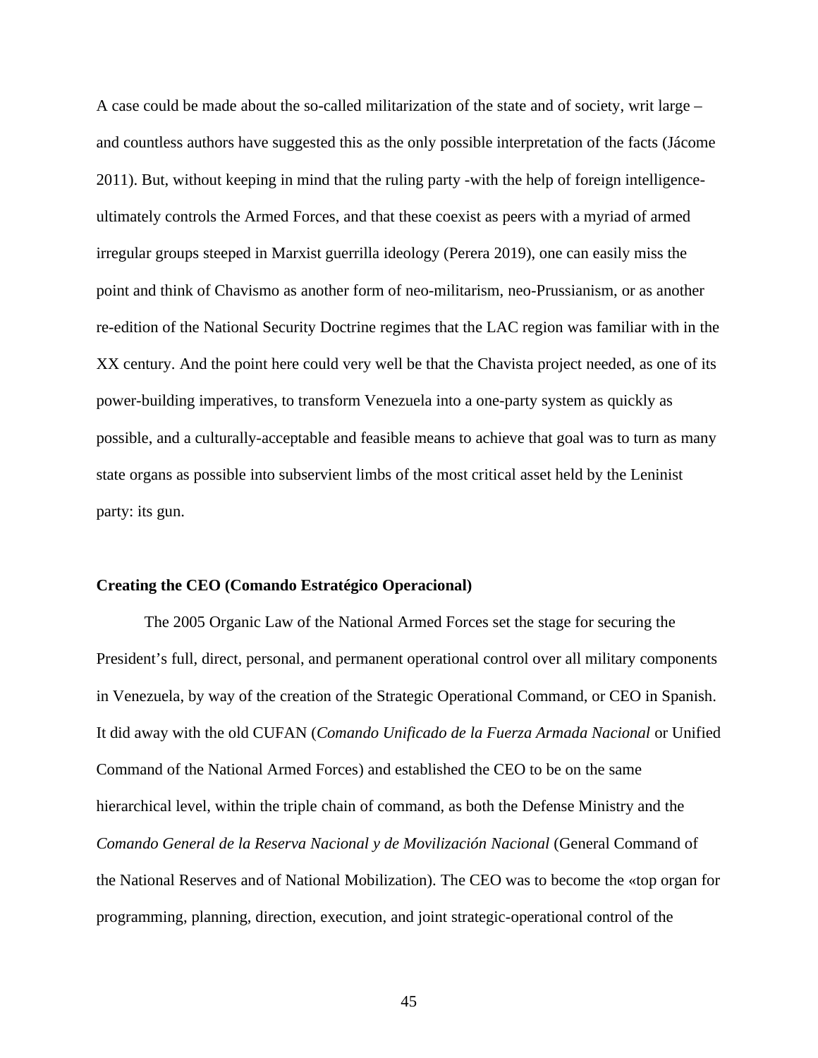A case could be made about the so-called militarization of the state and of society, writ large – and countless authors have suggested this as the only possible interpretation of the facts (Jácome 2011). But, without keeping in mind that the ruling party -with the help of foreign intelligence- ultimately controls the Armed Forces, and that these coexist as peers with a myriad of armed irregular groups steeped in Marxist guerrilla ideology (Perera 2019), one can easily miss the point and think of Chavismo as another form of neo-militarism, neo-Prussianism, or as another re-edition of the National Security Doctrine regimes that the LAC region was familiar with in the XX century. And the point here could very well be that the Chavista project needed, as one of its power-building imperatives, to transform Venezuela into a one-party system as quickly as possible, and a culturally-acceptable and feasible means to achieve that goal was to turn as many state organs as possible into subservient limbs of the most critical asset held by the Leninist party: its gun.

**Creating the CEO (Comando Estratégico Operacional)**

The 2005 Organic Law of the National Armed Forces set the stage for securing the President's full, direct, personal, and permanent operational control over all military components in Venezuela, by way of the creation of the Strategic Operational Command, or CEO in Spanish. It did away with the old CUFAN (*Comando Unificado de la Fuerza Armada Nacional* or Unified Command of the National Armed Forces) and established the CEO to be on the same hierarchical level, within the triple chain of command, as both the Defense Ministry and the *Comando General de la Reserva Nacional y de Movilización Nacional* (General Command of the National Reserves and of National Mobilization). The CEO was to become the «top organ for programming, planning, direction, execution, and joint strategic-operational control of the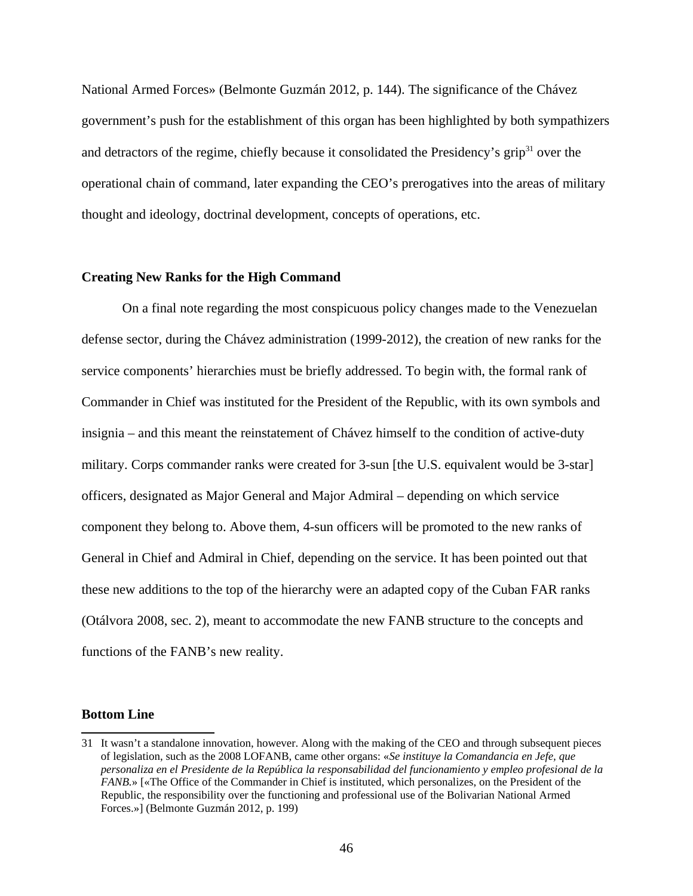National Armed Forces» (Belmonte Guzmán 2012, p. 144). The significance of the Chávez government's push for the establishment of this organ has been highlighted by both sympathizers and detractors of the regime, chiefly because it consolidated the Presidency's grip[31] over the operational chain of command, later expanding the CEO's prerogatives into the areas of military thought and ideology, doctrinal development, concepts of operations, etc.

### Creating New Ranks for the High Command

On a final note regarding the most conspicuous policy changes made to the Venezuelan defense sector, during the Chávez administration (1999-2012), the creation of new ranks for the service components' hierarchies must be briefly addressed. To begin with, the formal rank of Commander in Chief was instituted for the President of the Republic, with its own symbols and insignia – and this meant the reinstatement of Chávez himself to the condition of active-duty military. Corps commander ranks were created for 3-sun [the U.S. equivalent would be 3-star] officers, designated as Major General and Major Admiral – depending on which service component they belong to. Above them, 4-sun officers will be promoted to the new ranks of General in Chief and Admiral in Chief, depending on the service. It has been pointed out that these new additions to the top of the hierarchy were an adapted copy of the Cuban FAR ranks (Otálvora 2008, sec. 2), meant to accommodate the new FANB structure to the concepts and functions of the FANB's new reality.

### Bottom Line

31 It wasn't a standalone innovation, however. Along with the making of the CEO and through subsequent pieces of legislation, such as the 2008 LOFANB, came other organs: «*Se instituye la Comandancia en Jefe, que personaliza en el Presidente de la República la responsabilidad del funcionamiento y empleo profesional de la FANB.*» [«The Office of the Commander in Chief is instituted, which personalizes, on the President of the Republic, the responsibility over the functioning and professional use of the Bolivarian National Armed Forces.»] (Belmonte Guzmán 2012, p. 199)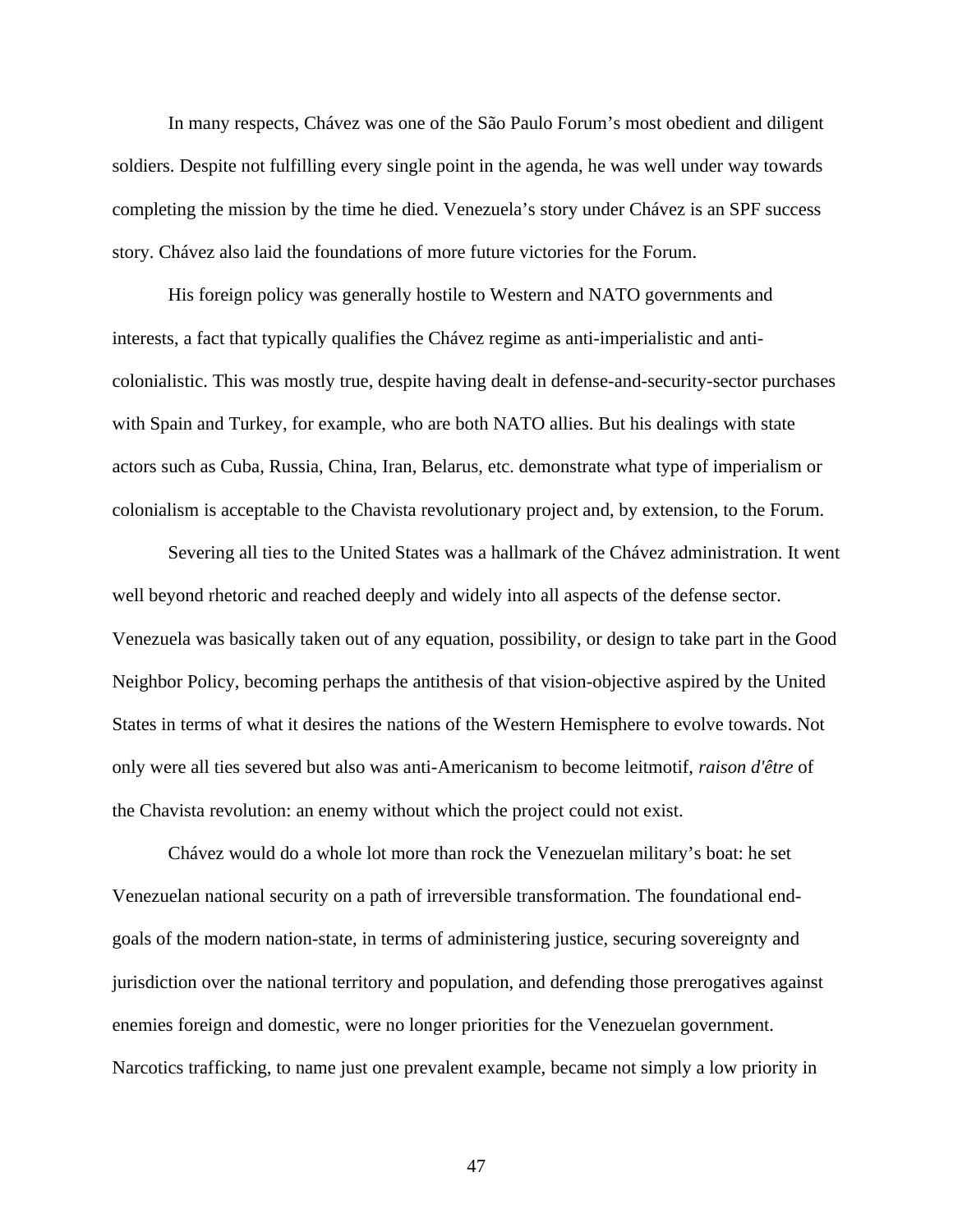In many respects, Chávez was one of the São Paulo Forum's most obedient and diligent soldiers. Despite not fulfilling every single point in the agenda, he was well under way towards completing the mission by the time he died. Venezuela's story under Chávez is an SPF success story. Chávez also laid the foundations of more future victories for the Forum.

His foreign policy was generally hostile to Western and NATO governments and interests, a fact that typically qualifies the Chávez regime as anti-imperialistic and anti-colonialistic. This was mostly true, despite having dealt in defense-and-security-sector purchases with Spain and Turkey, for example, who are both NATO allies. But his dealings with state actors such as Cuba, Russia, China, Iran, Belarus, etc. demonstrate what type of imperialism or colonialism is acceptable to the Chavista revolutionary project and, by extension, to the Forum.

Severing all ties to the United States was a hallmark of the Chávez administration. It went well beyond rhetoric and reached deeply and widely into all aspects of the defense sector. Venezuela was basically taken out of any equation, possibility, or design to take part in the Good Neighbor Policy, becoming perhaps the antithesis of that vision-objective aspired by the United States in terms of what it desires the nations of the Western Hemisphere to evolve towards. Not only were all ties severed but also was anti-Americanism to become leitmotif, *raison d'être* of the Chavista revolution: an enemy without which the project could not exist.

Chávez would do a whole lot more than rock the Venezuelan military's boat: he set Venezuelan national security on a path of irreversible transformation. The foundational end-goals of the modern nation-state, in terms of administering justice, securing sovereignty and jurisdiction over the national territory and population, and defending those prerogatives against enemies foreign and domestic, were no longer priorities for the Venezuelan government. Narcotics trafficking, to name just one prevalent example, became not simply a low priority in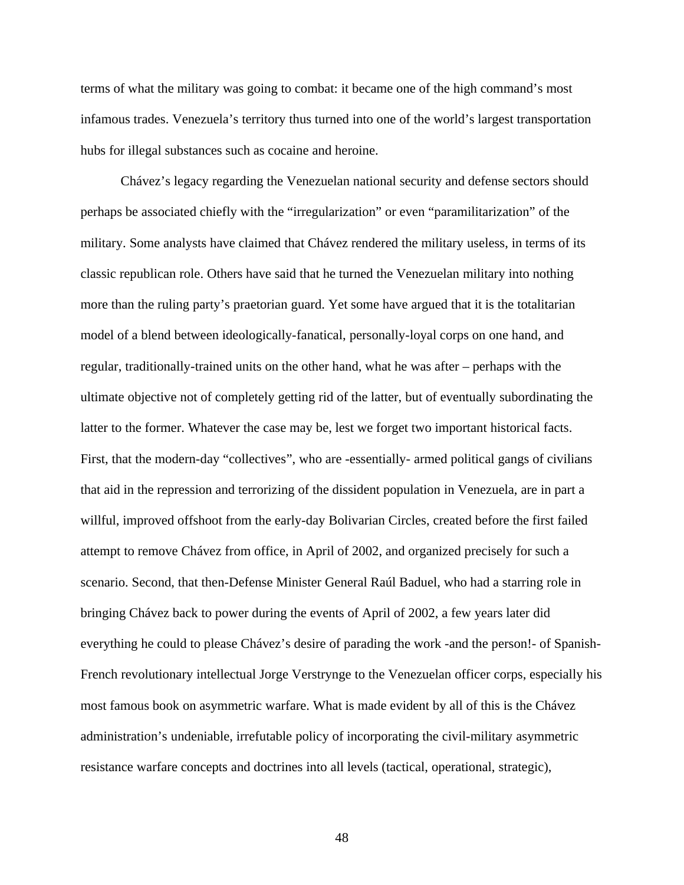terms of what the military was going to combat: it became one of the high command's most infamous trades. Venezuela's territory thus turned into one of the world's largest transportation hubs for illegal substances such as cocaine and heroine.

Chávez's legacy regarding the Venezuelan national security and defense sectors should perhaps be associated chiefly with the "irregularization" or even "paramilitarization" of the military. Some analysts have claimed that Chávez rendered the military useless, in terms of its classic republican role. Others have said that he turned the Venezuelan military into nothing more than the ruling party's praetorian guard. Yet some have argued that it is the totalitarian model of a blend between ideologically-fanatical, personally-loyal corps on one hand, and regular, traditionally-trained units on the other hand, what he was after – perhaps with the ultimate objective not of completely getting rid of the latter, but of eventually subordinating the latter to the former. Whatever the case may be, lest we forget two important historical facts. First, that the modern-day "collectives", who are -essentially- armed political gangs of civilians that aid in the repression and terrorizing of the dissident population in Venezuela, are in part a willful, improved offshoot from the early-day Bolivarian Circles, created before the first failed attempt to remove Chávez from office, in April of 2002, and organized precisely for such a scenario. Second, that then-Defense Minister General Raúl Baduel, who had a starring role in bringing Chávez back to power during the events of April of 2002, a few years later did everything he could to please Chávez's desire of parading the work -and the person!- of Spanish-French revolutionary intellectual Jorge Verstrynge to the Venezuelan officer corps, especially his most famous book on asymmetric warfare. What is made evident by all of this is the Chávez administration's undeniable, irrefutable policy of incorporating the civil-military asymmetric resistance warfare concepts and doctrines into all levels (tactical, operational, strategic),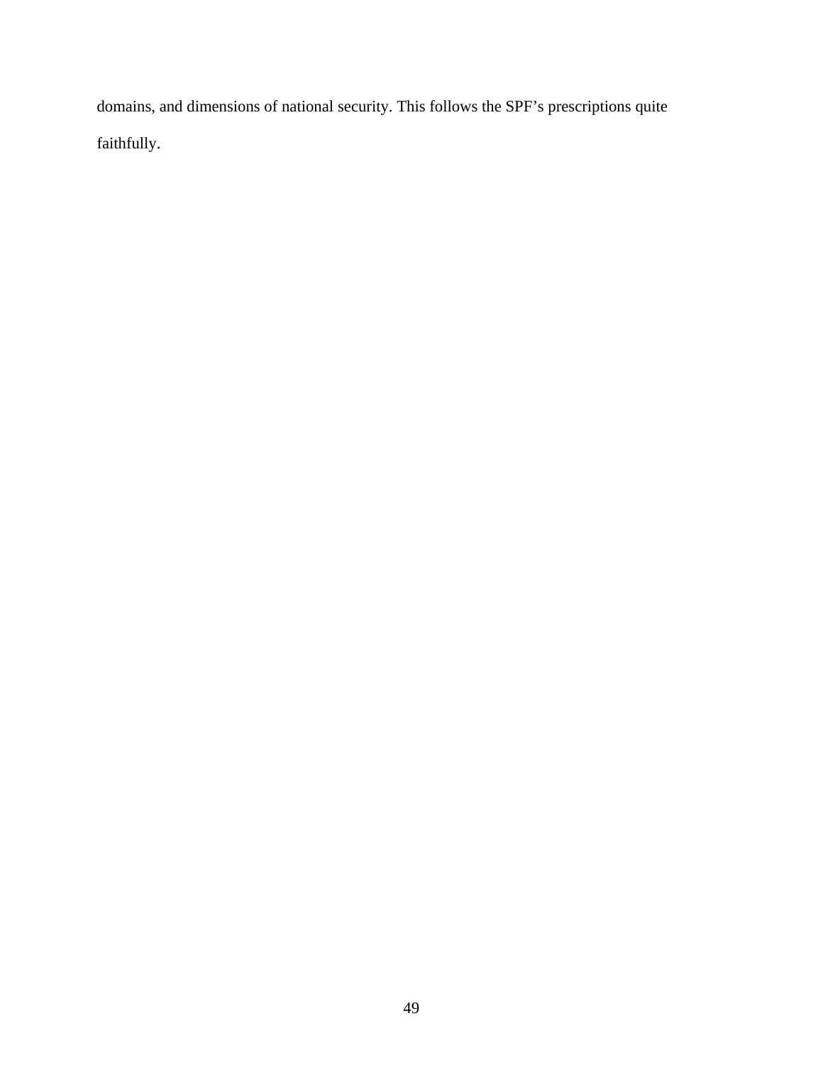domains, and dimensions of national security. This follows the SPF’s prescriptions quite faithfully.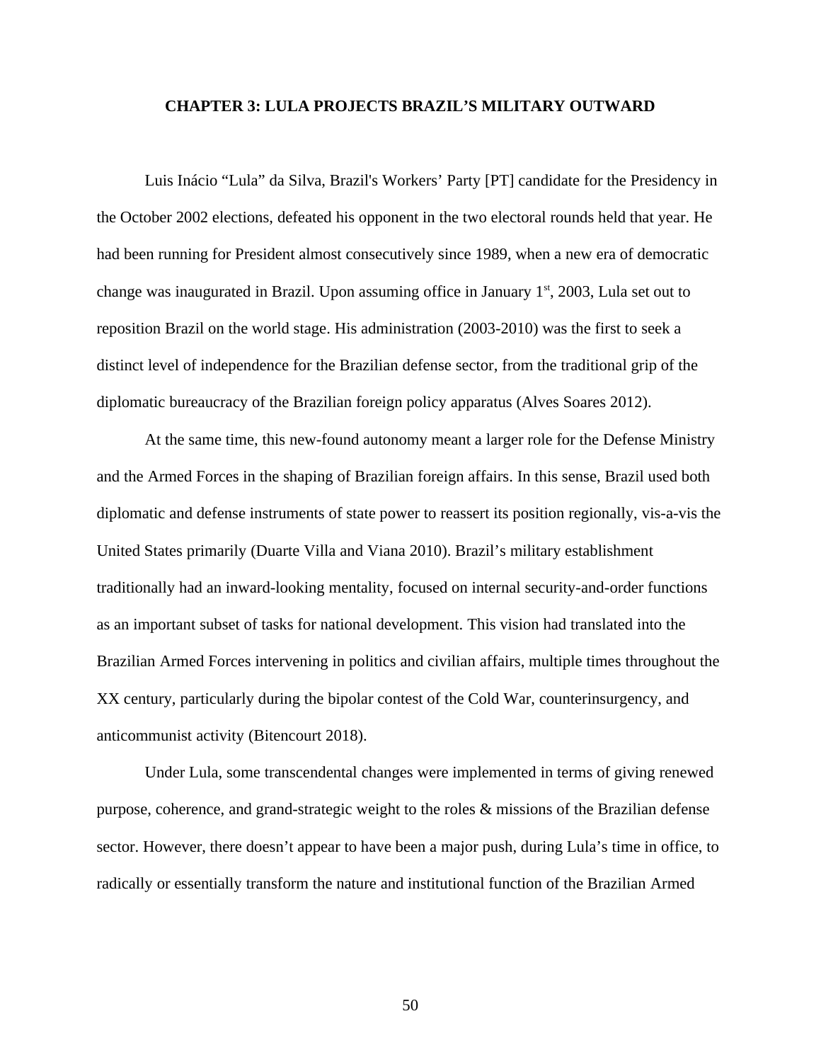# CHAPTER 3: LULA PROJECTS BRAZIL'S MILITARY OUTWARD

Luis Inácio "Lula" da Silva, Brazil's Workers' Party [PT] candidate for the Presidency in the October 2002 elections, defeated his opponent in the two electoral rounds held that year. He had been running for President almost consecutively since 1989, when a new era of democratic change was inaugurated in Brazil. Upon assuming office in January 1st, 2003, Lula set out to reposition Brazil on the world stage. His administration (2003-2010) was the first to seek a distinct level of independence for the Brazilian defense sector, from the traditional grip of the diplomatic bureaucracy of the Brazilian foreign policy apparatus (Alves Soares 2012).

At the same time, this new-found autonomy meant a larger role for the Defense Ministry and the Armed Forces in the shaping of Brazilian foreign affairs. In this sense, Brazil used both diplomatic and defense instruments of state power to reassert its position regionally, vis-a-vis the United States primarily (Duarte Villa and Viana 2010). Brazil's military establishment traditionally had an inward-looking mentality, focused on internal security-and-order functions as an important subset of tasks for national development. This vision had translated into the Brazilian Armed Forces intervening in politics and civilian affairs, multiple times throughout the XX century, particularly during the bipolar contest of the Cold War, counterinsurgency, and anticommunist activity (Bitencourt 2018).

Under Lula, some transcendental changes were implemented in terms of giving renewed purpose, coherence, and grand-strategic weight to the roles & missions of the Brazilian defense sector. However, there doesn't appear to have been a major push, during Lula's time in office, to radically or essentially transform the nature and institutional function of the Brazilian Armed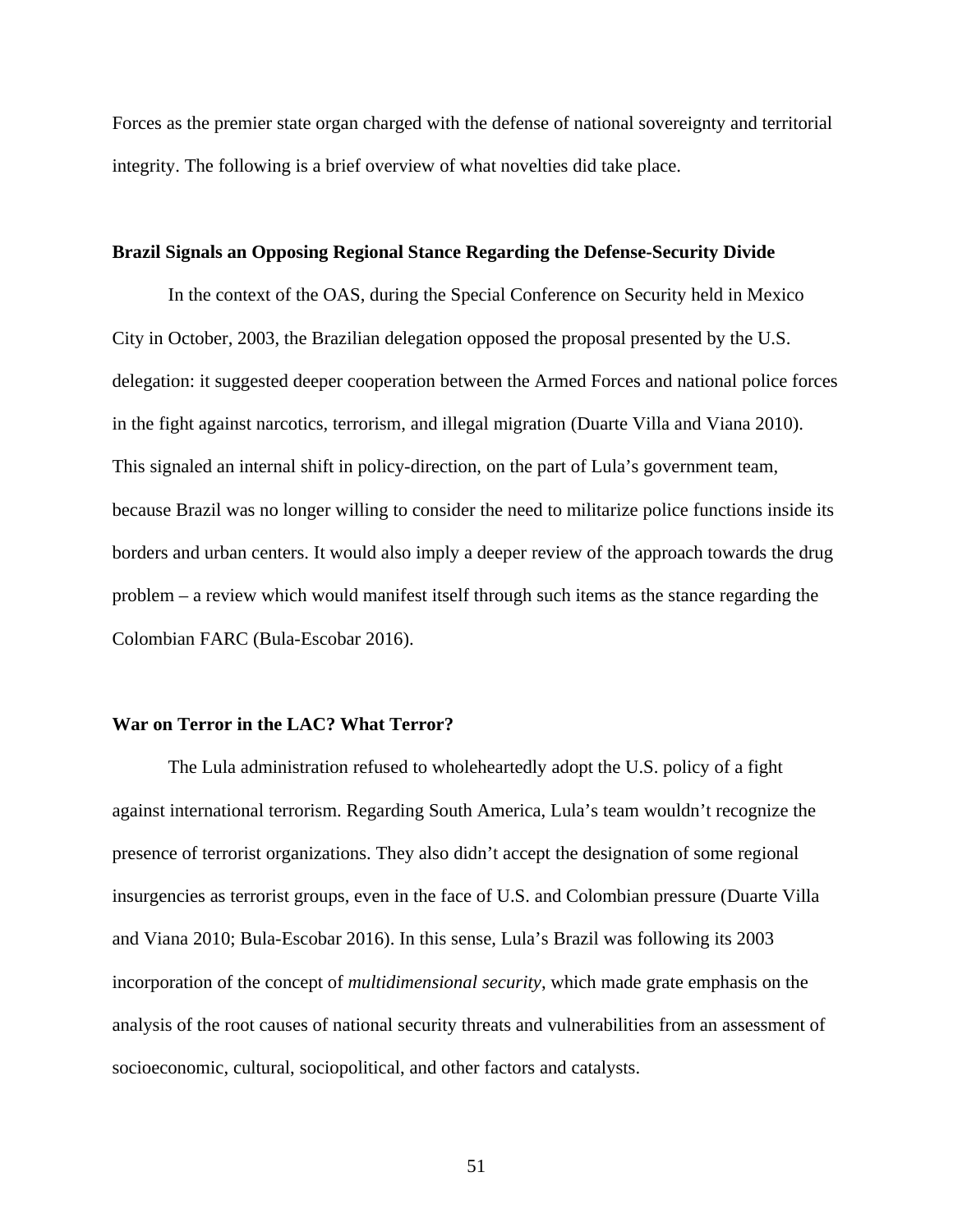Forces as the premier state organ charged with the defense of national sovereignty and territorial integrity. The following is a brief overview of what novelties did take place.

**Brazil Signals an Opposing Regional Stance Regarding the Defense-Security Divide**

In the context of the OAS, during the Special Conference on Security held in Mexico City in October, 2003, the Brazilian delegation opposed the proposal presented by the U.S. delegation: it suggested deeper cooperation between the Armed Forces and national police forces in the fight against narcotics, terrorism, and illegal migration (Duarte Villa and Viana 2010). This signaled an internal shift in policy-direction, on the part of Lula's government team, because Brazil was no longer willing to consider the need to militarize police functions inside its borders and urban centers. It would also imply a deeper review of the approach towards the drug problem – a review which would manifest itself through such items as the stance regarding the Colombian FARC (Bula-Escobar 2016).

**War on Terror in the LAC? What Terror?**

The Lula administration refused to wholeheartedly adopt the U.S. policy of a fight against international terrorism. Regarding South America, Lula's team wouldn't recognize the presence of terrorist organizations. They also didn't accept the designation of some regional insurgencies as terrorist groups, even in the face of U.S. and Colombian pressure (Duarte Villa and Viana 2010; Bula-Escobar 2016). In this sense, Lula's Brazil was following its 2003 incorporation of the concept of *multidimensional security*, which made grate emphasis on the analysis of the root causes of national security threats and vulnerabilities from an assessment of socioeconomic, cultural, sociopolitical, and other factors and catalysts.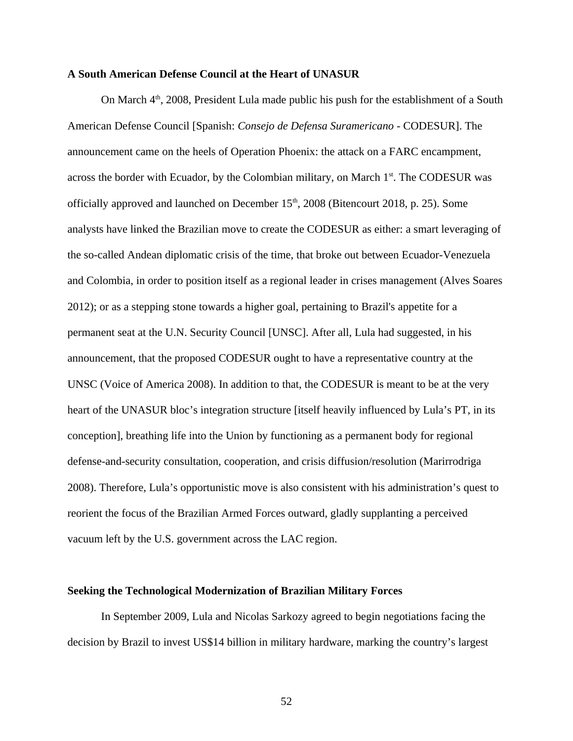**A South American Defense Council at the Heart of UNASUR**

On March 4th, 2008, President Lula made public his push for the establishment of a South American Defense Council [Spanish: *Consejo de Defensa Suramericano* - CODESUR]. The announcement came on the heels of Operation Phoenix: the attack on a FARC encampment, across the border with Ecuador, by the Colombian military, on March 1st. The CODESUR was officially approved and launched on December 15th, 2008 (Bitencourt 2018, p. 25). Some analysts have linked the Brazilian move to create the CODESUR as either: a smart leveraging of the so-called Andean diplomatic crisis of the time, that broke out between Ecuador-Venezuela and Colombia, in order to position itself as a regional leader in crises management (Alves Soares 2012); or as a stepping stone towards a higher goal, pertaining to Brazil's appetite for a permanent seat at the U.N. Security Council [UNSC]. After all, Lula had suggested, in his announcement, that the proposed CODESUR ought to have a representative country at the UNSC (Voice of America 2008). In addition to that, the CODESUR is meant to be at the very heart of the UNASUR bloc's integration structure [itself heavily influenced by Lula's PT, in its conception], breathing life into the Union by functioning as a permanent body for regional defense-and-security consultation, cooperation, and crisis diffusion/resolution (Marirrodriga 2008). Therefore, Lula's opportunistic move is also consistent with his administration's quest to reorient the focus of the Brazilian Armed Forces outward, gladly supplanting a perceived vacuum left by the U.S. government across the LAC region.

**Seeking the Technological Modernization of Brazilian Military Forces**

In September 2009, Lula and Nicolas Sarkozy agreed to begin negotiations facing the decision by Brazil to invest US$14 billion in military hardware, marking the country's largest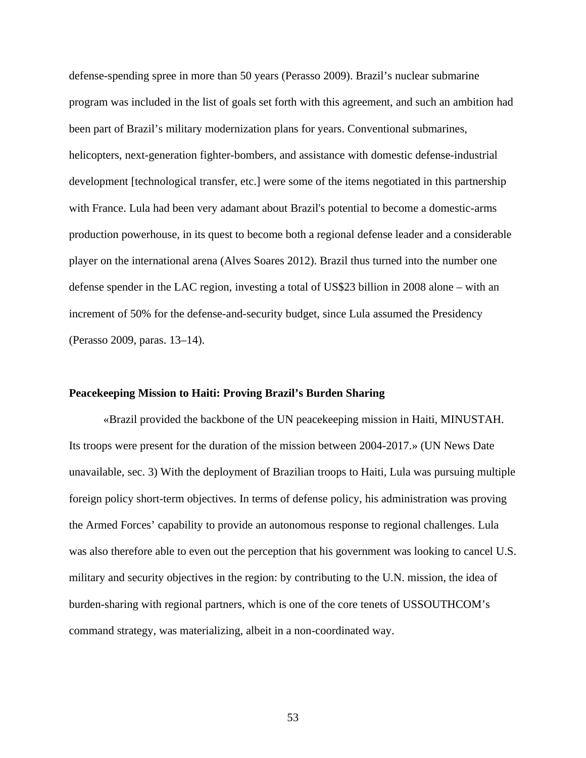defense-spending spree in more than 50 years (Perasso 2009). Brazil's nuclear submarine program was included in the list of goals set forth with this agreement, and such an ambition had been part of Brazil's military modernization plans for years. Conventional submarines, helicopters, next-generation fighter-bombers, and assistance with domestic defense-industrial development [technological transfer, etc.] were some of the items negotiated in this partnership with France. Lula had been very adamant about Brazil's potential to become a domestic-arms production powerhouse, in its quest to become both a regional defense leader and a considerable player on the international arena (Alves Soares 2012). Brazil thus turned into the number one defense spender in the LAC region, investing a total of US$23 billion in 2008 alone – with an increment of 50% for the defense-and-security budget, since Lula assumed the Presidency (Perasso 2009, paras. 13–14).

### Peacekeeping Mission to Haiti: Proving Brazil's Burden Sharing

«Brazil provided the backbone of the UN peacekeeping mission in Haiti, MINUSTAH. Its troops were present for the duration of the mission between 2004-2017.» (UN News Date unavailable, sec. 3) With the deployment of Brazilian troops to Haiti, Lula was pursuing multiple foreign policy short-term objectives. In terms of defense policy, his administration was proving the Armed Forces' capability to provide an autonomous response to regional challenges. Lula was also therefore able to even out the perception that his government was looking to cancel U.S. military and security objectives in the region: by contributing to the U.N. mission, the idea of burden-sharing with regional partners, which is one of the core tenets of USSOUTHCOM's command strategy, was materializing, albeit in a non-coordinated way.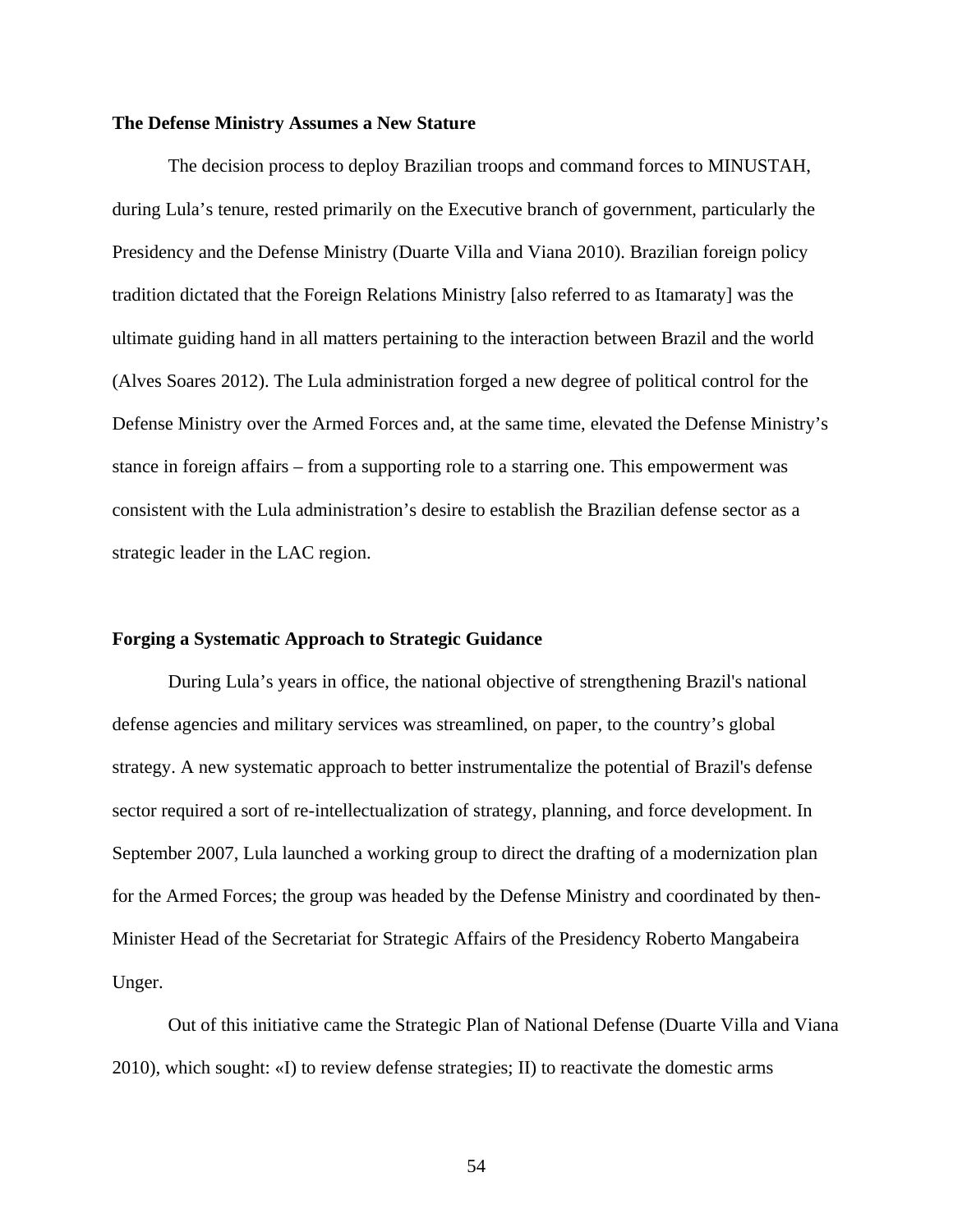**The Defense Ministry Assumes a New Stature**

The decision process to deploy Brazilian troops and command forces to MINUSTAH, during Lula's tenure, rested primarily on the Executive branch of government, particularly the Presidency and the Defense Ministry (Duarte Villa and Viana 2010). Brazilian foreign policy tradition dictated that the Foreign Relations Ministry [also referred to as Itamaraty] was the ultimate guiding hand in all matters pertaining to the interaction between Brazil and the world (Alves Soares 2012). The Lula administration forged a new degree of political control for the Defense Ministry over the Armed Forces and, at the same time, elevated the Defense Ministry's stance in foreign affairs – from a supporting role to a starring one. This empowerment was consistent with the Lula administration's desire to establish the Brazilian defense sector as a strategic leader in the LAC region.

**Forging a Systematic Approach to Strategic Guidance**

During Lula's years in office, the national objective of strengthening Brazil's national defense agencies and military services was streamlined, on paper, to the country's global strategy. A new systematic approach to better instrumentalize the potential of Brazil's defense sector required a sort of re-intellectualization of strategy, planning, and force development. In September 2007, Lula launched a working group to direct the drafting of a modernization plan for the Armed Forces; the group was headed by the Defense Ministry and coordinated by then-Minister Head of the Secretariat for Strategic Affairs of the Presidency Roberto Mangabeira Unger.

Out of this initiative came the Strategic Plan of National Defense (Duarte Villa and Viana 2010), which sought: «I) to review defense strategies; II) to reactivate the domestic arms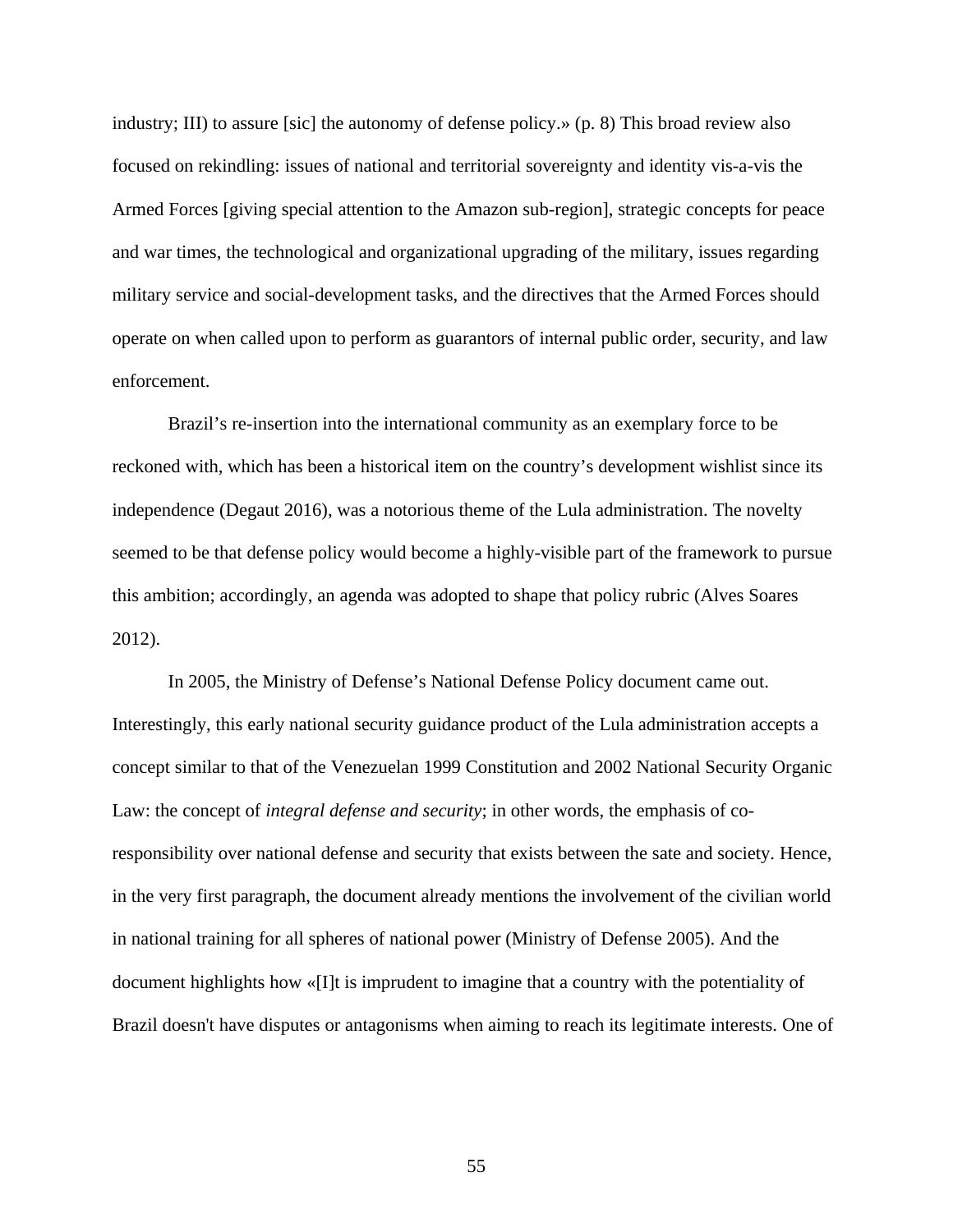industry; III) to assure [sic] the autonomy of defense policy.» (p. 8) This broad review also focused on rekindling: issues of national and territorial sovereignty and identity vis-a-vis the Armed Forces [giving special attention to the Amazon sub-region], strategic concepts for peace and war times, the technological and organizational upgrading of the military, issues regarding military service and social-development tasks, and the directives that the Armed Forces should operate on when called upon to perform as guarantors of internal public order, security, and law enforcement.

Brazil's re-insertion into the international community as an exemplary force to be reckoned with, which has been a historical item on the country's development wishlist since its independence (Degaut 2016), was a notorious theme of the Lula administration. The novelty seemed to be that defense policy would become a highly-visible part of the framework to pursue this ambition; accordingly, an agenda was adopted to shape that policy rubric (Alves Soares 2012).

In 2005, the Ministry of Defense's National Defense Policy document came out. Interestingly, this early national security guidance product of the Lula administration accepts a concept similar to that of the Venezuelan 1999 Constitution and 2002 National Security Organic Law: the concept of *integral defense and security*; in other words, the emphasis of co-responsibility over national defense and security that exists between the sate and society. Hence, in the very first paragraph, the document already mentions the involvement of the civilian world in national training for all spheres of national power (Ministry of Defense 2005). And the document highlights how «[I]t is imprudent to imagine that a country with the potentiality of Brazil doesn't have disputes or antagonisms when aiming to reach its legitimate interests. One of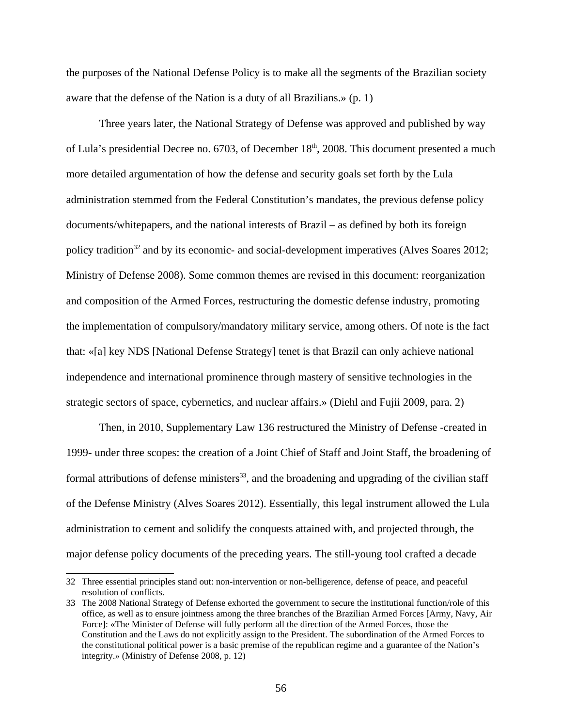the purposes of the National Defense Policy is to make all the segments of the Brazilian society aware that the defense of the Nation is a duty of all Brazilians.» (p. 1)

Three years later, the National Strategy of Defense was approved and published by way of Lula's presidential Decree no. 6703, of December 18th, 2008. This document presented a much more detailed argumentation of how the defense and security goals set forth by the Lula administration stemmed from the Federal Constitution's mandates, the previous defense policy documents/whitepapers, and the national interests of Brazil – as defined by both its foreign policy tradition[32] and by its economic- and social-development imperatives (Alves Soares 2012; Ministry of Defense 2008). Some common themes are revised in this document: reorganization and composition of the Armed Forces, restructuring the domestic defense industry, promoting the implementation of compulsory/mandatory military service, among others. Of note is the fact that: «[a] key NDS [National Defense Strategy] tenet is that Brazil can only achieve national independence and international prominence through mastery of sensitive technologies in the strategic sectors of space, cybernetics, and nuclear affairs.» (Diehl and Fujii 2009, para. 2)

Then, in 2010, Supplementary Law 136 restructured the Ministry of Defense -created in 1999- under three scopes: the creation of a Joint Chief of Staff and Joint Staff, the broadening of formal attributions of defense ministers[33], and the broadening and upgrading of the civilian staff of the Defense Ministry (Alves Soares 2012). Essentially, this legal instrument allowed the Lula administration to cement and solidify the conquests attained with, and projected through, the major defense policy documents of the preceding years. The still-young tool crafted a decade

---

32 Three essential principles stand out: non-intervention or non-belligerence, defense of peace, and peaceful resolution of conflicts.

33 The 2008 National Strategy of Defense exhorted the government to secure the institutional function/role of this office, as well as to ensure jointness among the three branches of the Brazilian Armed Forces [Army, Navy, Air Force]: «The Minister of Defense will fully perform all the direction of the Armed Forces, those the Constitution and the Laws do not explicitly assign to the President. The subordination of the Armed Forces to the constitutional political power is a basic premise of the republican regime and a guarantee of the Nation's integrity.» (Ministry of Defense 2008, p. 12)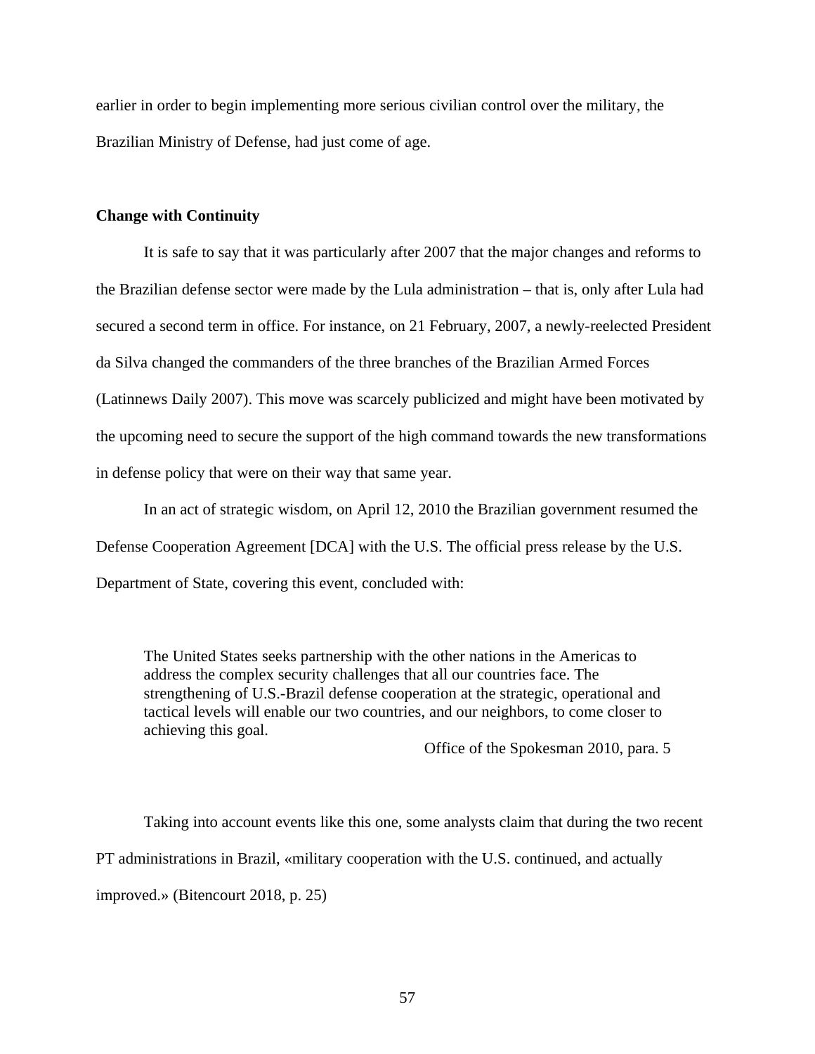earlier in order to begin implementing more serious civilian control over the military, the Brazilian Ministry of Defense, had just come of age.

## Change with Continuity

It is safe to say that it was particularly after 2007 that the major changes and reforms to the Brazilian defense sector were made by the Lula administration – that is, only after Lula had secured a second term in office. For instance, on 21 February, 2007, a newly-reelected President da Silva changed the commanders of the three branches of the Brazilian Armed Forces (Latinnews Daily 2007). This move was scarcely publicized and might have been motivated by the upcoming need to secure the support of the high command towards the new transformations in defense policy that were on their way that same year.

In an act of strategic wisdom, on April 12, 2010 the Brazilian government resumed the Defense Cooperation Agreement [DCA] with the U.S. The official press release by the U.S. Department of State, covering this event, concluded with:

> The United States seeks partnership with the other nations in the Americas to address the complex security challenges that all our countries face. The strengthening of U.S.-Brazil defense cooperation at the strategic, operational and tactical levels will enable our two countries, and our neighbors, to come closer to achieving this goal.
>
> Office of the Spokesman 2010, para. 5

Taking into account events like this one, some analysts claim that during the two recent PT administrations in Brazil, «military cooperation with the U.S. continued, and actually improved.» (Bitencourt 2018, p. 25)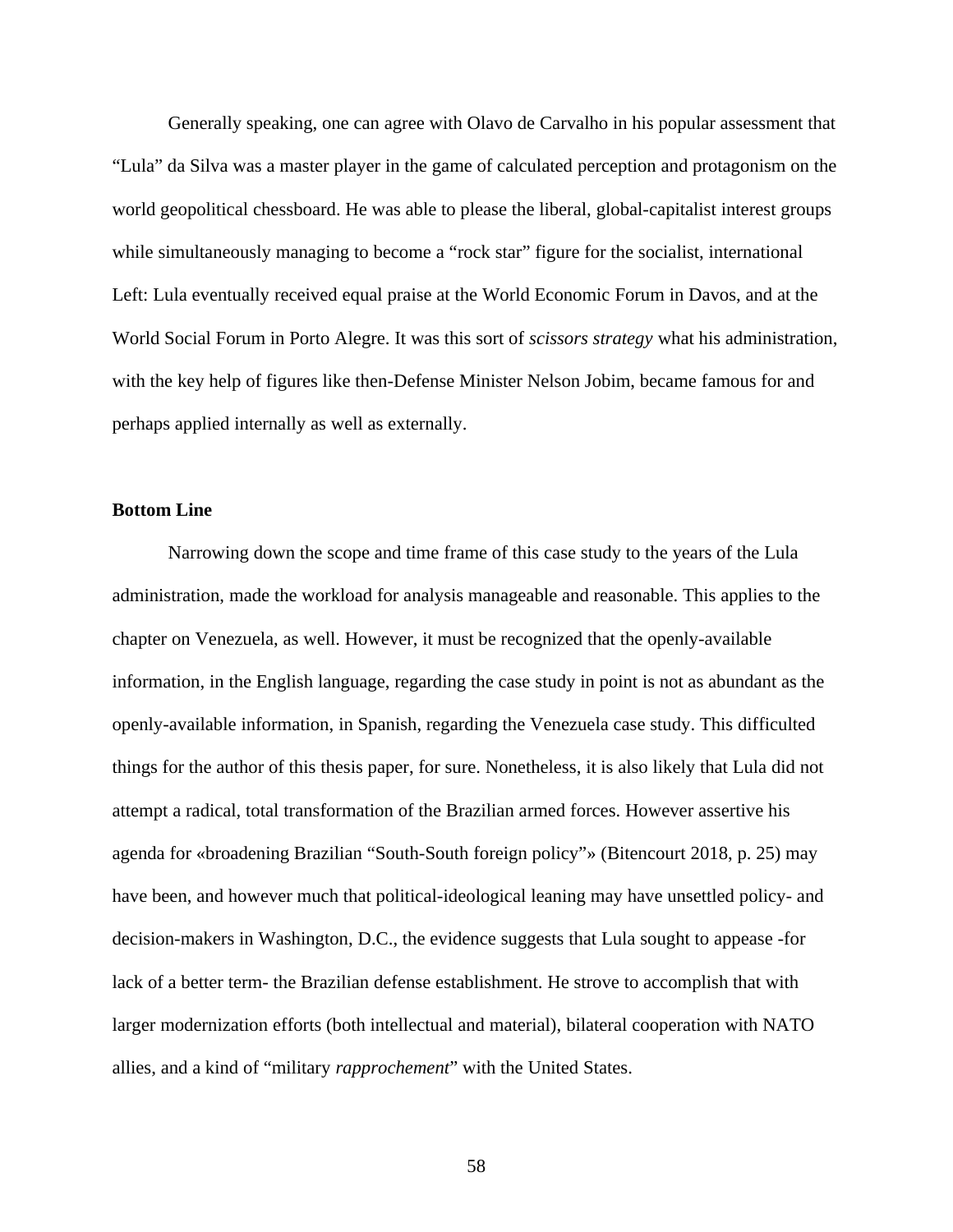Generally speaking, one can agree with Olavo de Carvalho in his popular assessment that "Lula" da Silva was a master player in the game of calculated perception and protagonism on the world geopolitical chessboard. He was able to please the liberal, global-capitalist interest groups while simultaneously managing to become a "rock star" figure for the socialist, international Left: Lula eventually received equal praise at the World Economic Forum in Davos, and at the World Social Forum in Porto Alegre. It was this sort of *scissors strategy* what his administration, with the key help of figures like then-Defense Minister Nelson Jobim, became famous for and perhaps applied internally as well as externally.

**Bottom Line**

Narrowing down the scope and time frame of this case study to the years of the Lula administration, made the workload for analysis manageable and reasonable. This applies to the chapter on Venezuela, as well. However, it must be recognized that the openly-available information, in the English language, regarding the case study in point is not as abundant as the openly-available information, in Spanish, regarding the Venezuela case study. This difficulted things for the author of this thesis paper, for sure. Nonetheless, it is also likely that Lula did not attempt a radical, total transformation of the Brazilian armed forces. However assertive his agenda for «broadening Brazilian "South-South foreign policy"» (Bitencourt 2018, p. 25) may have been, and however much that political-ideological leaning may have unsettled policy- and decision-makers in Washington, D.C., the evidence suggests that Lula sought to appease -for lack of a better term- the Brazilian defense establishment. He strove to accomplish that with larger modernization efforts (both intellectual and material), bilateral cooperation with NATO allies, and a kind of "military *rapprochement*" with the United States.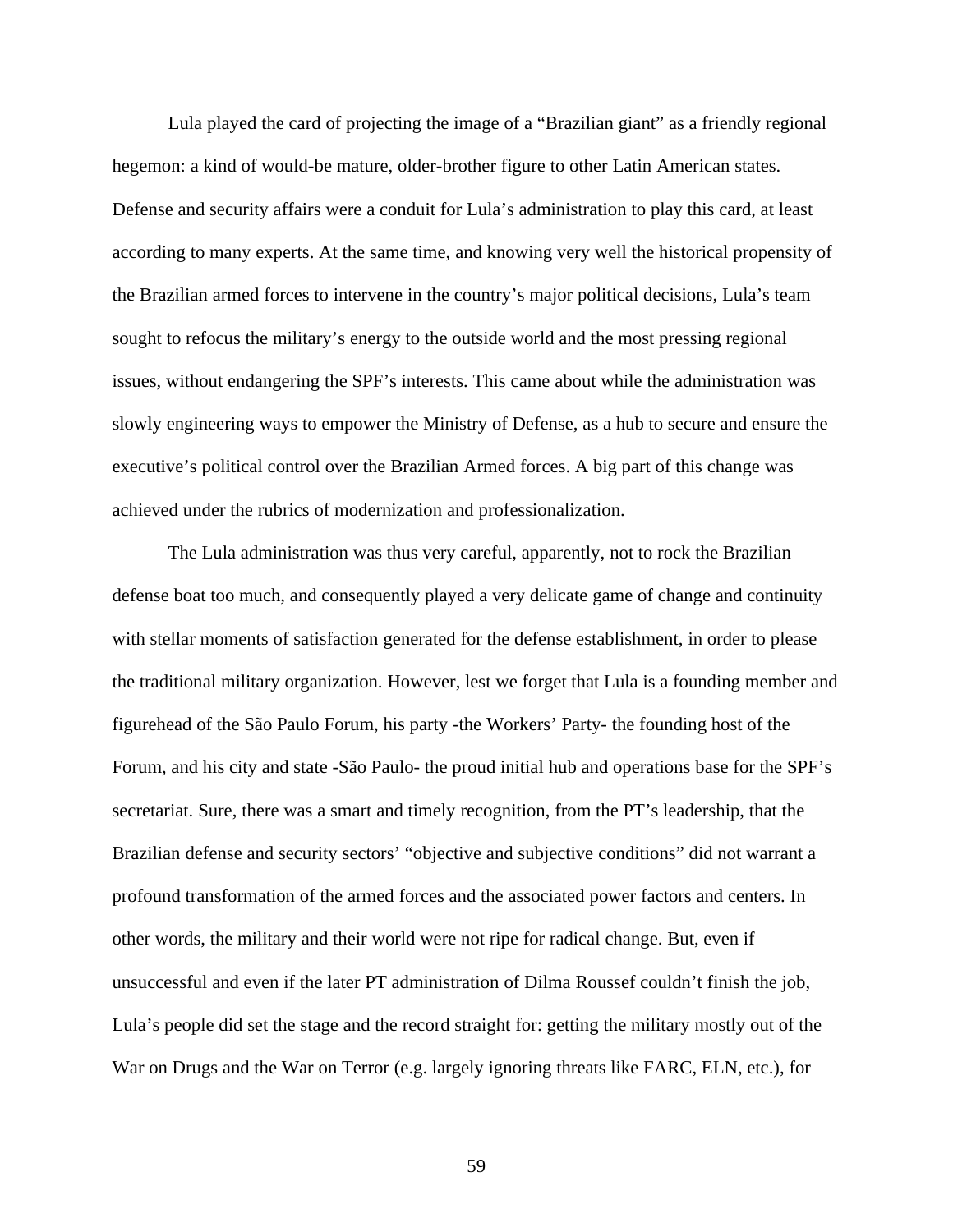Lula played the card of projecting the image of a "Brazilian giant" as a friendly regional hegemon: a kind of would-be mature, older-brother figure to other Latin American states. Defense and security affairs were a conduit for Lula's administration to play this card, at least according to many experts. At the same time, and knowing very well the historical propensity of the Brazilian armed forces to intervene in the country's major political decisions, Lula's team sought to refocus the military's energy to the outside world and the most pressing regional issues, without endangering the SPF's interests. This came about while the administration was slowly engineering ways to empower the Ministry of Defense, as a hub to secure and ensure the executive's political control over the Brazilian Armed forces. A big part of this change was achieved under the rubrics of modernization and professionalization.

The Lula administration was thus very careful, apparently, not to rock the Brazilian defense boat too much, and consequently played a very delicate game of change and continuity with stellar moments of satisfaction generated for the defense establishment, in order to please the traditional military organization. However, lest we forget that Lula is a founding member and figurehead of the São Paulo Forum, his party -the Workers' Party- the founding host of the Forum, and his city and state -São Paulo- the proud initial hub and operations base for the SPF's secretariat. Sure, there was a smart and timely recognition, from the PT's leadership, that the Brazilian defense and security sectors' "objective and subjective conditions" did not warrant a profound transformation of the armed forces and the associated power factors and centers. In other words, the military and their world were not ripe for radical change. But, even if unsuccessful and even if the later PT administration of Dilma Roussef couldn't finish the job, Lula's people did set the stage and the record straight for: getting the military mostly out of the War on Drugs and the War on Terror (e.g. largely ignoring threats like FARC, ELN, etc.), for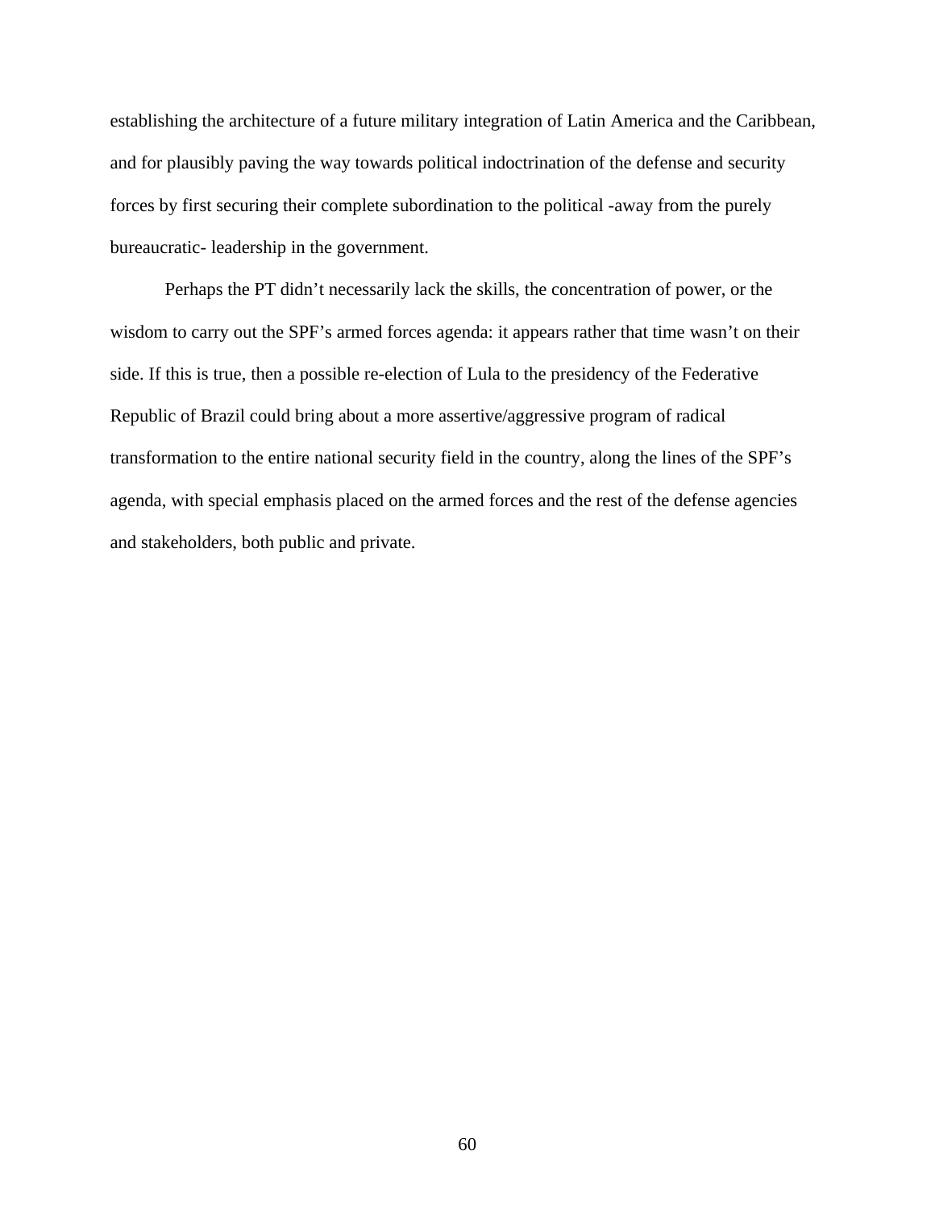establishing the architecture of a future military integration of Latin America and the Caribbean, and for plausibly paving the way towards political indoctrination of the defense and security forces by first securing their complete subordination to the political -away from the purely bureaucratic- leadership in the government.

Perhaps the PT didn't necessarily lack the skills, the concentration of power, or the wisdom to carry out the SPF's armed forces agenda: it appears rather that time wasn't on their side. If this is true, then a possible re-election of Lula to the presidency of the Federative Republic of Brazil could bring about a more assertive/aggressive program of radical transformation to the entire national security field in the country, along the lines of the SPF's agenda, with special emphasis placed on the armed forces and the rest of the defense agencies and stakeholders, both public and private.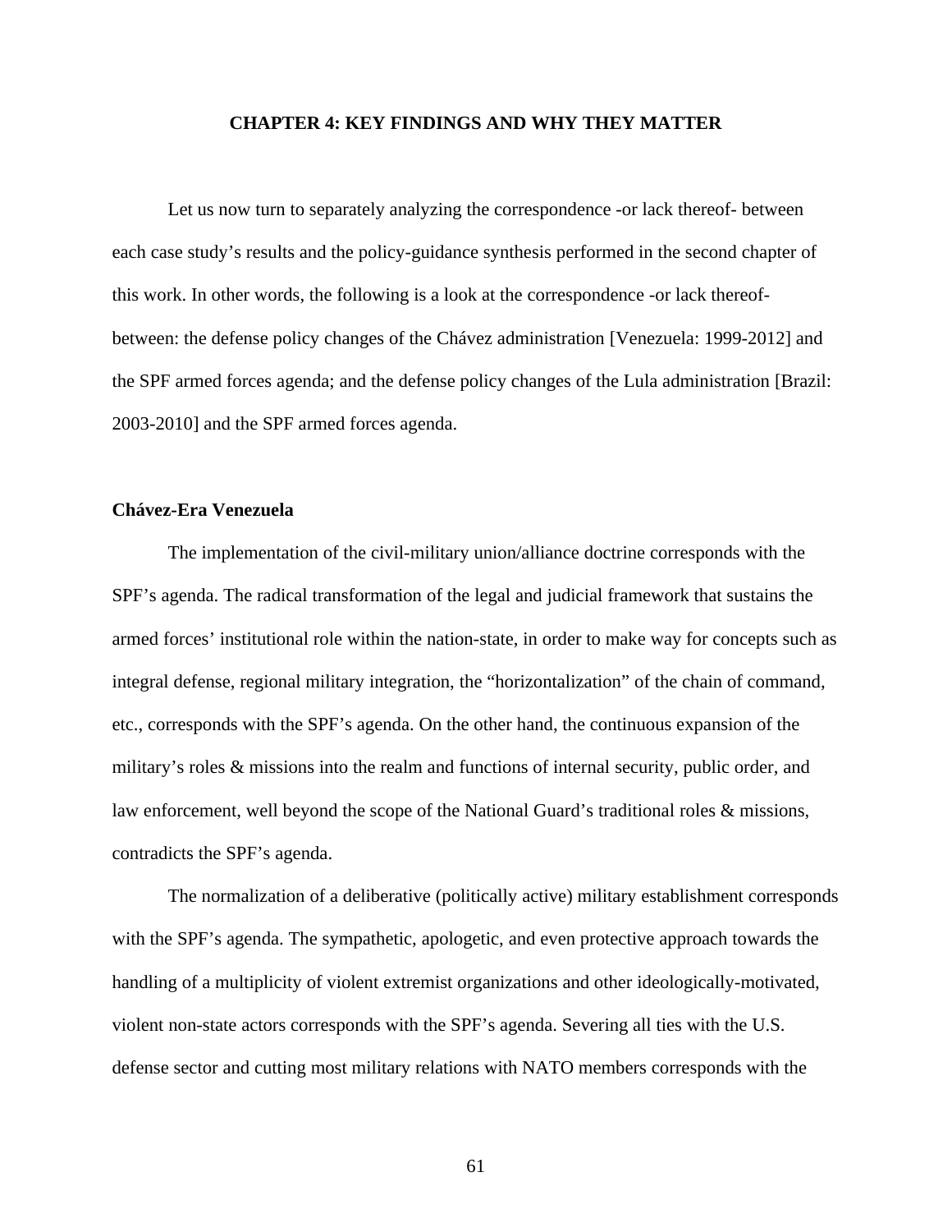# CHAPTER 4: KEY FINDINGS AND WHY THEY MATTER

Let us now turn to separately analyzing the correspondence -or lack thereof- between each case study's results and the policy-guidance synthesis performed in the second chapter of this work. In other words, the following is a look at the correspondence -or lack thereof- between: the defense policy changes of the Chávez administration [Venezuela: 1999-2012] and the SPF armed forces agenda; and the defense policy changes of the Lula administration [Brazil: 2003-2010] and the SPF armed forces agenda.

## Chávez-Era Venezuela

The implementation of the civil-military union/alliance doctrine corresponds with the SPF's agenda. The radical transformation of the legal and judicial framework that sustains the armed forces' institutional role within the nation-state, in order to make way for concepts such as integral defense, regional military integration, the "horizontalization" of the chain of command, etc., corresponds with the SPF's agenda. On the other hand, the continuous expansion of the military's roles & missions into the realm and functions of internal security, public order, and law enforcement, well beyond the scope of the National Guard's traditional roles & missions, contradicts the SPF's agenda.

The normalization of a deliberative (politically active) military establishment corresponds with the SPF's agenda. The sympathetic, apologetic, and even protective approach towards the handling of a multiplicity of violent extremist organizations and other ideologically-motivated, violent non-state actors corresponds with the SPF's agenda. Severing all ties with the U.S. defense sector and cutting most military relations with NATO members corresponds with the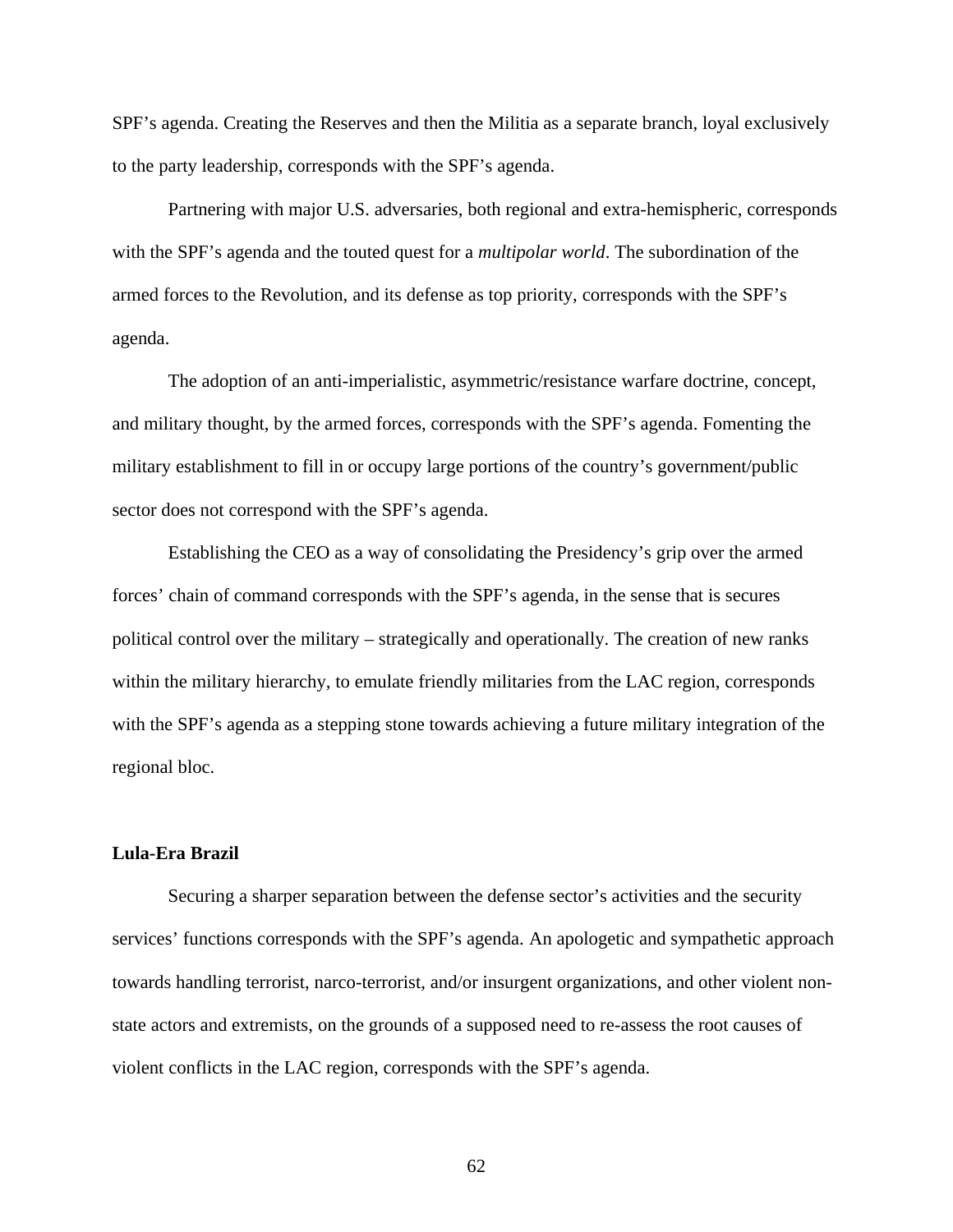SPF’s agenda. Creating the Reserves and then the Militia as a separate branch, loyal exclusively to the party leadership, corresponds with the SPF’s agenda.

Partnering with major U.S. adversaries, both regional and extra-hemispheric, corresponds with the SPF’s agenda and the touted quest for a *multipolar world*. The subordination of the armed forces to the Revolution, and its defense as top priority, corresponds with the SPF’s agenda.

The adoption of an anti-imperialistic, asymmetric/resistance warfare doctrine, concept, and military thought, by the armed forces, corresponds with the SPF’s agenda. Fomenting the military establishment to fill in or occupy large portions of the country’s government/public sector does not correspond with the SPF’s agenda.

Establishing the CEO as a way of consolidating the Presidency’s grip over the armed forces’ chain of command corresponds with the SPF’s agenda, in the sense that is secures political control over the military – strategically and operationally. The creation of new ranks within the military hierarchy, to emulate friendly militaries from the LAC region, corresponds with the SPF’s agenda as a stepping stone towards achieving a future military integration of the regional bloc.

**Lula-Era Brazil**

Securing a sharper separation between the defense sector’s activities and the security services’ functions corresponds with the SPF’s agenda. An apologetic and sympathetic approach towards handling terrorist, narco-terrorist, and/or insurgent organizations, and other violent non-state actors and extremists, on the grounds of a supposed need to re-assess the root causes of violent conflicts in the LAC region, corresponds with the SPF’s agenda.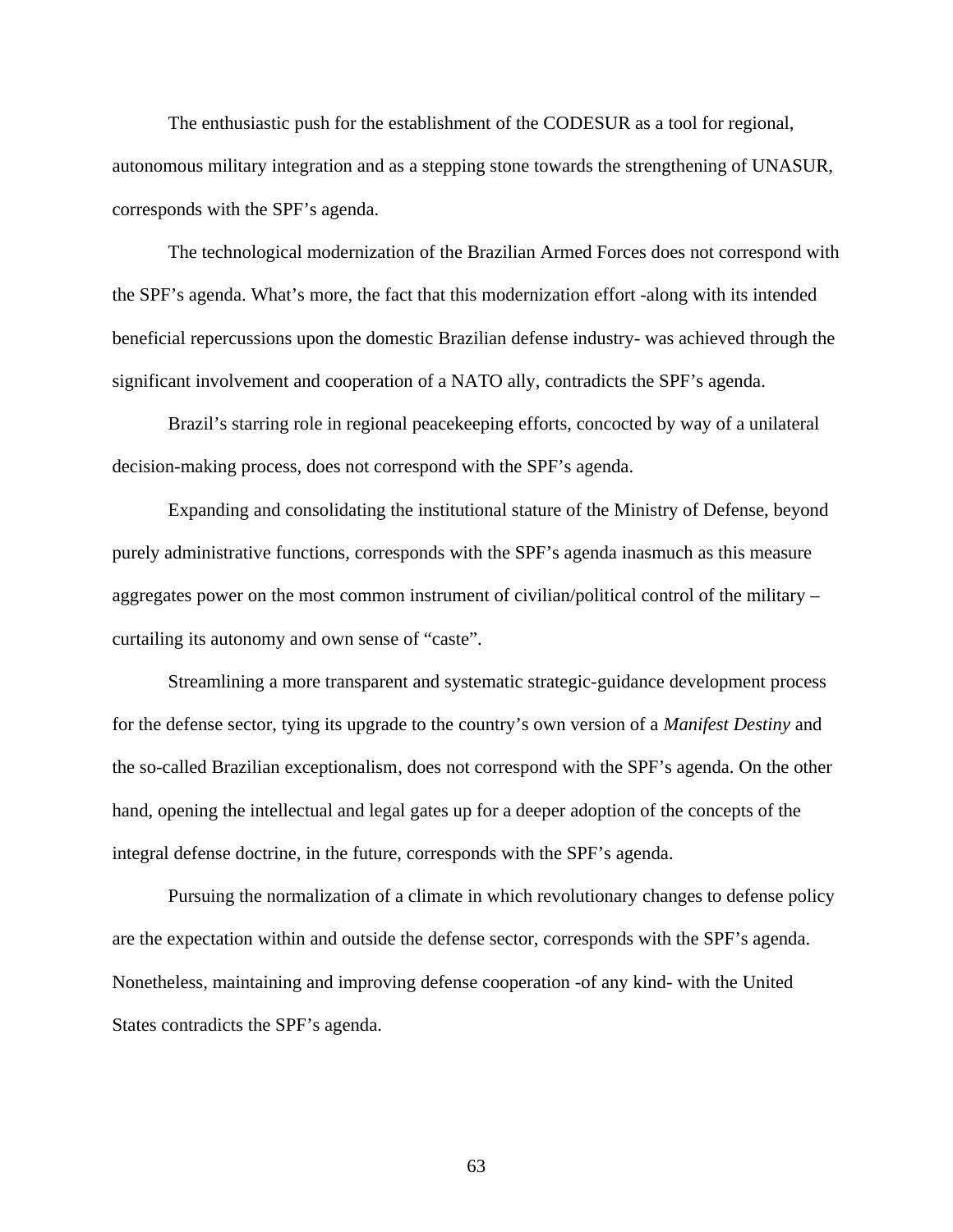The enthusiastic push for the establishment of the CODESUR as a tool for regional, autonomous military integration and as a stepping stone towards the strengthening of UNASUR, corresponds with the SPF's agenda.

The technological modernization of the Brazilian Armed Forces does not correspond with the SPF's agenda. What's more, the fact that this modernization effort -along with its intended beneficial repercussions upon the domestic Brazilian defense industry- was achieved through the significant involvement and cooperation of a NATO ally, contradicts the SPF's agenda.

Brazil's starring role in regional peacekeeping efforts, concocted by way of a unilateral decision-making process, does not correspond with the SPF's agenda.

Expanding and consolidating the institutional stature of the Ministry of Defense, beyond purely administrative functions, corresponds with the SPF's agenda inasmuch as this measure aggregates power on the most common instrument of civilian/political control of the military – curtailing its autonomy and own sense of "caste".

Streamlining a more transparent and systematic strategic-guidance development process for the defense sector, tying its upgrade to the country's own version of a *Manifest Destiny* and the so-called Brazilian exceptionalism, does not correspond with the SPF's agenda. On the other hand, opening the intellectual and legal gates up for a deeper adoption of the concepts of the integral defense doctrine, in the future, corresponds with the SPF's agenda.

Pursuing the normalization of a climate in which revolutionary changes to defense policy are the expectation within and outside the defense sector, corresponds with the SPF's agenda. Nonetheless, maintaining and improving defense cooperation -of any kind- with the United States contradicts the SPF's agenda.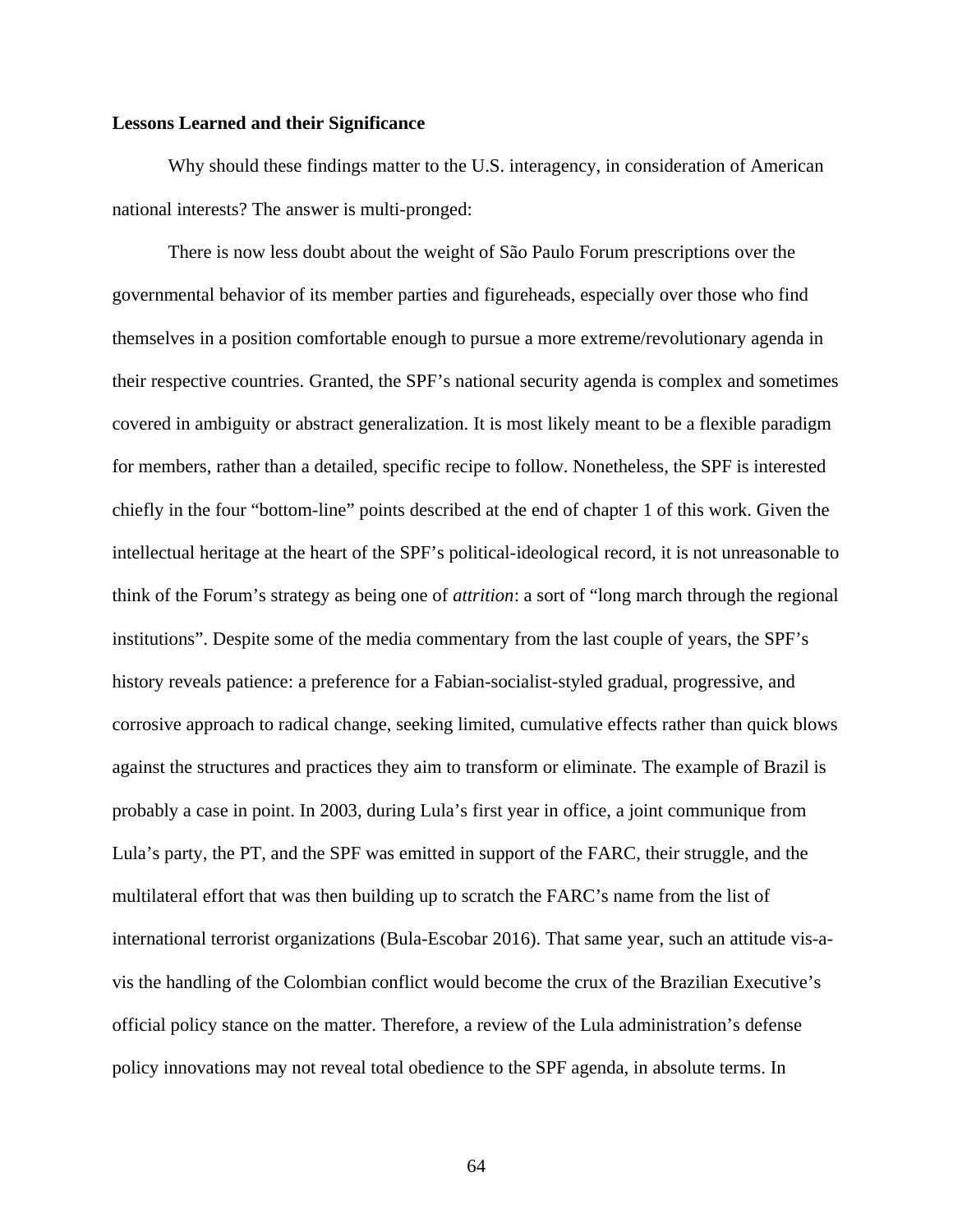**Lessons Learned and their Significance**

Why should these findings matter to the U.S. interagency, in consideration of American national interests? The answer is multi-pronged:

There is now less doubt about the weight of São Paulo Forum prescriptions over the governmental behavior of its member parties and figureheads, especially over those who find themselves in a position comfortable enough to pursue a more extreme/revolutionary agenda in their respective countries. Granted, the SPF's national security agenda is complex and sometimes covered in ambiguity or abstract generalization. It is most likely meant to be a flexible paradigm for members, rather than a detailed, specific recipe to follow. Nonetheless, the SPF is interested chiefly in the four "bottom-line" points described at the end of chapter 1 of this work. Given the intellectual heritage at the heart of the SPF's political-ideological record, it is not unreasonable to think of the Forum's strategy as being one of *attrition*: a sort of "long march through the regional institutions". Despite some of the media commentary from the last couple of years, the SPF's history reveals patience: a preference for a Fabian-socialist-styled gradual, progressive, and corrosive approach to radical change, seeking limited, cumulative effects rather than quick blows against the structures and practices they aim to transform or eliminate. The example of Brazil is probably a case in point. In 2003, during Lula's first year in office, a joint communique from Lula's party, the PT, and the SPF was emitted in support of the FARC, their struggle, and the multilateral effort that was then building up to scratch the FARC's name from the list of international terrorist organizations (Bula-Escobar 2016). That same year, such an attitude vis-a-vis the handling of the Colombian conflict would become the crux of the Brazilian Executive's official policy stance on the matter. Therefore, a review of the Lula administration's defense policy innovations may not reveal total obedience to the SPF agenda, in absolute terms. In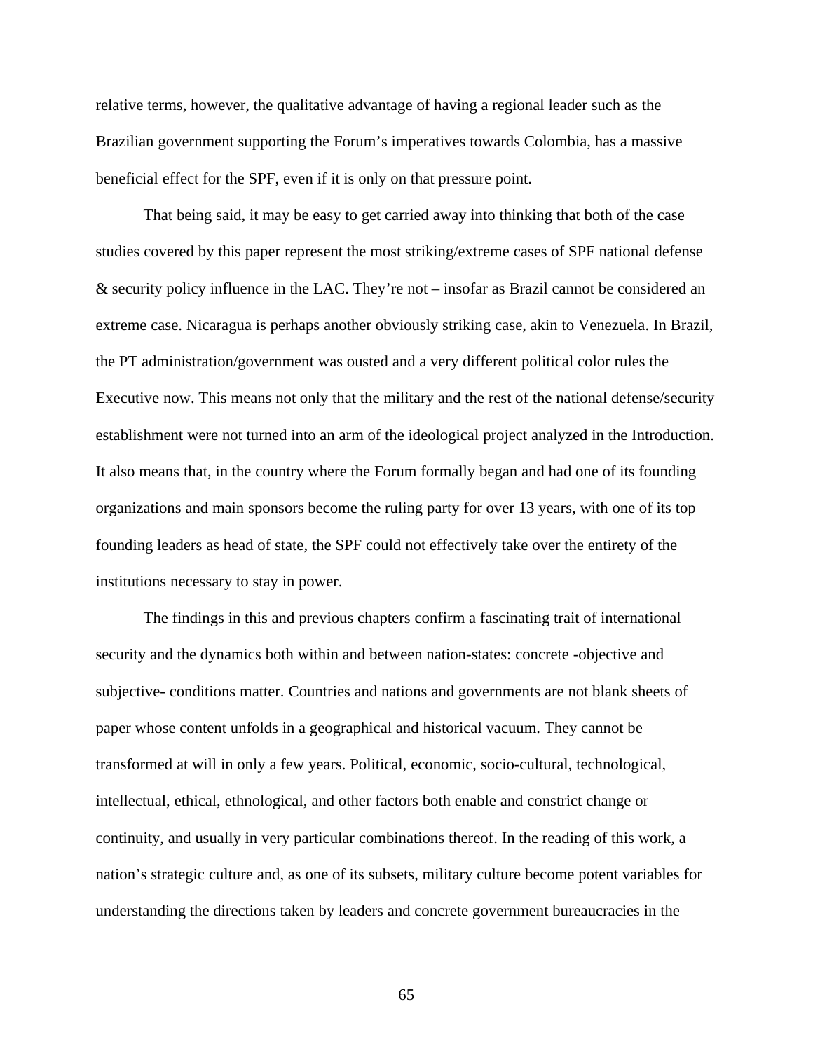relative terms, however, the qualitative advantage of having a regional leader such as the Brazilian government supporting the Forum's imperatives towards Colombia, has a massive beneficial effect for the SPF, even if it is only on that pressure point.

That being said, it may be easy to get carried away into thinking that both of the case studies covered by this paper represent the most striking/extreme cases of SPF national defense & security policy influence in the LAC. They're not – insofar as Brazil cannot be considered an extreme case. Nicaragua is perhaps another obviously striking case, akin to Venezuela. In Brazil, the PT administration/government was ousted and a very different political color rules the Executive now. This means not only that the military and the rest of the national defense/security establishment were not turned into an arm of the ideological project analyzed in the Introduction. It also means that, in the country where the Forum formally began and had one of its founding organizations and main sponsors become the ruling party for over 13 years, with one of its top founding leaders as head of state, the SPF could not effectively take over the entirety of the institutions necessary to stay in power.

The findings in this and previous chapters confirm a fascinating trait of international security and the dynamics both within and between nation-states: concrete -objective and subjective- conditions matter. Countries and nations and governments are not blank sheets of paper whose content unfolds in a geographical and historical vacuum. They cannot be transformed at will in only a few years. Political, economic, socio-cultural, technological, intellectual, ethical, ethnological, and other factors both enable and constrict change or continuity, and usually in very particular combinations thereof. In the reading of this work, a nation's strategic culture and, as one of its subsets, military culture become potent variables for understanding the directions taken by leaders and concrete government bureaucracies in the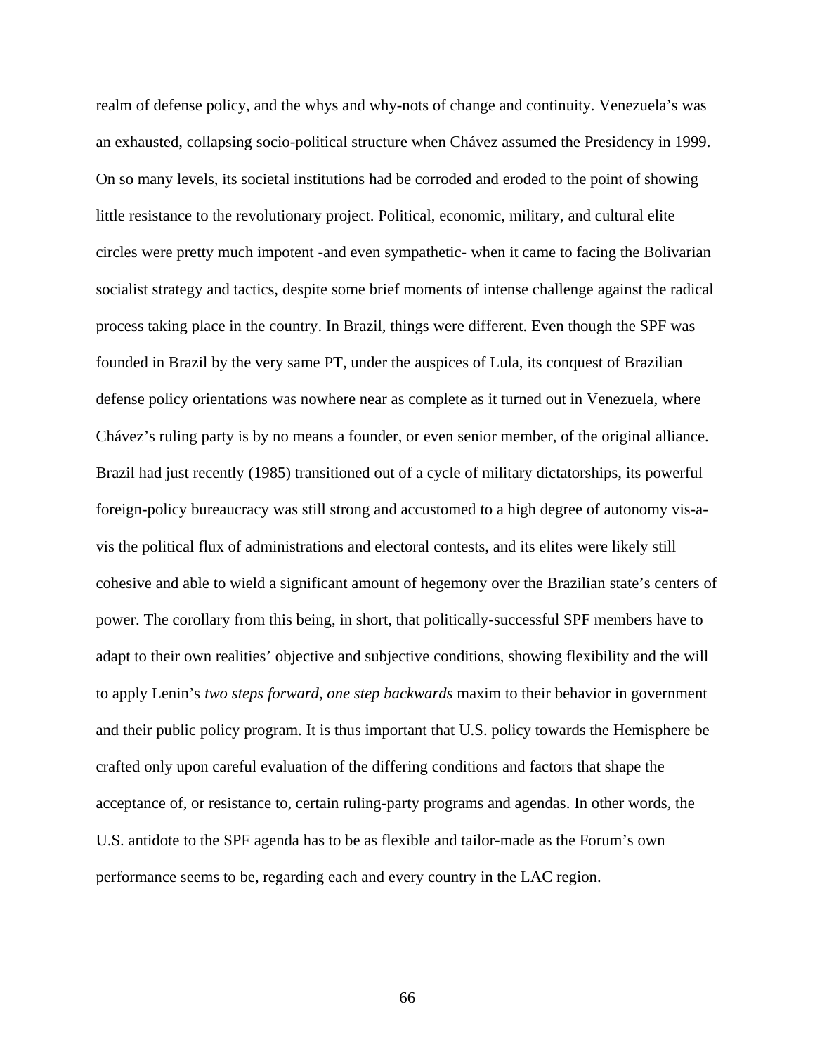realm of defense policy, and the whys and why-nots of change and continuity. Venezuela's was an exhausted, collapsing socio-political structure when Chávez assumed the Presidency in 1999. On so many levels, its societal institutions had be corroded and eroded to the point of showing little resistance to the revolutionary project. Political, economic, military, and cultural elite circles were pretty much impotent -and even sympathetic- when it came to facing the Bolivarian socialist strategy and tactics, despite some brief moments of intense challenge against the radical process taking place in the country. In Brazil, things were different. Even though the SPF was founded in Brazil by the very same PT, under the auspices of Lula, its conquest of Brazilian defense policy orientations was nowhere near as complete as it turned out in Venezuela, where Chávez's ruling party is by no means a founder, or even senior member, of the original alliance. Brazil had just recently (1985) transitioned out of a cycle of military dictatorships, its powerful foreign-policy bureaucracy was still strong and accustomed to a high degree of autonomy vis-a-vis the political flux of administrations and electoral contests, and its elites were likely still cohesive and able to wield a significant amount of hegemony over the Brazilian state's centers of power. The corollary from this being, in short, that politically-successful SPF members have to adapt to their own realities' objective and subjective conditions, showing flexibility and the will to apply Lenin's *two steps forward, one step backwards* maxim to their behavior in government and their public policy program. It is thus important that U.S. policy towards the Hemisphere be crafted only upon careful evaluation of the differing conditions and factors that shape the acceptance of, or resistance to, certain ruling-party programs and agendas. In other words, the U.S. antidote to the SPF agenda has to be as flexible and tailor-made as the Forum's own performance seems to be, regarding each and every country in the LAC region.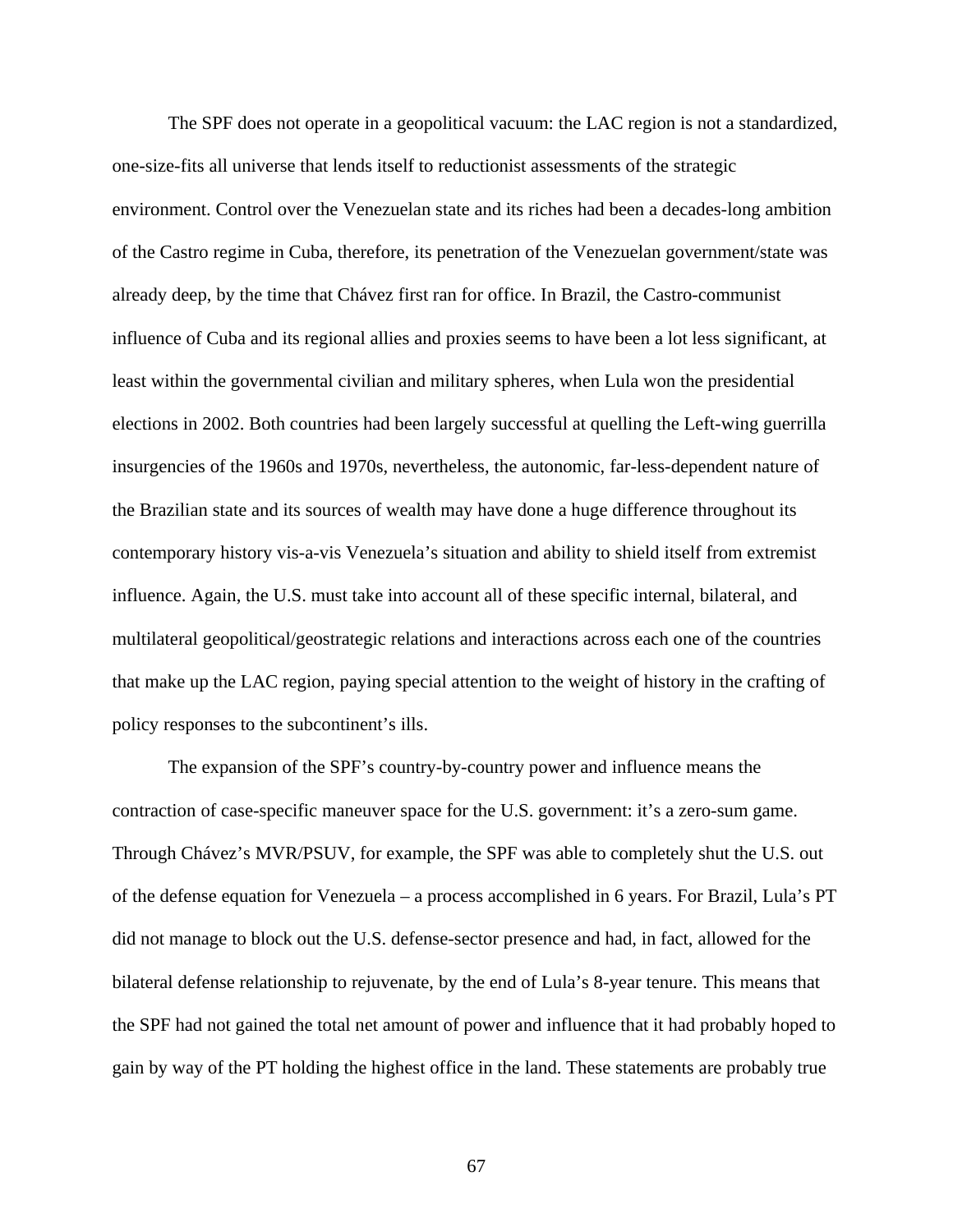The SPF does not operate in a geopolitical vacuum: the LAC region is not a standardized, one-size-fits all universe that lends itself to reductionist assessments of the strategic environment. Control over the Venezuelan state and its riches had been a decades-long ambition of the Castro regime in Cuba, therefore, its penetration of the Venezuelan government/state was already deep, by the time that Chávez first ran for office. In Brazil, the Castro-communist influence of Cuba and its regional allies and proxies seems to have been a lot less significant, at least within the governmental civilian and military spheres, when Lula won the presidential elections in 2002. Both countries had been largely successful at quelling the Left-wing guerrilla insurgencies of the 1960s and 1970s, nevertheless, the autonomic, far-less-dependent nature of the Brazilian state and its sources of wealth may have done a huge difference throughout its contemporary history vis-a-vis Venezuela's situation and ability to shield itself from extremist influence. Again, the U.S. must take into account all of these specific internal, bilateral, and multilateral geopolitical/geostrategic relations and interactions across each one of the countries that make up the LAC region, paying special attention to the weight of history in the crafting of policy responses to the subcontinent's ills.

The expansion of the SPF's country-by-country power and influence means the contraction of case-specific maneuver space for the U.S. government: it's a zero-sum game. Through Chávez's MVR/PSUV, for example, the SPF was able to completely shut the U.S. out of the defense equation for Venezuela – a process accomplished in 6 years. For Brazil, Lula's PT did not manage to block out the U.S. defense-sector presence and had, in fact, allowed for the bilateral defense relationship to rejuvenate, by the end of Lula's 8-year tenure. This means that the SPF had not gained the total net amount of power and influence that it had probably hoped to gain by way of the PT holding the highest office in the land. These statements are probably true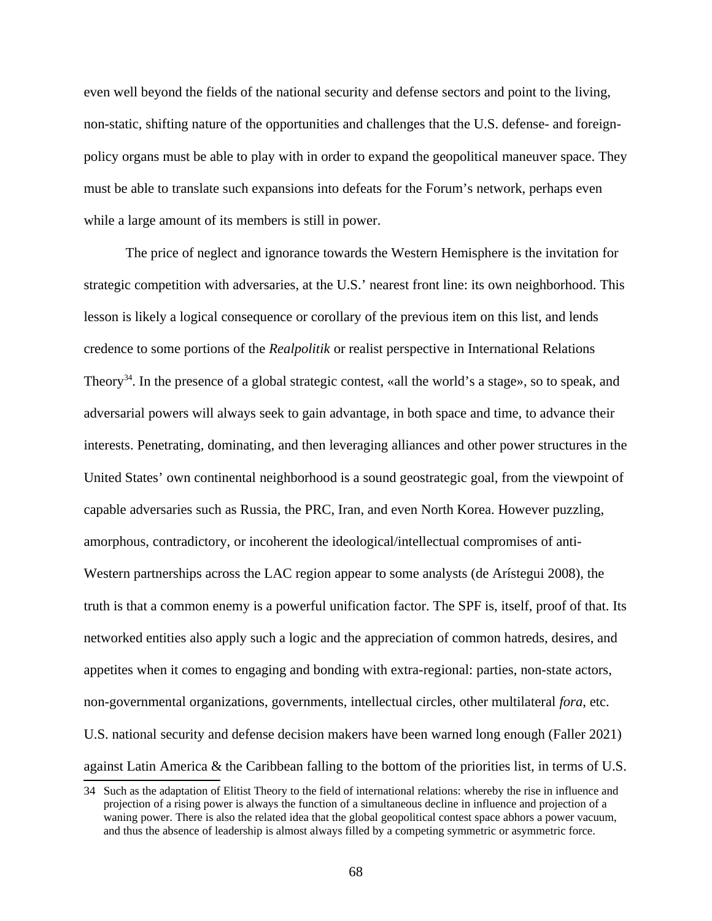even well beyond the fields of the national security and defense sectors and point to the living, non-static, shifting nature of the opportunities and challenges that the U.S. defense- and foreign-policy organs must be able to play with in order to expand the geopolitical maneuver space. They must be able to translate such expansions into defeats for the Forum's network, perhaps even while a large amount of its members is still in power.

The price of neglect and ignorance towards the Western Hemisphere is the invitation for strategic competition with adversaries, at the U.S.' nearest front line: its own neighborhood. This lesson is likely a logical consequence or corollary of the previous item on this list, and lends credence to some portions of the *Realpolitik* or realist perspective in International Relations Theory[34]. In the presence of a global strategic contest, «all the world's a stage», so to speak, and adversarial powers will always seek to gain advantage, in both space and time, to advance their interests. Penetrating, dominating, and then leveraging alliances and other power structures in the United States' own continental neighborhood is a sound geostrategic goal, from the viewpoint of capable adversaries such as Russia, the PRC, Iran, and even North Korea. However puzzling, amorphous, contradictory, or incoherent the ideological/intellectual compromises of anti-Western partnerships across the LAC region appear to some analysts (de Arístegui 2008), the truth is that a common enemy is a powerful unification factor. The SPF is, itself, proof of that. Its networked entities also apply such a logic and the appreciation of common hatreds, desires, and appetites when it comes to engaging and bonding with extra-regional: parties, non-state actors, non-governmental organizations, governments, intellectual circles, other multilateral *fora*, etc. U.S. national security and defense decision makers have been warned long enough (Faller 2021) against Latin America & the Caribbean falling to the bottom of the priorities list, in terms of U.S.

34 Such as the adaptation of Elitist Theory to the field of international relations: whereby the rise in influence and projection of a rising power is always the function of a simultaneous decline in influence and projection of a waning power. There is also the related idea that the global geopolitical contest space abhors a power vacuum, and thus the absence of leadership is almost always filled by a competing symmetric or asymmetric force.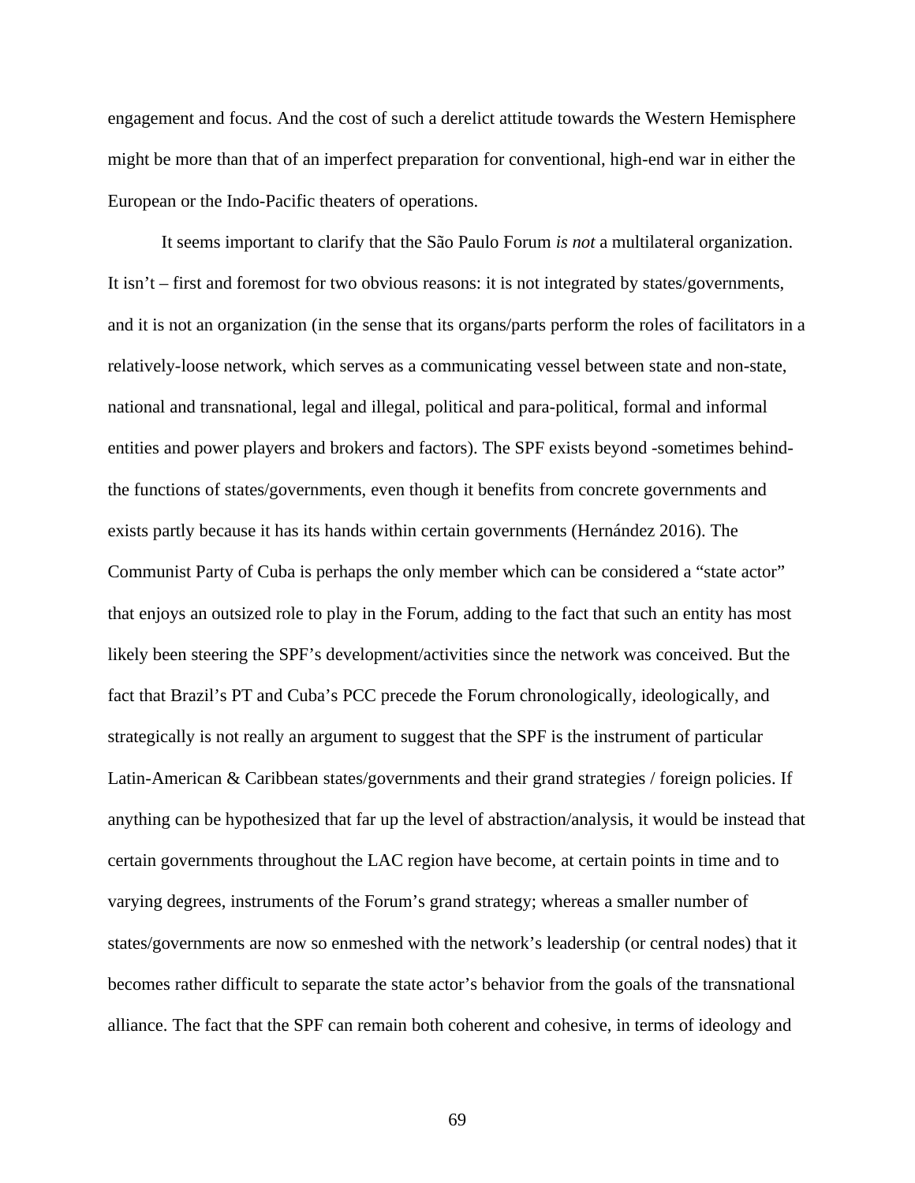engagement and focus. And the cost of such a derelict attitude towards the Western Hemisphere might be more than that of an imperfect preparation for conventional, high-end war in either the European or the Indo-Pacific theaters of operations.

It seems important to clarify that the São Paulo Forum *is not* a multilateral organization. It isn't – first and foremost for two obvious reasons: it is not integrated by states/governments, and it is not an organization (in the sense that its organs/parts perform the roles of facilitators in a relatively-loose network, which serves as a communicating vessel between state and non-state, national and transnational, legal and illegal, political and para-political, formal and informal entities and power players and brokers and factors). The SPF exists beyond -sometimes behind- the functions of states/governments, even though it benefits from concrete governments and exists partly because it has its hands within certain governments (Hernández 2016). The Communist Party of Cuba is perhaps the only member which can be considered a "state actor" that enjoys an outsized role to play in the Forum, adding to the fact that such an entity has most likely been steering the SPF's development/activities since the network was conceived. But the fact that Brazil's PT and Cuba's PCC precede the Forum chronologically, ideologically, and strategically is not really an argument to suggest that the SPF is the instrument of particular Latin-American & Caribbean states/governments and their grand strategies / foreign policies. If anything can be hypothesized that far up the level of abstraction/analysis, it would be instead that certain governments throughout the LAC region have become, at certain points in time and to varying degrees, instruments of the Forum's grand strategy; whereas a smaller number of states/governments are now so enmeshed with the network's leadership (or central nodes) that it becomes rather difficult to separate the state actor's behavior from the goals of the transnational alliance. The fact that the SPF can remain both coherent and cohesive, in terms of ideology and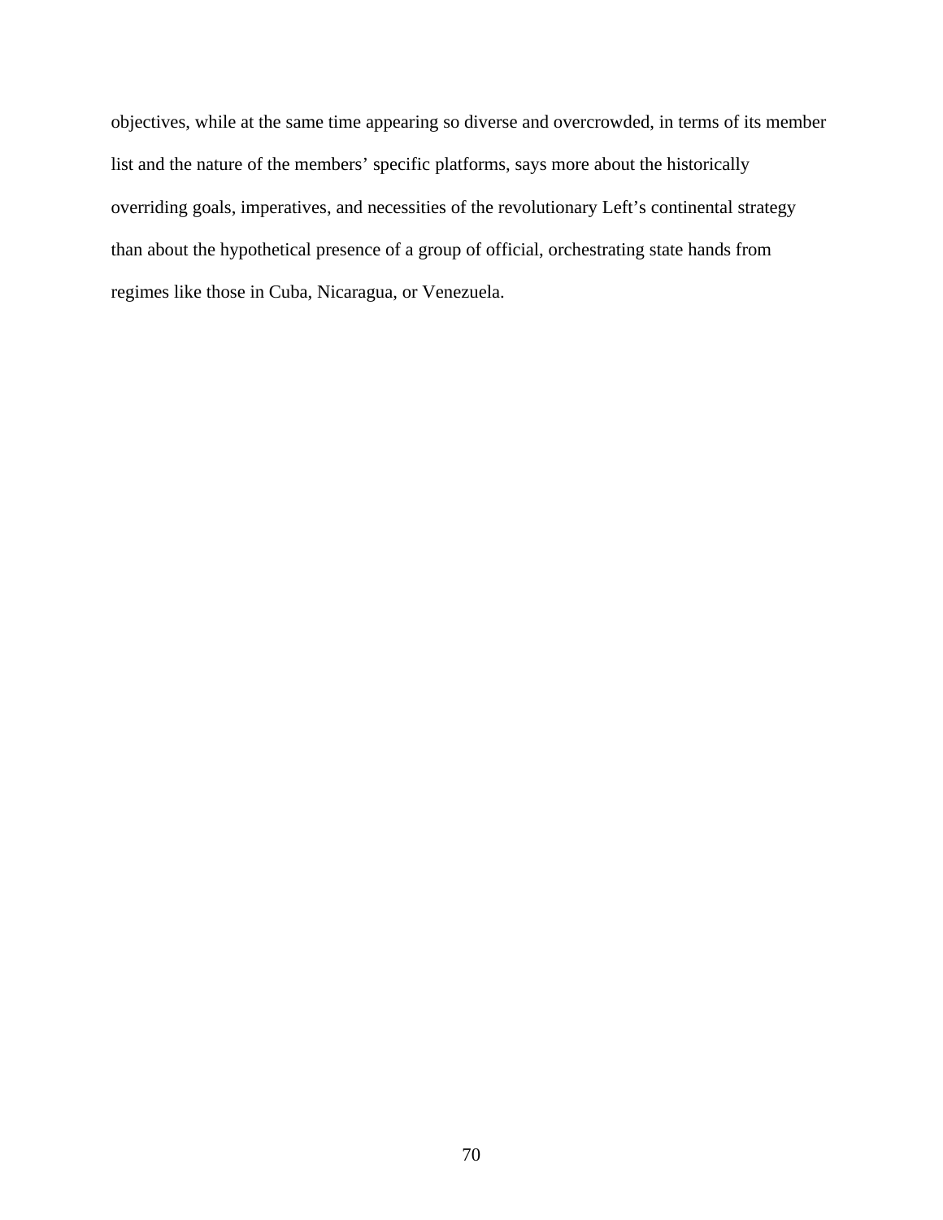objectives, while at the same time appearing so diverse and overcrowded, in terms of its member list and the nature of the members' specific platforms, says more about the historically overriding goals, imperatives, and necessities of the revolutionary Left's continental strategy than about the hypothetical presence of a group of official, orchestrating state hands from regimes like those in Cuba, Nicaragua, or Venezuela.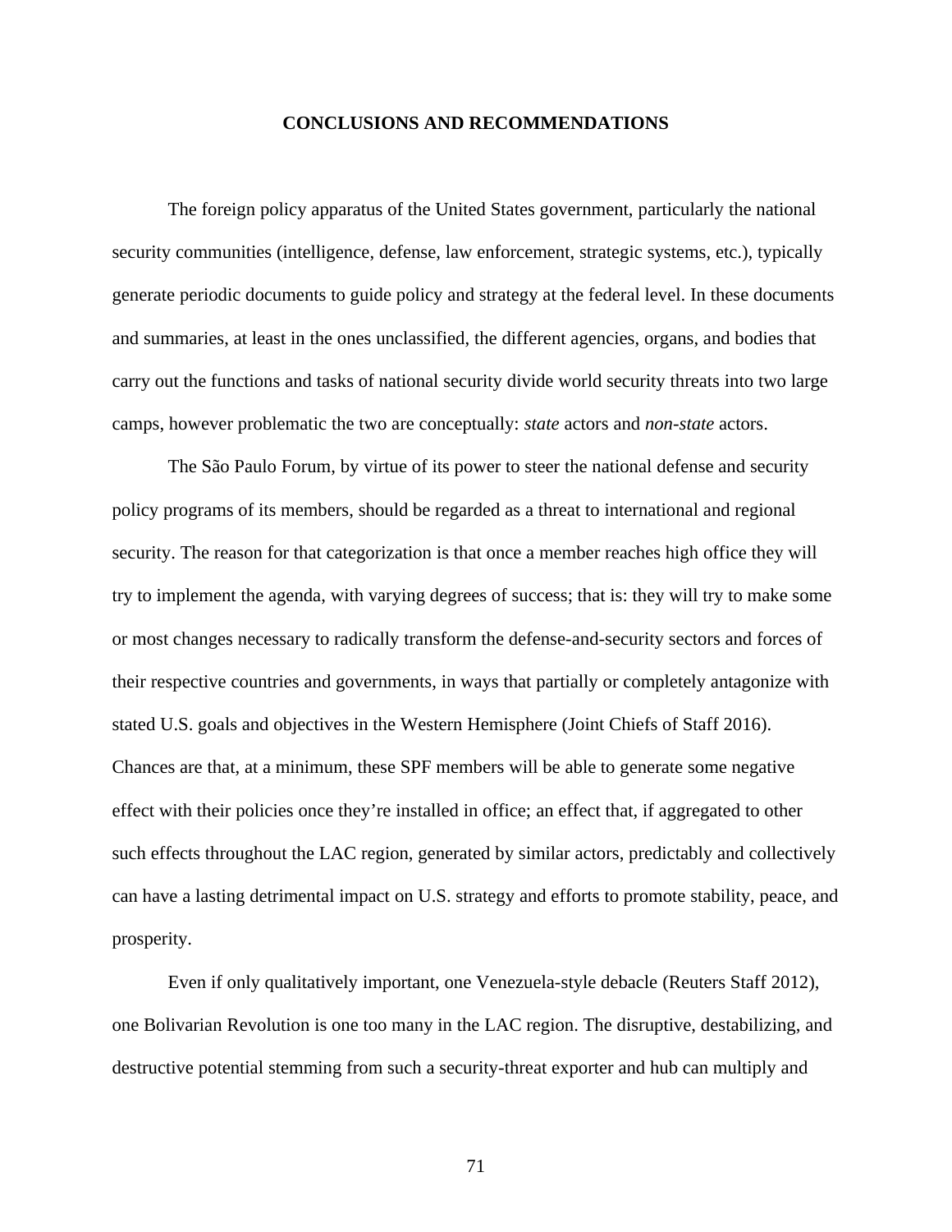## CONCLUSIONS AND RECOMMENDATIONS

The foreign policy apparatus of the United States government, particularly the national security communities (intelligence, defense, law enforcement, strategic systems, etc.), typically generate periodic documents to guide policy and strategy at the federal level. In these documents and summaries, at least in the ones unclassified, the different agencies, organs, and bodies that carry out the functions and tasks of national security divide world security threats into two large camps, however problematic the two are conceptually: *state* actors and *non-state* actors.

The São Paulo Forum, by virtue of its power to steer the national defense and security policy programs of its members, should be regarded as a threat to international and regional security. The reason for that categorization is that once a member reaches high office they will try to implement the agenda, with varying degrees of success; that is: they will try to make some or most changes necessary to radically transform the defense-and-security sectors and forces of their respective countries and governments, in ways that partially or completely antagonize with stated U.S. goals and objectives in the Western Hemisphere (Joint Chiefs of Staff 2016). Chances are that, at a minimum, these SPF members will be able to generate some negative effect with their policies once they're installed in office; an effect that, if aggregated to other such effects throughout the LAC region, generated by similar actors, predictably and collectively can have a lasting detrimental impact on U.S. strategy and efforts to promote stability, peace, and prosperity.

Even if only qualitatively important, one Venezuela-style debacle (Reuters Staff 2012), one Bolivarian Revolution is one too many in the LAC region. The disruptive, destabilizing, and destructive potential stemming from such a security-threat exporter and hub can multiply and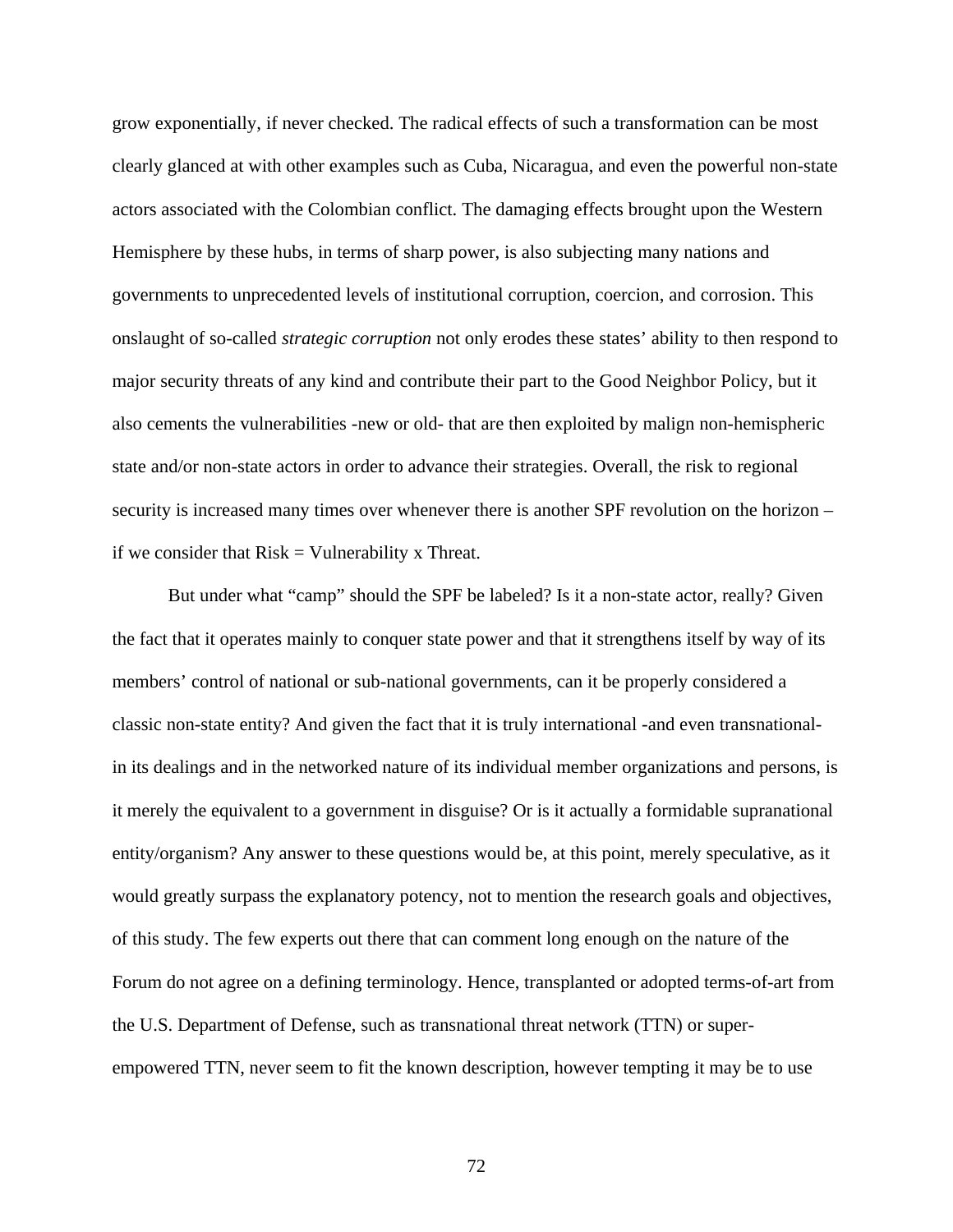grow exponentially, if never checked. The radical effects of such a transformation can be most clearly glanced at with other examples such as Cuba, Nicaragua, and even the powerful non-state actors associated with the Colombian conflict. The damaging effects brought upon the Western Hemisphere by these hubs, in terms of sharp power, is also subjecting many nations and governments to unprecedented levels of institutional corruption, coercion, and corrosion. This onslaught of so-called *strategic corruption* not only erodes these states' ability to then respond to major security threats of any kind and contribute their part to the Good Neighbor Policy, but it also cements the vulnerabilities -new or old- that are then exploited by malign non-hemispheric state and/or non-state actors in order to advance their strategies. Overall, the risk to regional security is increased many times over whenever there is another SPF revolution on the horizon – if we consider that Risk = Vulnerability x Threat.

But under what "camp" should the SPF be labeled? Is it a non-state actor, really? Given the fact that it operates mainly to conquer state power and that it strengthens itself by way of its members' control of national or sub-national governments, can it be properly considered a classic non-state entity? And given the fact that it is truly international -and even transnational- in its dealings and in the networked nature of its individual member organizations and persons, is it merely the equivalent to a government in disguise? Or is it actually a formidable supranational entity/organism? Any answer to these questions would be, at this point, merely speculative, as it would greatly surpass the explanatory potency, not to mention the research goals and objectives, of this study. The few experts out there that can comment long enough on the nature of the Forum do not agree on a defining terminology. Hence, transplanted or adopted terms-of-art from the U.S. Department of Defense, such as transnational threat network (TTN) or super-empowered TTN, never seem to fit the known description, however tempting it may be to use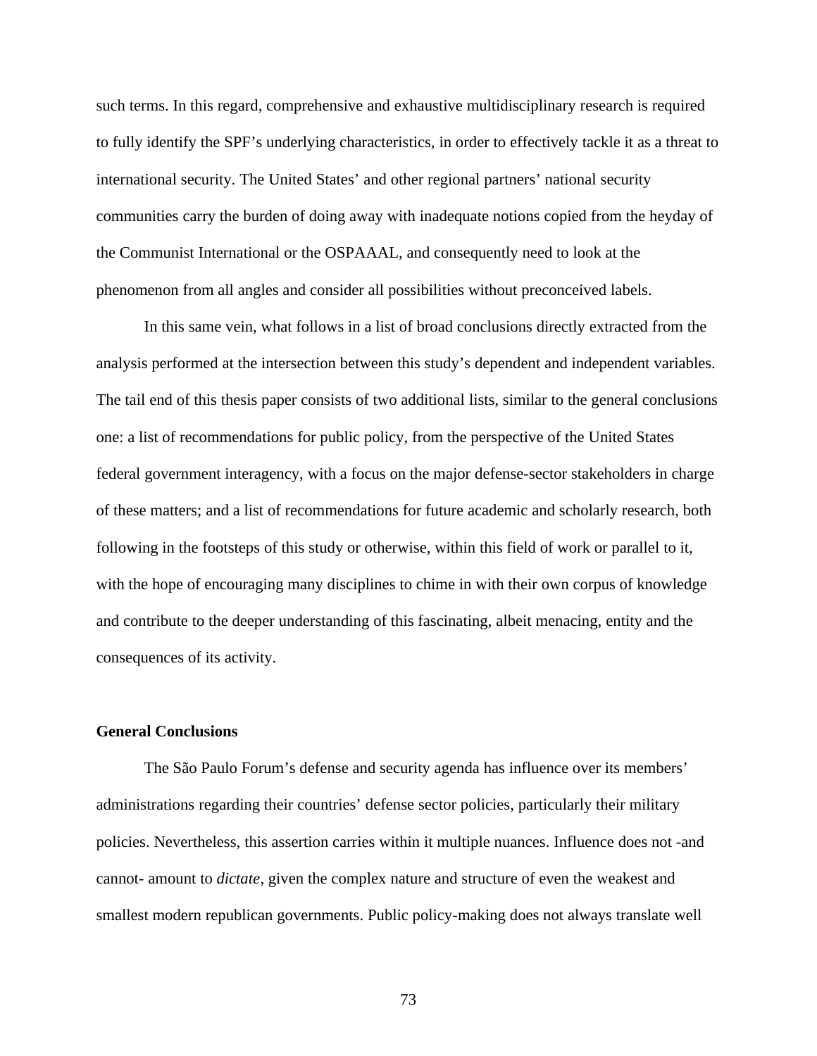such terms. In this regard, comprehensive and exhaustive multidisciplinary research is required to fully identify the SPF's underlying characteristics, in order to effectively tackle it as a threat to international security. The United States' and other regional partners' national security communities carry the burden of doing away with inadequate notions copied from the heyday of the Communist International or the OSPAAAL, and consequently need to look at the phenomenon from all angles and consider all possibilities without preconceived labels.

In this same vein, what follows in a list of broad conclusions directly extracted from the analysis performed at the intersection between this study's dependent and independent variables. The tail end of this thesis paper consists of two additional lists, similar to the general conclusions one: a list of recommendations for public policy, from the perspective of the United States federal government interagency, with a focus on the major defense-sector stakeholders in charge of these matters; and a list of recommendations for future academic and scholarly research, both following in the footsteps of this study or otherwise, within this field of work or parallel to it, with the hope of encouraging many disciplines to chime in with their own corpus of knowledge and contribute to the deeper understanding of this fascinating, albeit menacing, entity and the consequences of its activity.

**General Conclusions**

The São Paulo Forum's defense and security agenda has influence over its members' administrations regarding their countries' defense sector policies, particularly their military policies. Nevertheless, this assertion carries within it multiple nuances. Influence does not -and cannot- amount to *dictate*, given the complex nature and structure of even the weakest and smallest modern republican governments. Public policy-making does not always translate well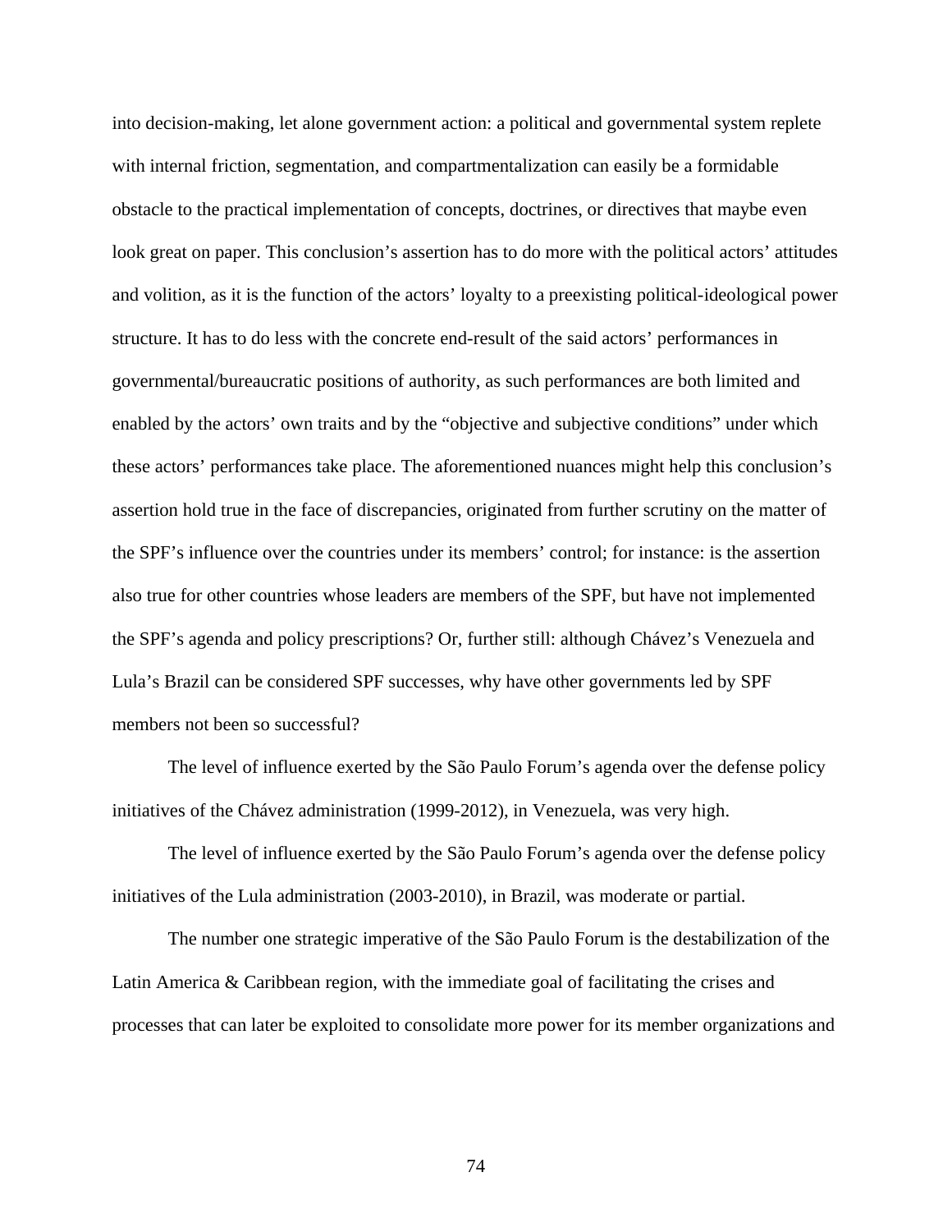into decision-making, let alone government action: a political and governmental system replete with internal friction, segmentation, and compartmentalization can easily be a formidable obstacle to the practical implementation of concepts, doctrines, or directives that maybe even look great on paper. This conclusion's assertion has to do more with the political actors' attitudes and volition, as it is the function of the actors' loyalty to a preexisting political-ideological power structure. It has to do less with the concrete end-result of the said actors' performances in governmental/bureaucratic positions of authority, as such performances are both limited and enabled by the actors' own traits and by the "objective and subjective conditions" under which these actors' performances take place. The aforementioned nuances might help this conclusion's assertion hold true in the face of discrepancies, originated from further scrutiny on the matter of the SPF's influence over the countries under its members' control; for instance: is the assertion also true for other countries whose leaders are members of the SPF, but have not implemented the SPF's agenda and policy prescriptions? Or, further still: although Chávez's Venezuela and Lula's Brazil can be considered SPF successes, why have other governments led by SPF members not been so successful?

The level of influence exerted by the São Paulo Forum's agenda over the defense policy initiatives of the Chávez administration (1999-2012), in Venezuela, was very high.

The level of influence exerted by the São Paulo Forum's agenda over the defense policy initiatives of the Lula administration (2003-2010), in Brazil, was moderate or partial.

The number one strategic imperative of the São Paulo Forum is the destabilization of the Latin America & Caribbean region, with the immediate goal of facilitating the crises and processes that can later be exploited to consolidate more power for its member organizations and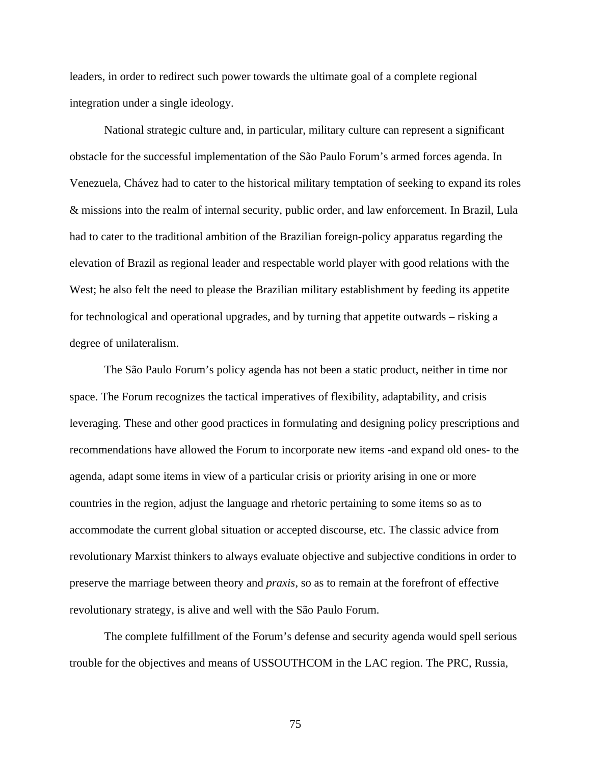leaders, in order to redirect such power towards the ultimate goal of a complete regional integration under a single ideology.

National strategic culture and, in particular, military culture can represent a significant obstacle for the successful implementation of the São Paulo Forum's armed forces agenda. In Venezuela, Chávez had to cater to the historical military temptation of seeking to expand its roles & missions into the realm of internal security, public order, and law enforcement. In Brazil, Lula had to cater to the traditional ambition of the Brazilian foreign-policy apparatus regarding the elevation of Brazil as regional leader and respectable world player with good relations with the West; he also felt the need to please the Brazilian military establishment by feeding its appetite for technological and operational upgrades, and by turning that appetite outwards – risking a degree of unilateralism.

The São Paulo Forum's policy agenda has not been a static product, neither in time nor space. The Forum recognizes the tactical imperatives of flexibility, adaptability, and crisis leveraging. These and other good practices in formulating and designing policy prescriptions and recommendations have allowed the Forum to incorporate new items -and expand old ones- to the agenda, adapt some items in view of a particular crisis or priority arising in one or more countries in the region, adjust the language and rhetoric pertaining to some items so as to accommodate the current global situation or accepted discourse, etc. The classic advice from revolutionary Marxist thinkers to always evaluate objective and subjective conditions in order to preserve the marriage between theory and *praxis*, so as to remain at the forefront of effective revolutionary strategy, is alive and well with the São Paulo Forum.

The complete fulfillment of the Forum's defense and security agenda would spell serious trouble for the objectives and means of USSOUTHCOM in the LAC region. The PRC, Russia,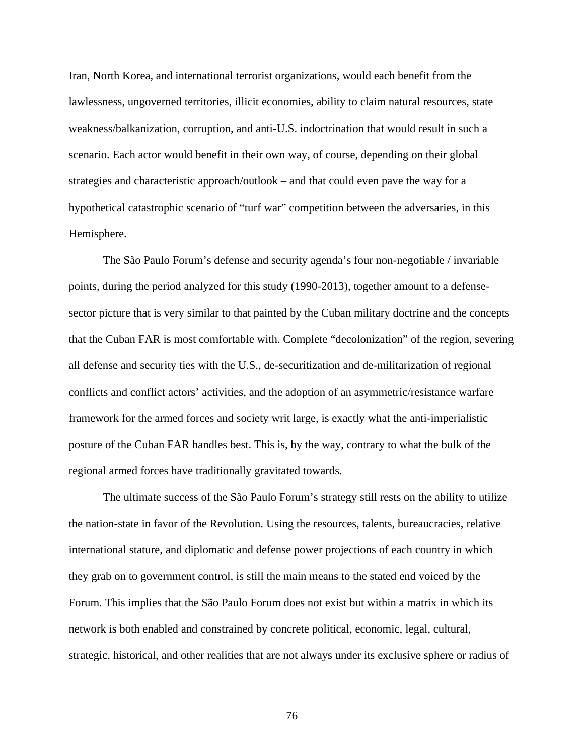Iran, North Korea, and international terrorist organizations, would each benefit from the lawlessness, ungoverned territories, illicit economies, ability to claim natural resources, state weakness/balkanization, corruption, and anti-U.S. indoctrination that would result in such a scenario. Each actor would benefit in their own way, of course, depending on their global strategies and characteristic approach/outlook – and that could even pave the way for a hypothetical catastrophic scenario of "turf war" competition between the adversaries, in this Hemisphere.

The São Paulo Forum's defense and security agenda's four non-negotiable / invariable points, during the period analyzed for this study (1990-2013), together amount to a defense-sector picture that is very similar to that painted by the Cuban military doctrine and the concepts that the Cuban FAR is most comfortable with. Complete "decolonization" of the region, severing all defense and security ties with the U.S., de-securitization and de-militarization of regional conflicts and conflict actors' activities, and the adoption of an asymmetric/resistance warfare framework for the armed forces and society writ large, is exactly what the anti-imperialistic posture of the Cuban FAR handles best. This is, by the way, contrary to what the bulk of the regional armed forces have traditionally gravitated towards.

The ultimate success of the São Paulo Forum's strategy still rests on the ability to utilize the nation-state in favor of the Revolution. Using the resources, talents, bureaucracies, relative international stature, and diplomatic and defense power projections of each country in which they grab on to government control, is still the main means to the stated end voiced by the Forum. This implies that the São Paulo Forum does not exist but within a matrix in which its network is both enabled and constrained by concrete political, economic, legal, cultural, strategic, historical, and other realities that are not always under its exclusive sphere or radius of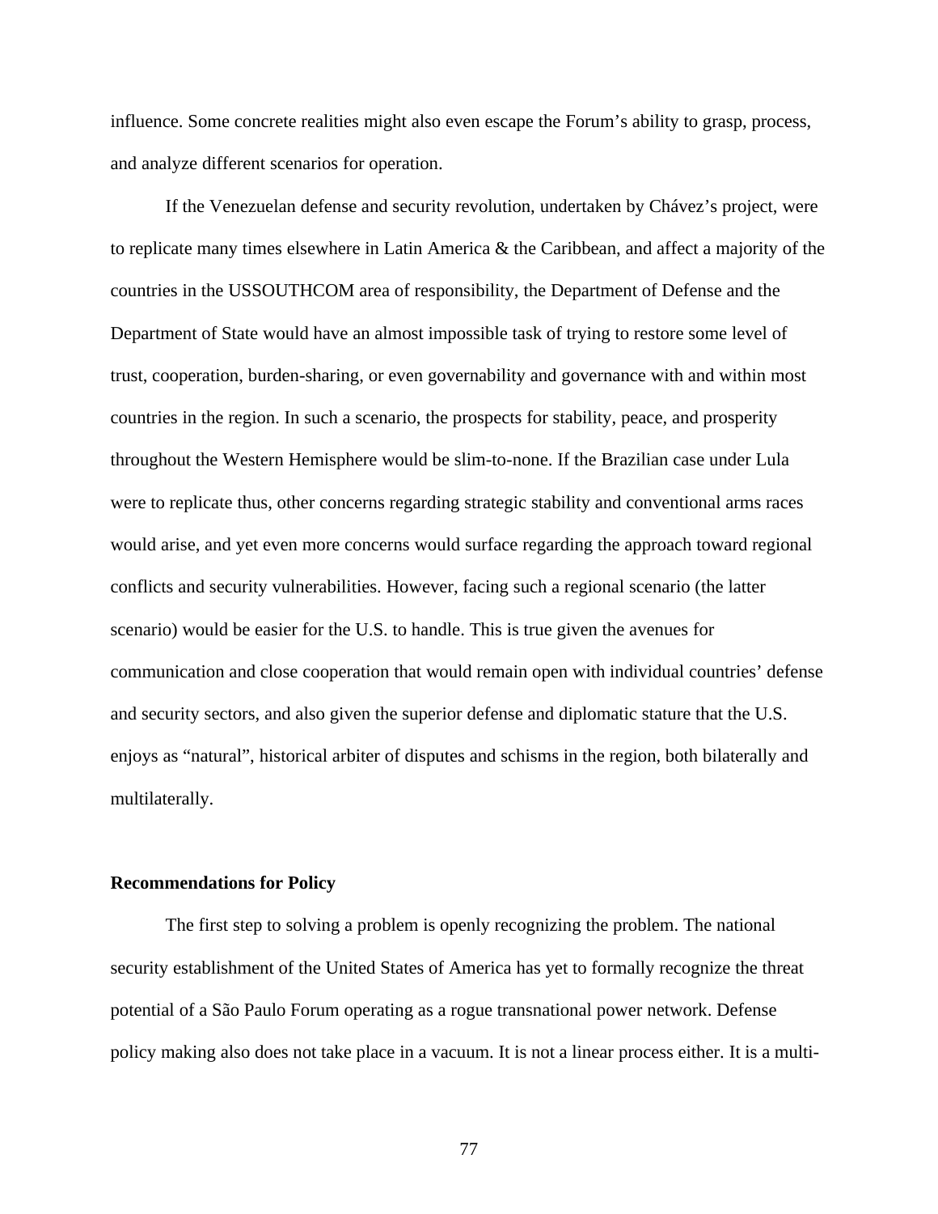influence. Some concrete realities might also even escape the Forum's ability to grasp, process, and analyze different scenarios for operation.

If the Venezuelan defense and security revolution, undertaken by Chávez's project, were to replicate many times elsewhere in Latin America & the Caribbean, and affect a majority of the countries in the USSOUTHCOM area of responsibility, the Department of Defense and the Department of State would have an almost impossible task of trying to restore some level of trust, cooperation, burden-sharing, or even governability and governance with and within most countries in the region. In such a scenario, the prospects for stability, peace, and prosperity throughout the Western Hemisphere would be slim-to-none. If the Brazilian case under Lula were to replicate thus, other concerns regarding strategic stability and conventional arms races would arise, and yet even more concerns would surface regarding the approach toward regional conflicts and security vulnerabilities. However, facing such a regional scenario (the latter scenario) would be easier for the U.S. to handle. This is true given the avenues for communication and close cooperation that would remain open with individual countries' defense and security sectors, and also given the superior defense and diplomatic stature that the U.S. enjoys as "natural", historical arbiter of disputes and schisms in the region, both bilaterally and multilaterally.

**Recommendations for Policy**

The first step to solving a problem is openly recognizing the problem. The national security establishment of the United States of America has yet to formally recognize the threat potential of a São Paulo Forum operating as a rogue transnational power network. Defense policy making also does not take place in a vacuum. It is not a linear process either. It is a multi-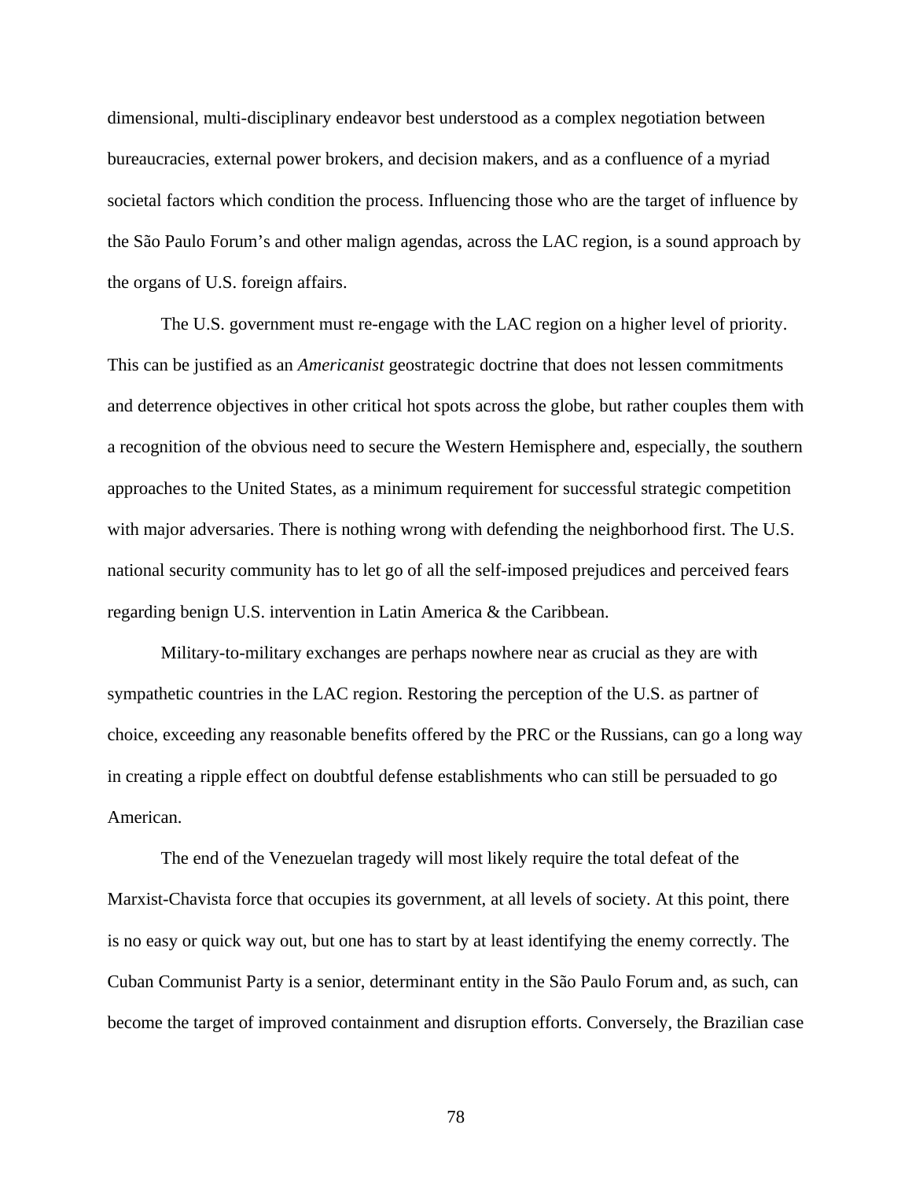dimensional, multi-disciplinary endeavor best understood as a complex negotiation between bureaucracies, external power brokers, and decision makers, and as a confluence of a myriad societal factors which condition the process. Influencing those who are the target of influence by the São Paulo Forum's and other malign agendas, across the LAC region, is a sound approach by the organs of U.S. foreign affairs.

The U.S. government must re-engage with the LAC region on a higher level of priority. This can be justified as an *Americanist* geostrategic doctrine that does not lessen commitments and deterrence objectives in other critical hot spots across the globe, but rather couples them with a recognition of the obvious need to secure the Western Hemisphere and, especially, the southern approaches to the United States, as a minimum requirement for successful strategic competition with major adversaries. There is nothing wrong with defending the neighborhood first. The U.S. national security community has to let go of all the self-imposed prejudices and perceived fears regarding benign U.S. intervention in Latin America & the Caribbean.

Military-to-military exchanges are perhaps nowhere near as crucial as they are with sympathetic countries in the LAC region. Restoring the perception of the U.S. as partner of choice, exceeding any reasonable benefits offered by the PRC or the Russians, can go a long way in creating a ripple effect on doubtful defense establishments who can still be persuaded to go American.

The end of the Venezuelan tragedy will most likely require the total defeat of the Marxist-Chavista force that occupies its government, at all levels of society. At this point, there is no easy or quick way out, but one has to start by at least identifying the enemy correctly. The Cuban Communist Party is a senior, determinant entity in the São Paulo Forum and, as such, can become the target of improved containment and disruption efforts. Conversely, the Brazilian case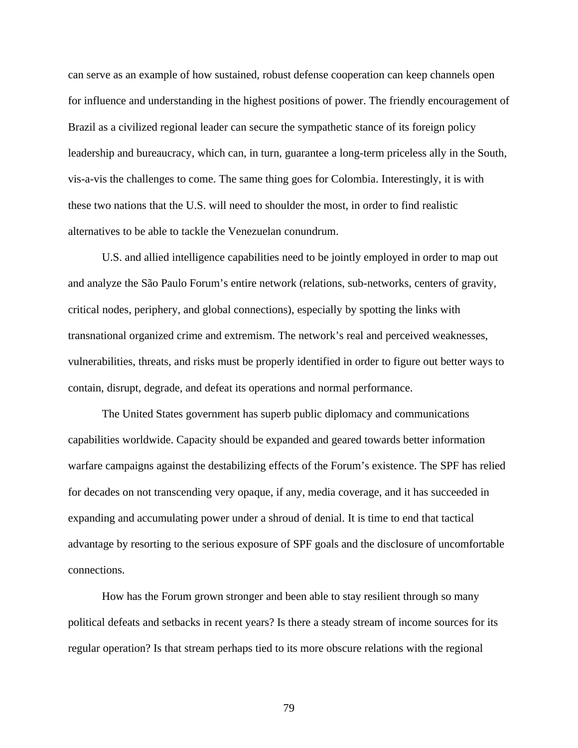can serve as an example of how sustained, robust defense cooperation can keep channels open for influence and understanding in the highest positions of power. The friendly encouragement of Brazil as a civilized regional leader can secure the sympathetic stance of its foreign policy leadership and bureaucracy, which can, in turn, guarantee a long-term priceless ally in the South, vis-a-vis the challenges to come. The same thing goes for Colombia. Interestingly, it is with these two nations that the U.S. will need to shoulder the most, in order to find realistic alternatives to be able to tackle the Venezuelan conundrum.

U.S. and allied intelligence capabilities need to be jointly employed in order to map out and analyze the São Paulo Forum's entire network (relations, sub-networks, centers of gravity, critical nodes, periphery, and global connections), especially by spotting the links with transnational organized crime and extremism. The network's real and perceived weaknesses, vulnerabilities, threats, and risks must be properly identified in order to figure out better ways to contain, disrupt, degrade, and defeat its operations and normal performance.

The United States government has superb public diplomacy and communications capabilities worldwide. Capacity should be expanded and geared towards better information warfare campaigns against the destabilizing effects of the Forum's existence. The SPF has relied for decades on not transcending very opaque, if any, media coverage, and it has succeeded in expanding and accumulating power under a shroud of denial. It is time to end that tactical advantage by resorting to the serious exposure of SPF goals and the disclosure of uncomfortable connections.

How has the Forum grown stronger and been able to stay resilient through so many political defeats and setbacks in recent years? Is there a steady stream of income sources for its regular operation? Is that stream perhaps tied to its more obscure relations with the regional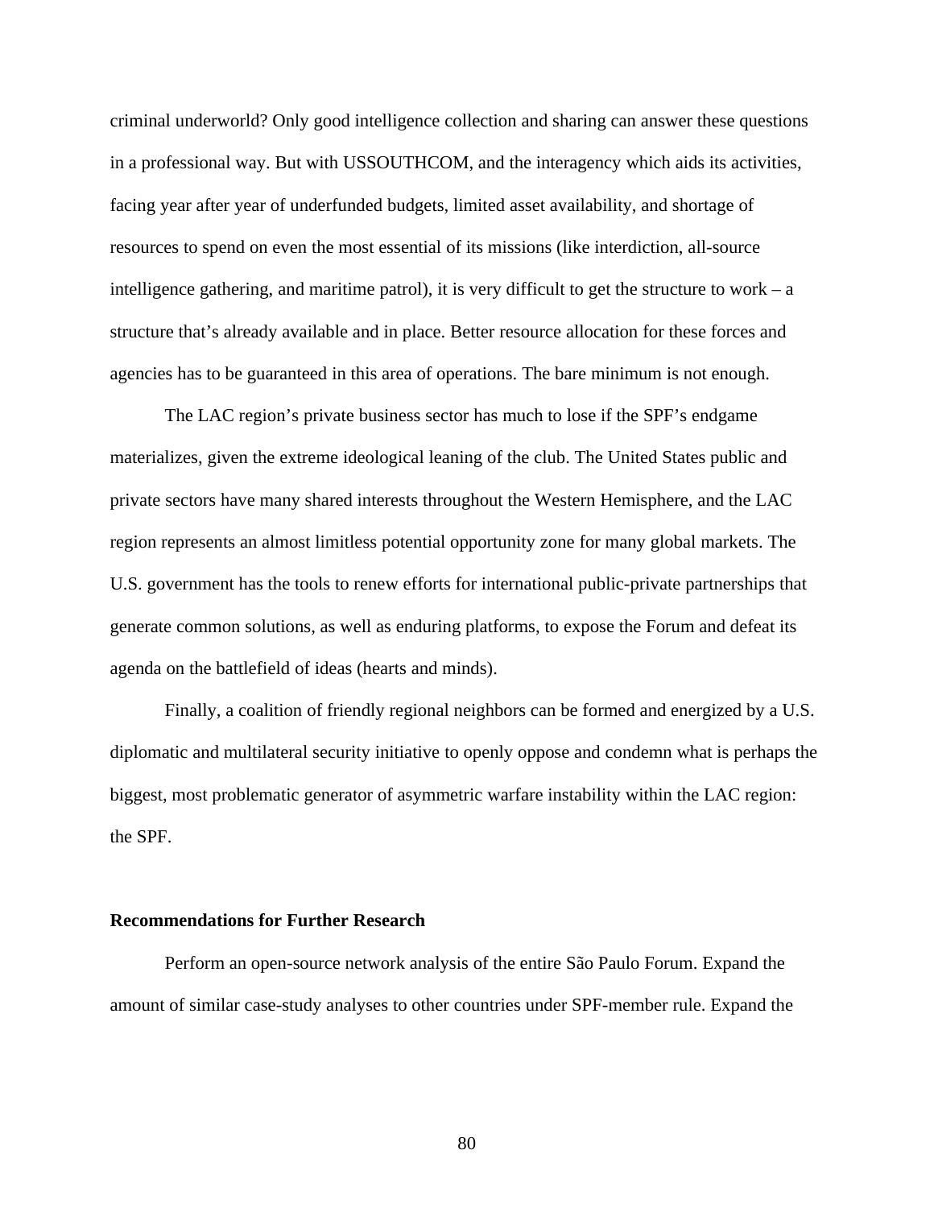criminal underworld? Only good intelligence collection and sharing can answer these questions in a professional way. But with USSOUTHCOM, and the interagency which aids its activities, facing year after year of underfunded budgets, limited asset availability, and shortage of resources to spend on even the most essential of its missions (like interdiction, all-source intelligence gathering, and maritime patrol), it is very difficult to get the structure to work – a structure that's already available and in place. Better resource allocation for these forces and agencies has to be guaranteed in this area of operations. The bare minimum is not enough.

The LAC region's private business sector has much to lose if the SPF's endgame materializes, given the extreme ideological leaning of the club. The United States public and private sectors have many shared interests throughout the Western Hemisphere, and the LAC region represents an almost limitless potential opportunity zone for many global markets. The U.S. government has the tools to renew efforts for international public-private partnerships that generate common solutions, as well as enduring platforms, to expose the Forum and defeat its agenda on the battlefield of ideas (hearts and minds).

Finally, a coalition of friendly regional neighbors can be formed and energized by a U.S. diplomatic and multilateral security initiative to openly oppose and condemn what is perhaps the biggest, most problematic generator of asymmetric warfare instability within the LAC region: the SPF.

**Recommendations for Further Research**

Perform an open-source network analysis of the entire São Paulo Forum. Expand the amount of similar case-study analyses to other countries under SPF-member rule. Expand the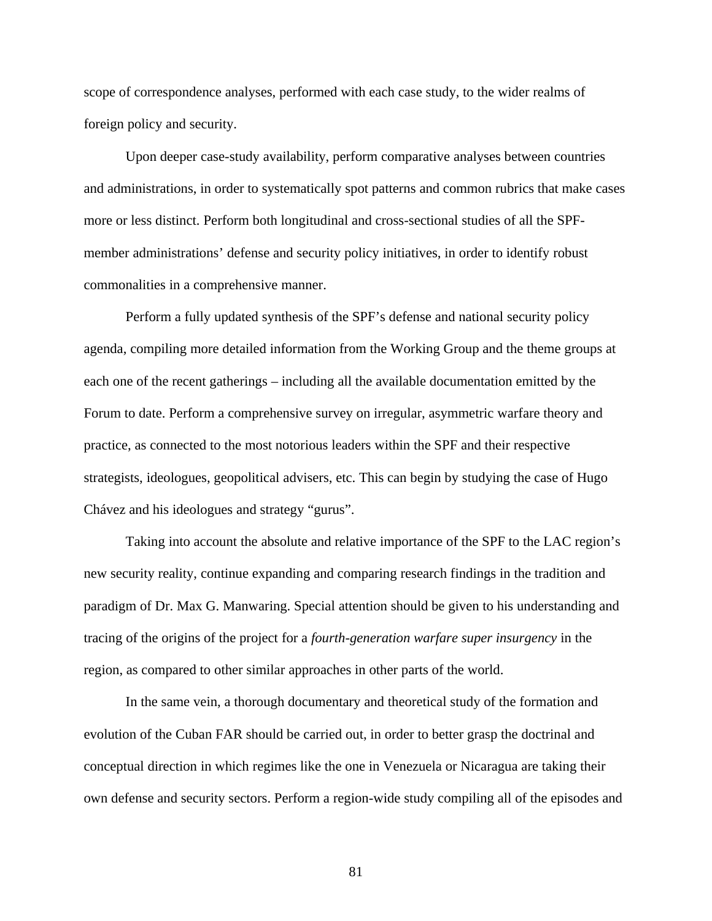scope of correspondence analyses, performed with each case study, to the wider realms of foreign policy and security.

Upon deeper case-study availability, perform comparative analyses between countries and administrations, in order to systematically spot patterns and common rubrics that make cases more or less distinct. Perform both longitudinal and cross-sectional studies of all the SPF-member administrations' defense and security policy initiatives, in order to identify robust commonalities in a comprehensive manner.

Perform a fully updated synthesis of the SPF's defense and national security policy agenda, compiling more detailed information from the Working Group and the theme groups at each one of the recent gatherings – including all the available documentation emitted by the Forum to date. Perform a comprehensive survey on irregular, asymmetric warfare theory and practice, as connected to the most notorious leaders within the SPF and their respective strategists, ideologues, geopolitical advisers, etc. This can begin by studying the case of Hugo Chávez and his ideologues and strategy "gurus".

Taking into account the absolute and relative importance of the SPF to the LAC region's new security reality, continue expanding and comparing research findings in the tradition and paradigm of Dr. Max G. Manwaring. Special attention should be given to his understanding and tracing of the origins of the project for a *fourth-generation warfare super insurgency* in the region, as compared to other similar approaches in other parts of the world.

In the same vein, a thorough documentary and theoretical study of the formation and evolution of the Cuban FAR should be carried out, in order to better grasp the doctrinal and conceptual direction in which regimes like the one in Venezuela or Nicaragua are taking their own defense and security sectors. Perform a region-wide study compiling all of the episodes and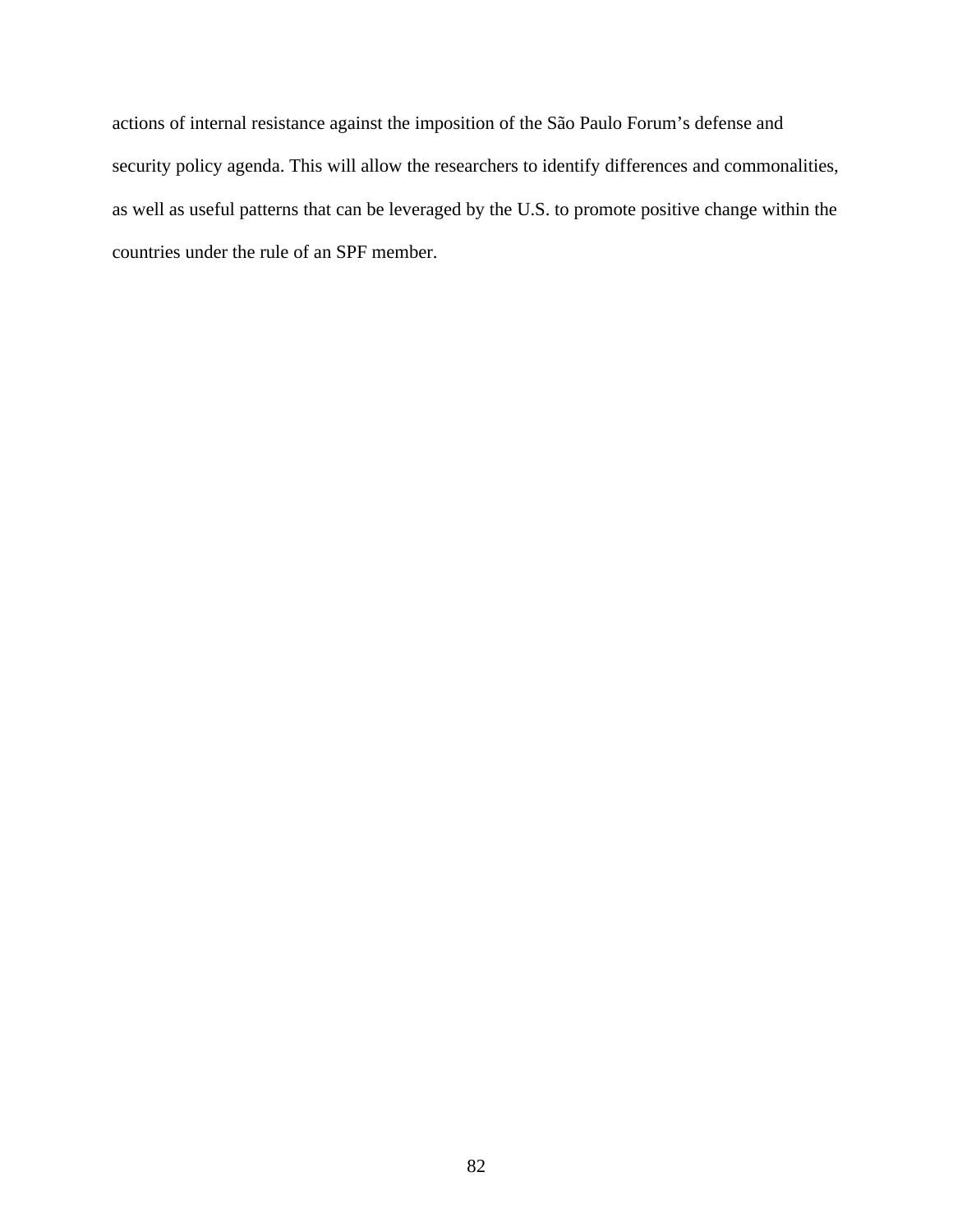actions of internal resistance against the imposition of the São Paulo Forum’s defense and security policy agenda. This will allow the researchers to identify differences and commonalities, as well as useful patterns that can be leveraged by the U.S. to promote positive change within the countries under the rule of an SPF member.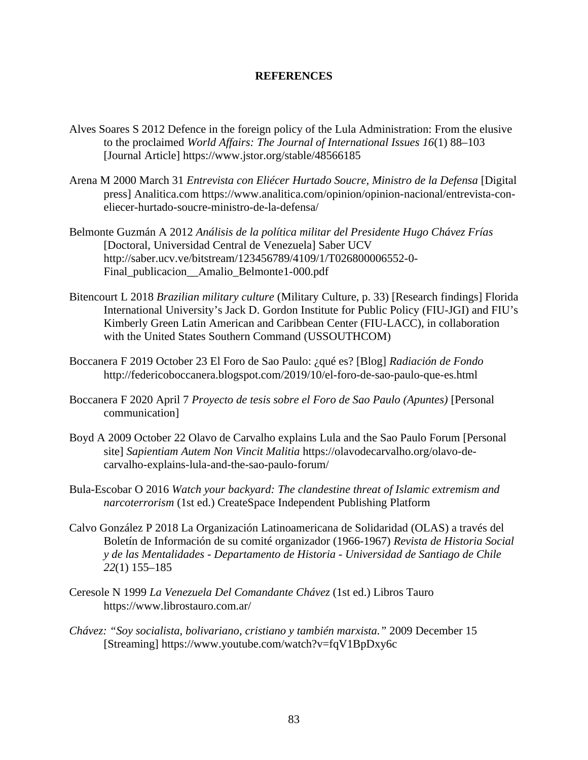# REFERENCES

Alves Soares S 2012 Defence in the foreign policy of the Lula Administration: From the elusive to the proclaimed *World Affairs: The Journal of International Issues 16*(1) 88–103 [Journal Article] https://www.jstor.org/stable/48566185

Arena M 2000 March 31 *Entrevista con Eliécer Hurtado Soucre, Ministro de la Defensa* [Digital press] Analitica.com https://www.analitica.com/opinion/opinion-nacional/entrevista-con-eliecer-hurtado-soucre-ministro-de-la-defensa/

Belmonte Guzmán A 2012 *Análisis de la política militar del Presidente Hugo Chávez Frías* [Doctoral, Universidad Central de Venezuela] Saber UCV http://saber.ucv.ve/bitstream/123456789/4109/1/T026800006552-0-Final_publicacion__Amalio_Belmonte1-000.pdf

Bitencourt L 2018 *Brazilian military culture* (Military Culture, p. 33) [Research findings] Florida International University's Jack D. Gordon Institute for Public Policy (FIU-JGI) and FIU's Kimberly Green Latin American and Caribbean Center (FIU-LACC), in collaboration with the United States Southern Command (USSOUTHCOM)

Boccanera F 2019 October 23 El Foro de Sao Paulo: ¿qué es? [Blog] *Radiación de Fondo* http://federicoboccanera.blogspot.com/2019/10/el-foro-de-sao-paulo-que-es.html

Boccanera F 2020 April 7 *Proyecto de tesis sobre el Foro de Sao Paulo (Apuntes)* [Personal communication]

Boyd A 2009 October 22 Olavo de Carvalho explains Lula and the Sao Paulo Forum [Personal site] *Sapientiam Autem Non Vincit Malitia* https://olavodecarvalho.org/olavo-de-carvalho-explains-lula-and-the-sao-paulo-forum/

Bula-Escobar O 2016 *Watch your backyard: The clandestine threat of Islamic extremism and narcoterrorism* (1st ed.) CreateSpace Independent Publishing Platform

Calvo González P 2018 La Organización Latinoamericana de Solidaridad (OLAS) a través del Boletín de Información de su comité organizador (1966-1967) *Revista de Historia Social y de las Mentalidades - Departamento de Historia - Universidad de Santiago de Chile 22*(1) 155–185

Ceresole N 1999 *La Venezuela Del Comandante Chávez* (1st ed.) Libros Tauro https://www.librostauro.com.ar/

*Chávez: "Soy socialista, bolivariano, cristiano y también marxista."* 2009 December 15 [Streaming] https://www.youtube.com/watch?v=fqV1BpDxy6c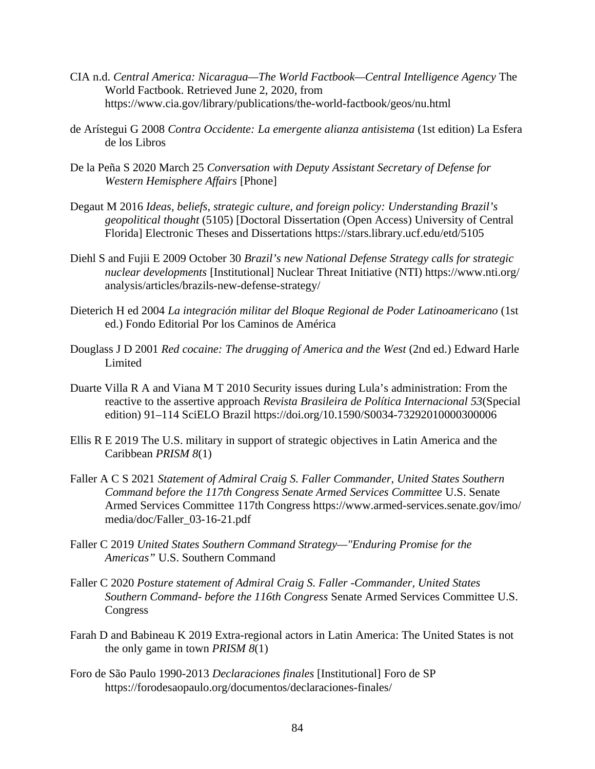CIA n.d. *Central America: Nicaragua—The World Factbook—Central Intelligence Agency* The World Factbook. Retrieved June 2, 2020, from https://www.cia.gov/library/publications/the-world-factbook/geos/nu.html

de Arístegui G 2008 *Contra Occidente: La emergente alianza antisistema* (1st edition) La Esfera de los Libros

De la Peña S 2020 March 25 *Conversation with Deputy Assistant Secretary of Defense for Western Hemisphere Affairs* [Phone]

Degaut M 2016 *Ideas, beliefs, strategic culture, and foreign policy: Understanding Brazil's geopolitical thought* (5105) [Doctoral Dissertation (Open Access) University of Central Florida] Electronic Theses and Dissertations https://stars.library.ucf.edu/etd/5105

Diehl S and Fujii E 2009 October 30 *Brazil's new National Defense Strategy calls for strategic nuclear developments* [Institutional] Nuclear Threat Initiative (NTI) https://www.nti.org/analysis/articles/brazils-new-defense-strategy/

Dieterich H ed 2004 *La integración militar del Bloque Regional de Poder Latinoamericano* (1st ed.) Fondo Editorial Por los Caminos de América

Douglass J D 2001 *Red cocaine: The drugging of America and the West* (2nd ed.) Edward Harle Limited

Duarte Villa R A and Viana M T 2010 Security issues during Lula's administration: From the reactive to the assertive approach *Revista Brasileira de Política Internacional 53*(Special edition) 91–114 SciELO Brazil https://doi.org/10.1590/S0034-73292010000300006

Ellis R E 2019 The U.S. military in support of strategic objectives in Latin America and the Caribbean *PRISM 8*(1)

Faller A C S 2021 *Statement of Admiral Craig S. Faller Commander, United States Southern Command before the 117th Congress Senate Armed Services Committee* U.S. Senate Armed Services Committee 117th Congress https://www.armed-services.senate.gov/imo/media/doc/Faller_03-16-21.pdf

Faller C 2019 *United States Southern Command Strategy—"Enduring Promise for the Americas"* U.S. Southern Command

Faller C 2020 *Posture statement of Admiral Craig S. Faller -Commander, United States Southern Command- before the 116th Congress* Senate Armed Services Committee U.S. Congress

Farah D and Babineau K 2019 Extra-regional actors in Latin America: The United States is not the only game in town *PRISM 8*(1)

Foro de São Paulo 1990-2013 *Declaraciones finales* [Institutional] Foro de SP https://forodesaopaulo.org/documentos/declaraciones-finales/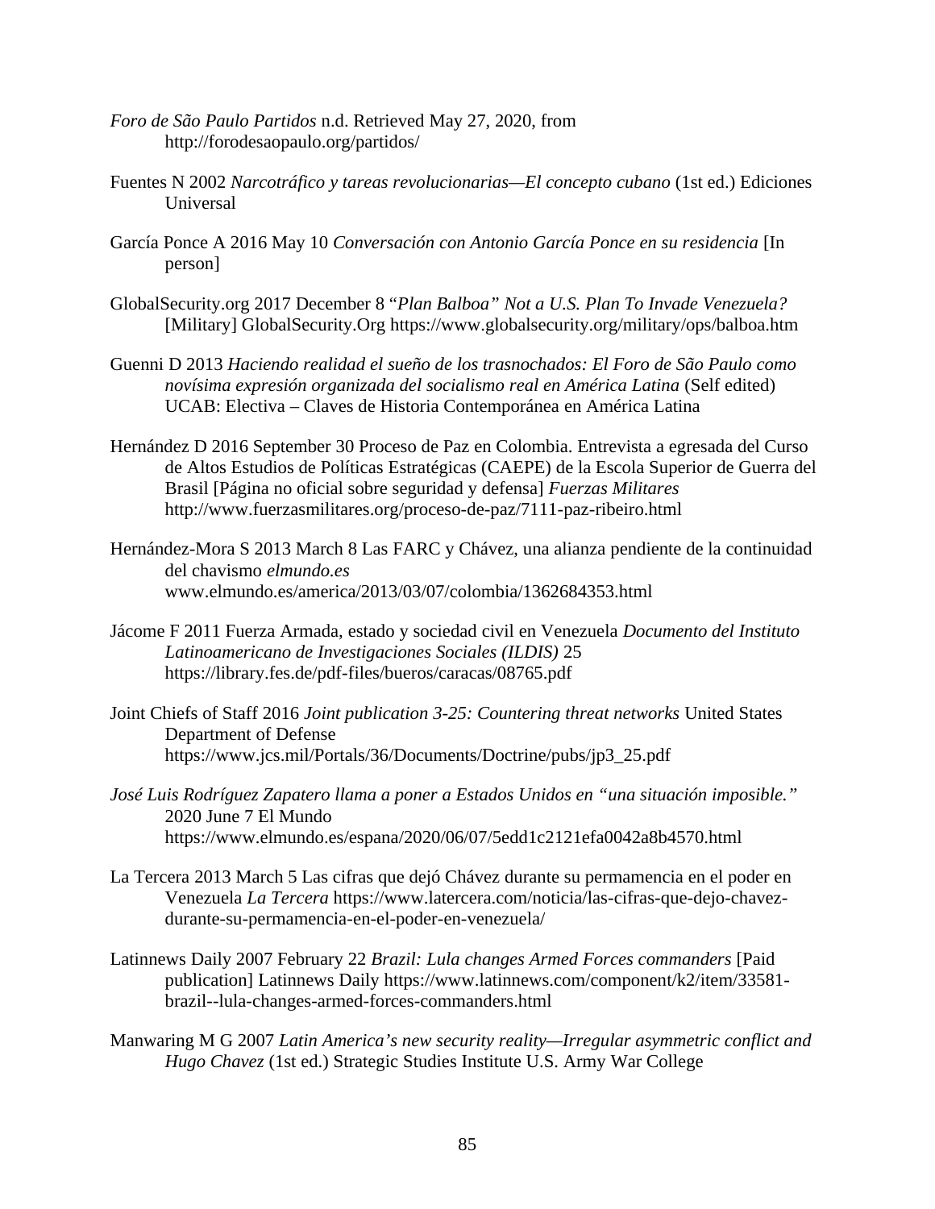*Foro de São Paulo Partidos* n.d. Retrieved May 27, 2020, from http://forodesaopaulo.org/partidos/

Fuentes N 2002 *Narcotráfico y tareas revolucionarias—El concepto cubano* (1st ed.) Ediciones Universal

García Ponce A 2016 May 10 *Conversación con Antonio García Ponce en su residencia* [In person]

GlobalSecurity.org 2017 December 8 "*Plan Balboa" Not a U.S. Plan To Invade Venezuela?* [Military] GlobalSecurity.Org https://www.globalsecurity.org/military/ops/balboa.htm

Guenni D 2013 *Haciendo realidad el sueño de los trasnochados: El Foro de São Paulo como novísima expresión organizada del socialismo real en América Latina* (Self edited) UCAB: Electiva – Claves de Historia Contemporánea en América Latina

Hernández D 2016 September 30 Proceso de Paz en Colombia. Entrevista a egresada del Curso de Altos Estudios de Políticas Estratégicas (CAEPE) de la Escola Superior de Guerra del Brasil [Página no oficial sobre seguridad y defensa] *Fuerzas Militares* http://www.fuerzasmilitares.org/proceso-de-paz/7111-paz-ribeiro.html

Hernández-Mora S 2013 March 8 Las FARC y Chávez, una alianza pendiente de la continuidad del chavismo *elmundo.es* www.elmundo.es/america/2013/03/07/colombia/1362684353.html

Jácome F 2011 Fuerza Armada, estado y sociedad civil en Venezuela *Documento del Instituto Latinoamericano de Investigaciones Sociales (ILDIS)* 25 https://library.fes.de/pdf-files/bueros/caracas/08765.pdf

Joint Chiefs of Staff 2016 *Joint publication 3-25: Countering threat networks* United States Department of Defense https://www.jcs.mil/Portals/36/Documents/Doctrine/pubs/jp3_25.pdf

*José Luis Rodríguez Zapatero llama a poner a Estados Unidos en "una situación imposible."* 2020 June 7 El Mundo https://www.elmundo.es/espana/2020/06/07/5edd1c2121efa0042a8b4570.html

La Tercera 2013 March 5 Las cifras que dejó Chávez durante su permamencia en el poder en Venezuela *La Tercera* https://www.latercera.com/noticia/las-cifras-que-dejo-chavez-durante-su-permamencia-en-el-poder-en-venezuela/

Latinnews Daily 2007 February 22 *Brazil: Lula changes Armed Forces commanders* [Paid publication] Latinnews Daily https://www.latinnews.com/component/k2/item/33581-brazil--lula-changes-armed-forces-commanders.html

Manwaring M G 2007 *Latin America's new security reality—Irregular asymmetric conflict and Hugo Chavez* (1st ed.) Strategic Studies Institute U.S. Army War College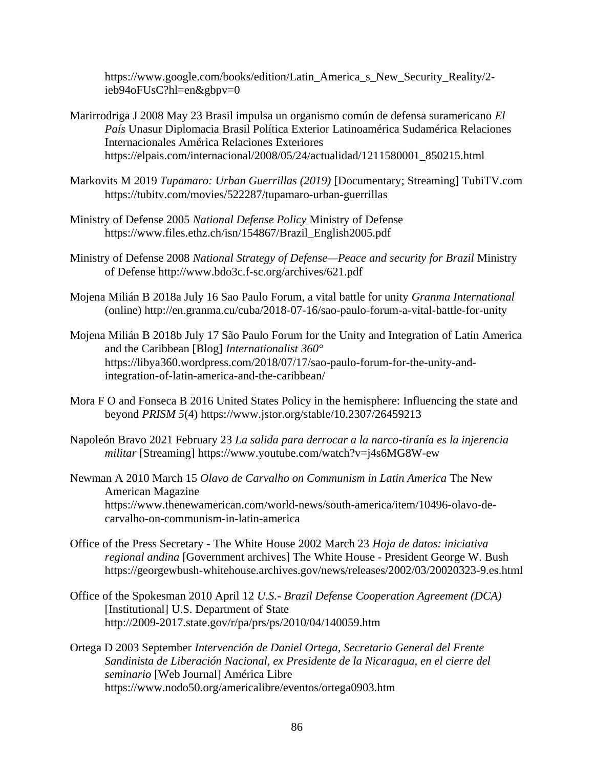https://www.google.com/books/edition/Latin_America_s_New_Security_Reality/2-ieb94oFUsC?hl=en&gbpv=0

Marirrodriga J 2008 May 23 Brasil impulsa un organismo común de defensa suramericano *El País* Unasur Diplomacia Brasil Política Exterior Latinoamérica Sudamérica Relaciones Internacionales América Relaciones Exteriores https://elpais.com/internacional/2008/05/24/actualidad/1211580001_850215.html

Markovits M 2019 *Tupamaro: Urban Guerrillas (2019)* [Documentary; Streaming] TubiTV.com https://tubitv.com/movies/522287/tupamaro-urban-guerrillas

Ministry of Defense 2005 *National Defense Policy* Ministry of Defense https://www.files.ethz.ch/isn/154867/Brazil_English2005.pdf

Ministry of Defense 2008 *National Strategy of Defense—Peace and security for Brazil* Ministry of Defense http://www.bdo3c.f-sc.org/archives/621.pdf

Mojena Milián B 2018a July 16 Sao Paulo Forum, a vital battle for unity *Granma International* (online) http://en.granma.cu/cuba/2018-07-16/sao-paulo-forum-a-vital-battle-for-unity

Mojena Milián B 2018b July 17 São Paulo Forum for the Unity and Integration of Latin America and the Caribbean [Blog] *Internationalist 360°* https://libya360.wordpress.com/2018/07/17/sao-paulo-forum-for-the-unity-and-integration-of-latin-america-and-the-caribbean/

Mora F O and Fonseca B 2016 United States Policy in the hemisphere: Influencing the state and beyond *PRISM 5*(4) https://www.jstor.org/stable/10.2307/26459213

Napoleón Bravo 2021 February 23 *La salida para derrocar a la narco-tiranía es la injerencia militar* [Streaming] https://www.youtube.com/watch?v=j4s6MG8W-ew

Newman A 2010 March 15 *Olavo de Carvalho on Communism in Latin America* The New American Magazine https://www.thenewamerican.com/world-news/south-america/item/10496-olavo-de-carvalho-on-communism-in-latin-america

Office of the Press Secretary - The White House 2002 March 23 *Hoja de datos: iniciativa regional andina* [Government archives] The White House - President George W. Bush https://georgewbush-whitehouse.archives.gov/news/releases/2002/03/20020323-9.es.html

Office of the Spokesman 2010 April 12 *U.S.- Brazil Defense Cooperation Agreement (DCA)* [Institutional] U.S. Department of State http://2009-2017.state.gov/r/pa/prs/ps/2010/04/140059.htm

Ortega D 2003 September *Intervención de Daniel Ortega, Secretario General del Frente Sandinista de Liberación Nacional, ex Presidente de la Nicaragua, en el cierre del seminario* [Web Journal] América Libre https://www.nodo50.org/americalibre/eventos/ortega0903.htm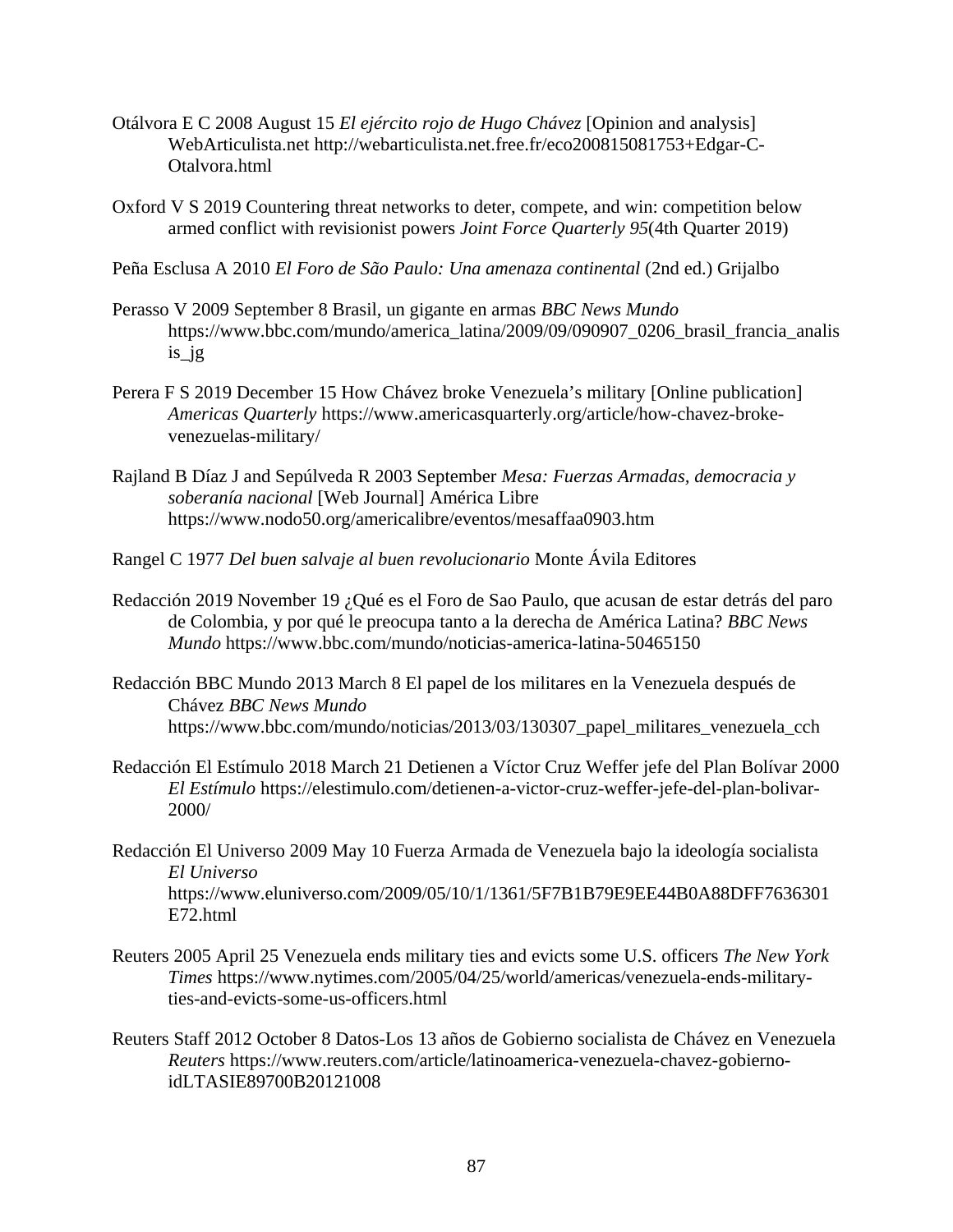Otálvora E C 2008 August 15 *El ejército rojo de Hugo Chávez* [Opinion and analysis] WebArticulista.net http://webarticulista.net.free.fr/eco200815081753+Edgar-C-Otalvora.html

Oxford V S 2019 Countering threat networks to deter, compete, and win: competition below armed conflict with revisionist powers *Joint Force Quarterly 95*(4th Quarter 2019)

Peña Esclusa A 2010 *El Foro de São Paulo: Una amenaza continental* (2nd ed.) Grijalbo

Perasso V 2009 September 8 Brasil, un gigante en armas *BBC News Mundo* https://www.bbc.com/mundo/america_latina/2009/09/090907_0206_brasil_francia_analisis_jg

Perera F S 2019 December 15 How Chávez broke Venezuela's military [Online publication] *Americas Quarterly* https://www.americasquarterly.org/article/how-chavez-broke-venezuelas-military/

Rajland B Díaz J and Sepúlveda R 2003 September *Mesa: Fuerzas Armadas, democracia y soberanía nacional* [Web Journal] América Libre https://www.nodo50.org/americalibre/eventos/mesaffaa0903.htm

Rangel C 1977 *Del buen salvaje al buen revolucionario* Monte Ávila Editores

Redacción 2019 November 19 ¿Qué es el Foro de Sao Paulo, que acusan de estar detrás del paro de Colombia, y por qué le preocupa tanto a la derecha de América Latina? *BBC News Mundo* https://www.bbc.com/mundo/noticias-america-latina-50465150

Redacción BBC Mundo 2013 March 8 El papel de los militares en la Venezuela después de Chávez *BBC News Mundo* https://www.bbc.com/mundo/noticias/2013/03/130307_papel_militares_venezuela_cch

Redacción El Estímulo 2018 March 21 Detienen a Víctor Cruz Weffer jefe del Plan Bolívar 2000 *El Estímulo* https://elestimulo.com/detienen-a-victor-cruz-weffer-jefe-del-plan-bolivar-2000/

Redacción El Universo 2009 May 10 Fuerza Armada de Venezuela bajo la ideología socialista *El Universo* https://www.eluniverso.com/2009/05/10/1/1361/5F7B1B79E9EE44B0A88DFF7636301E72.html

Reuters 2005 April 25 Venezuela ends military ties and evicts some U.S. officers *The New York Times* https://www.nytimes.com/2005/04/25/world/americas/venezuela-ends-military-ties-and-evicts-some-us-officers.html

Reuters Staff 2012 October 8 Datos-Los 13 años de Gobierno socialista de Chávez en Venezuela *Reuters* https://www.reuters.com/article/latinoamerica-venezuela-chavez-gobierno-idLTASIE89700B20121008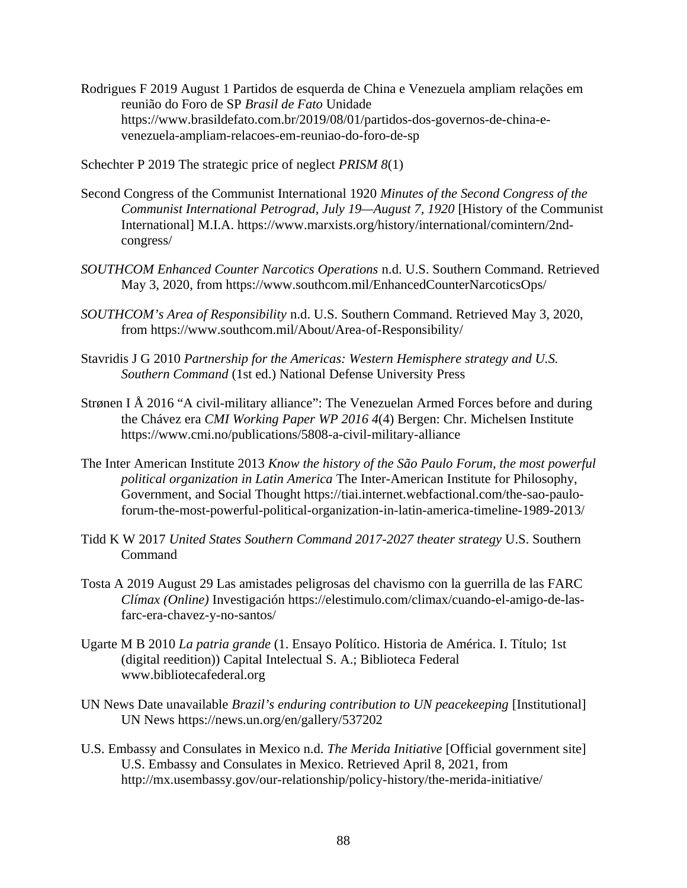Rodrigues F 2019 August 1 Partidos de esquerda de China e Venezuela ampliam relações em reunião do Foro de SP *Brasil de Fato* Unidade https://www.brasildefato.com.br/2019/08/01/partidos-dos-governos-de-china-e-venezuela-ampliam-relacoes-em-reuniao-do-foro-de-sp

Schechter P 2019 The strategic price of neglect *PRISM 8*(1)

Second Congress of the Communist International 1920 *Minutes of the Second Congress of the Communist International Petrograd, July 19—August 7, 1920* [History of the Communist International] M.I.A. https://www.marxists.org/history/international/comintern/2nd-congress/

*SOUTHCOM Enhanced Counter Narcotics Operations* n.d. U.S. Southern Command. Retrieved May 3, 2020, from https://www.southcom.mil/EnhancedCounterNarcoticsOps/

*SOUTHCOM's Area of Responsibility* n.d. U.S. Southern Command. Retrieved May 3, 2020, from https://www.southcom.mil/About/Area-of-Responsibility/

Stavridis J G 2010 *Partnership for the Americas: Western Hemisphere strategy and U.S. Southern Command* (1st ed.) National Defense University Press

Strønen I Å 2016 "A civil-military alliance": The Venezuelan Armed Forces before and during the Chávez era *CMI Working Paper WP 2016 4*(4) Bergen: Chr. Michelsen Institute https://www.cmi.no/publications/5808-a-civil-military-alliance

The Inter American Institute 2013 *Know the history of the São Paulo Forum, the most powerful political organization in Latin America* The Inter-American Institute for Philosophy, Government, and Social Thought https://tiai.internet.webfactional.com/the-sao-paulo-forum-the-most-powerful-political-organization-in-latin-america-timeline-1989-2013/

Tidd K W 2017 *United States Southern Command 2017-2027 theater strategy* U.S. Southern Command

Tosta A 2019 August 29 Las amistades peligrosas del chavismo con la guerrilla de las FARC *Clímax (Online)* Investigación https://elestimulo.com/climax/cuando-el-amigo-de-las-farc-era-chavez-y-no-santos/

Ugarte M B 2010 *La patria grande* (1. Ensayo Político. Historia de América. I. Título; 1st (digital reedition)) Capital Intelectual S. A.; Biblioteca Federal www.bibliotecafederal.org

UN News Date unavailable *Brazil's enduring contribution to UN peacekeeping* [Institutional] UN News https://news.un.org/en/gallery/537202

U.S. Embassy and Consulates in Mexico n.d. *The Merida Initiative* [Official government site] U.S. Embassy and Consulates in Mexico. Retrieved April 8, 2021, from http://mx.usembassy.gov/our-relationship/policy-history/the-merida-initiative/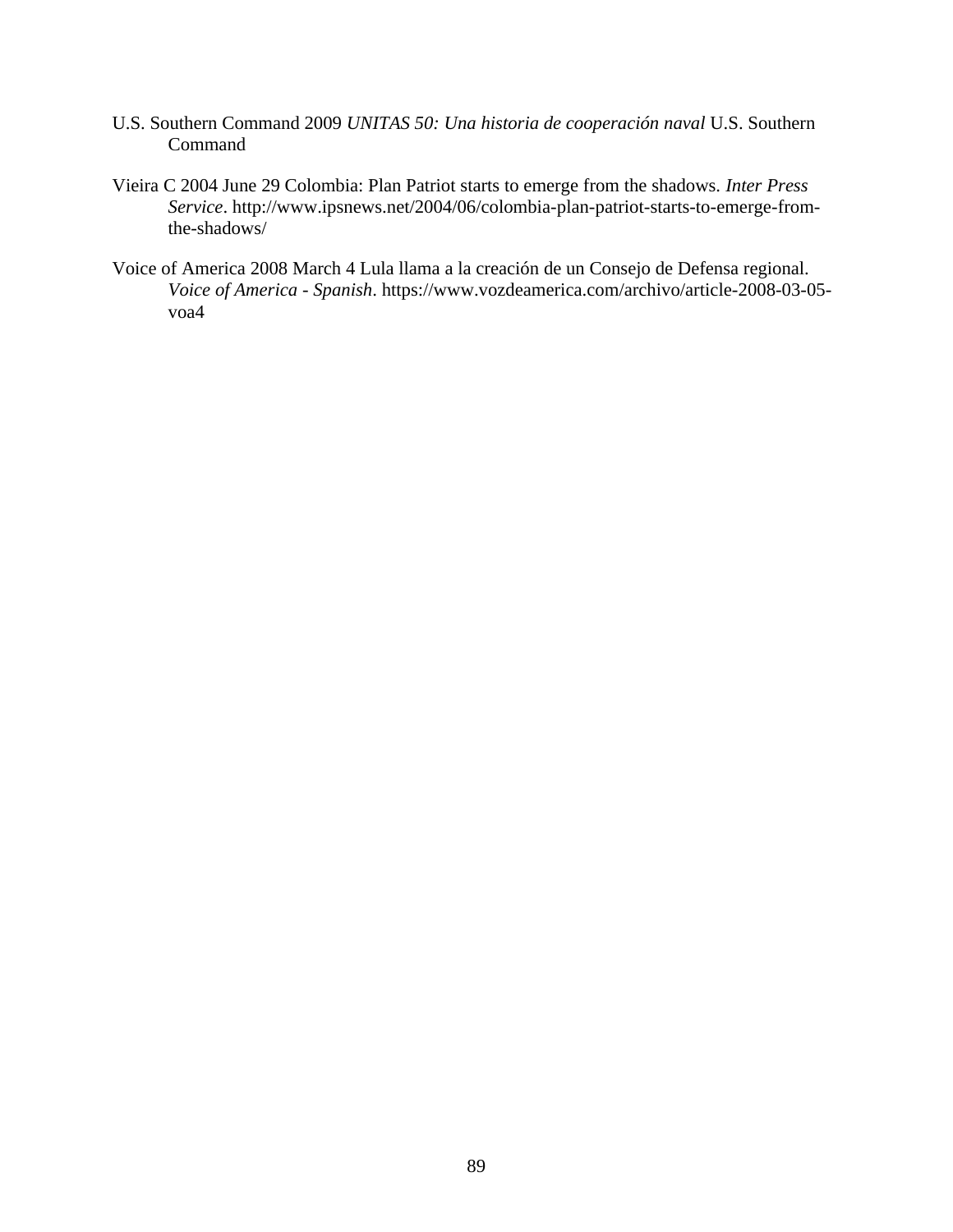U.S. Southern Command 2009 *UNITAS 50: Una historia de cooperación naval* U.S. Southern Command

Vieira C 2004 June 29 Colombia: Plan Patriot starts to emerge from the shadows. *Inter Press Service*. http://www.ipsnews.net/2004/06/colombia-plan-patriot-starts-to-emerge-from-the-shadows/

Voice of America 2008 March 4 Lula llama a la creación de un Consejo de Defensa regional. *Voice of America - Spanish*. https://www.vozdeamerica.com/archivo/article-2008-03-05-voa4